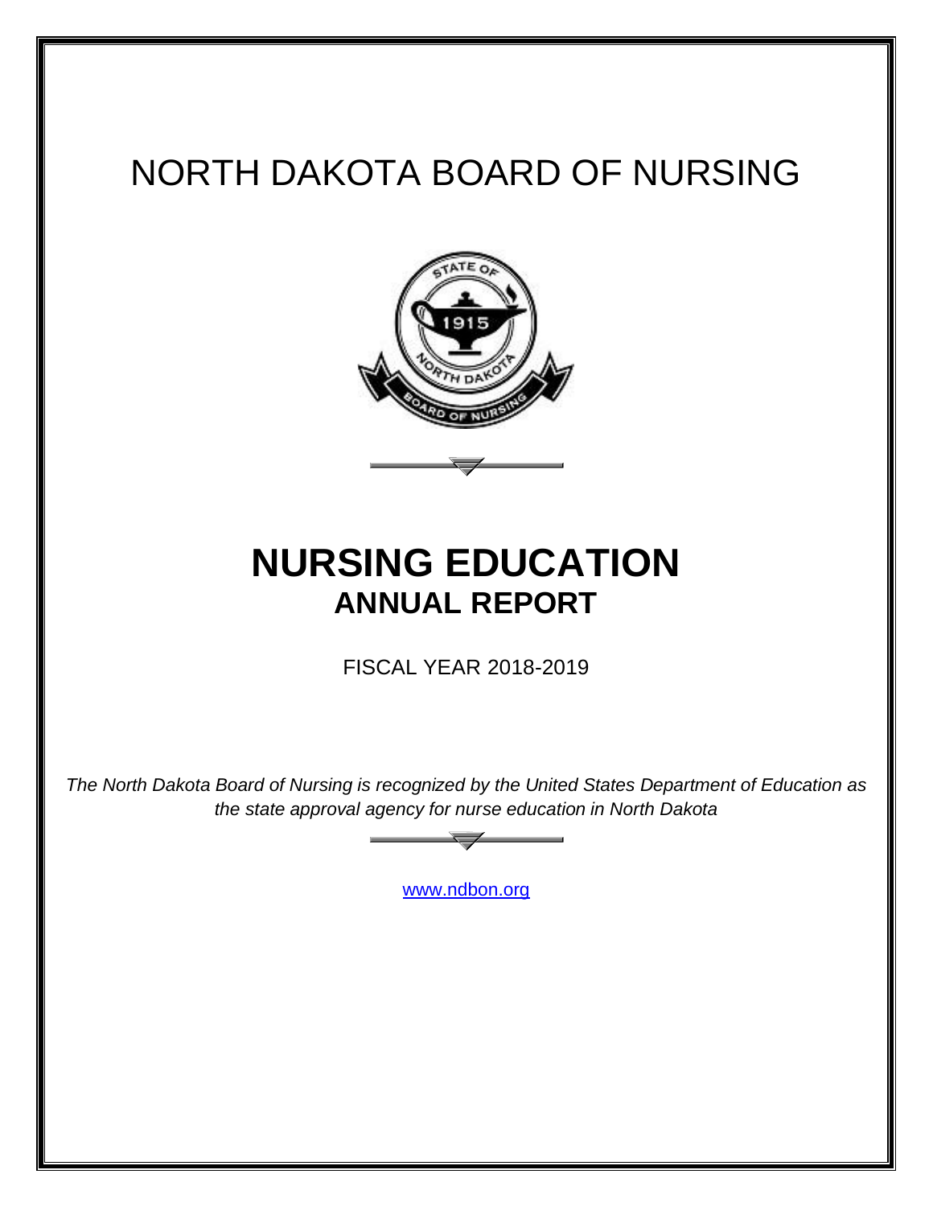# NORTH DAKOTA BOARD OF NURSING

# NURSING EDUCATION
## ANNUAL REPORT

FISCAL YEAR 2018-2019

*The North Dakota Board of Nursing is recognized by the United States Department of Education as the state approval agency for nurse education in North Dakota*

www.ndbon.org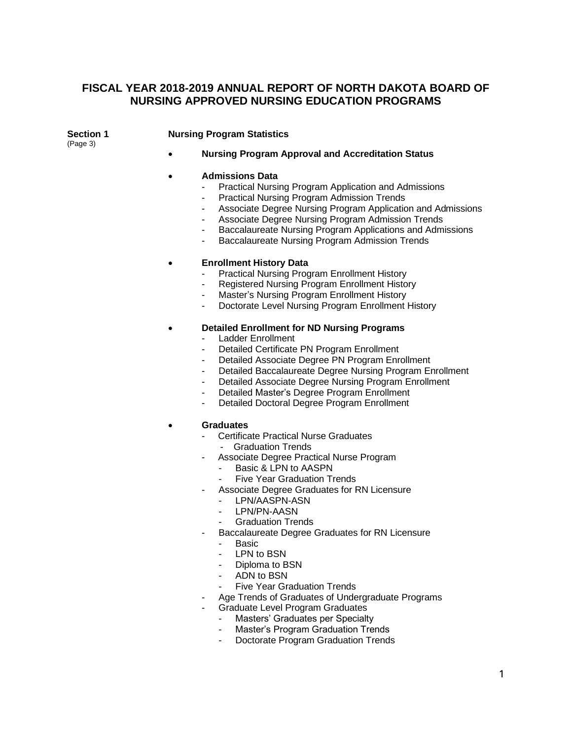# FISCAL YEAR 2018-2019 ANNUAL REPORT OF NORTH DAKOTA BOARD OF NURSING APPROVED NURSING EDUCATION PROGRAMS

**Section 1** (Page 3) **Nursing Program Statistics**

- **Nursing Program Approval and Accreditation Status**

- **Admissions Data**
  - Practical Nursing Program Application and Admissions
  - Practical Nursing Program Admission Trends
  - Associate Degree Nursing Program Application and Admissions
  - Associate Degree Nursing Program Admission Trends
  - Baccalaureate Nursing Program Applications and Admissions
  - Baccalaureate Nursing Program Admission Trends

- **Enrollment History Data**
  - Practical Nursing Program Enrollment History
  - Registered Nursing Program Enrollment History
  - Master's Nursing Program Enrollment History
  - Doctorate Level Nursing Program Enrollment History

- **Detailed Enrollment for ND Nursing Programs**
  - Ladder Enrollment
  - Detailed Certificate PN Program Enrollment
  - Detailed Associate Degree PN Program Enrollment
  - Detailed Baccalaureate Degree Nursing Program Enrollment
  - Detailed Associate Degree Nursing Program Enrollment
  - Detailed Master's Degree Program Enrollment
  - Detailed Doctoral Degree Program Enrollment

- **Graduates**
  - Certificate Practical Nurse Graduates
    - Graduation Trends
  - Associate Degree Practical Nurse Program
    - Basic & LPN to AASPN
    - Five Year Graduation Trends
  - Associate Degree Graduates for RN Licensure
    - LPN/AASPN-ASN
    - LPN/PN-AASN
    - Graduation Trends
  - Baccalaureate Degree Graduates for RN Licensure
    - Basic
    - LPN to BSN
    - Diploma to BSN
    - ADN to BSN
    - Five Year Graduation Trends
  - Age Trends of Graduates of Undergraduate Programs
  - Graduate Level Program Graduates
    - Masters' Graduates per Specialty
    - Master's Program Graduation Trends
    - Doctorate Program Graduation Trends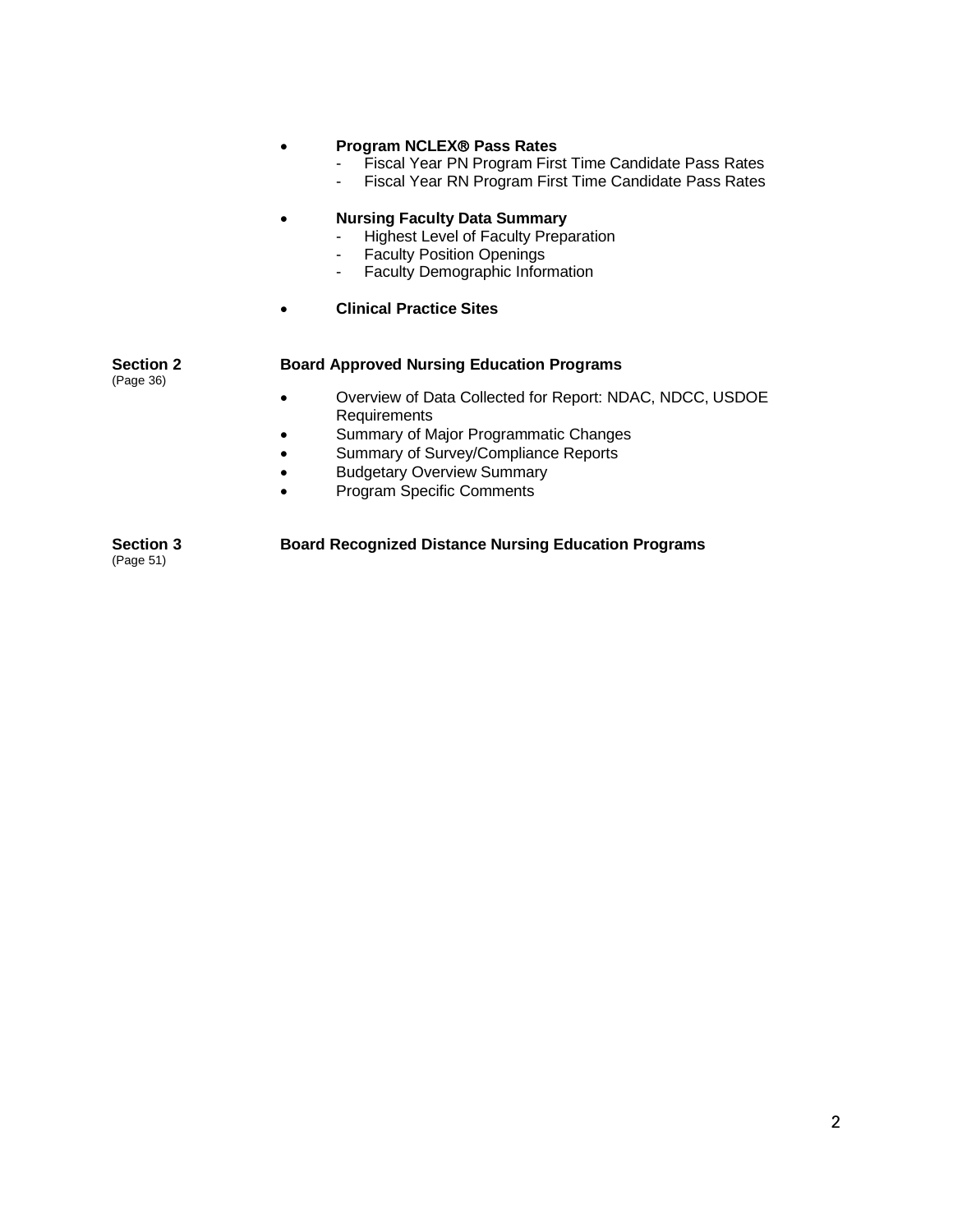- **Program NCLEX® Pass Rates**
  - Fiscal Year PN Program First Time Candidate Pass Rates
  - Fiscal Year RN Program First Time Candidate Pass Rates

- **Nursing Faculty Data Summary**
  - Highest Level of Faculty Preparation
  - Faculty Position Openings
  - Faculty Demographic Information

- **Clinical Practice Sites**

**Section 2** (Page 36) **Board Approved Nursing Education Programs**

- Overview of Data Collected for Report: NDAC, NDCC, USDOE Requirements
- Summary of Major Programmatic Changes
- Summary of Survey/Compliance Reports
- Budgetary Overview Summary
- Program Specific Comments

**Section 3** (Page 51) **Board Recognized Distance Nursing Education Programs**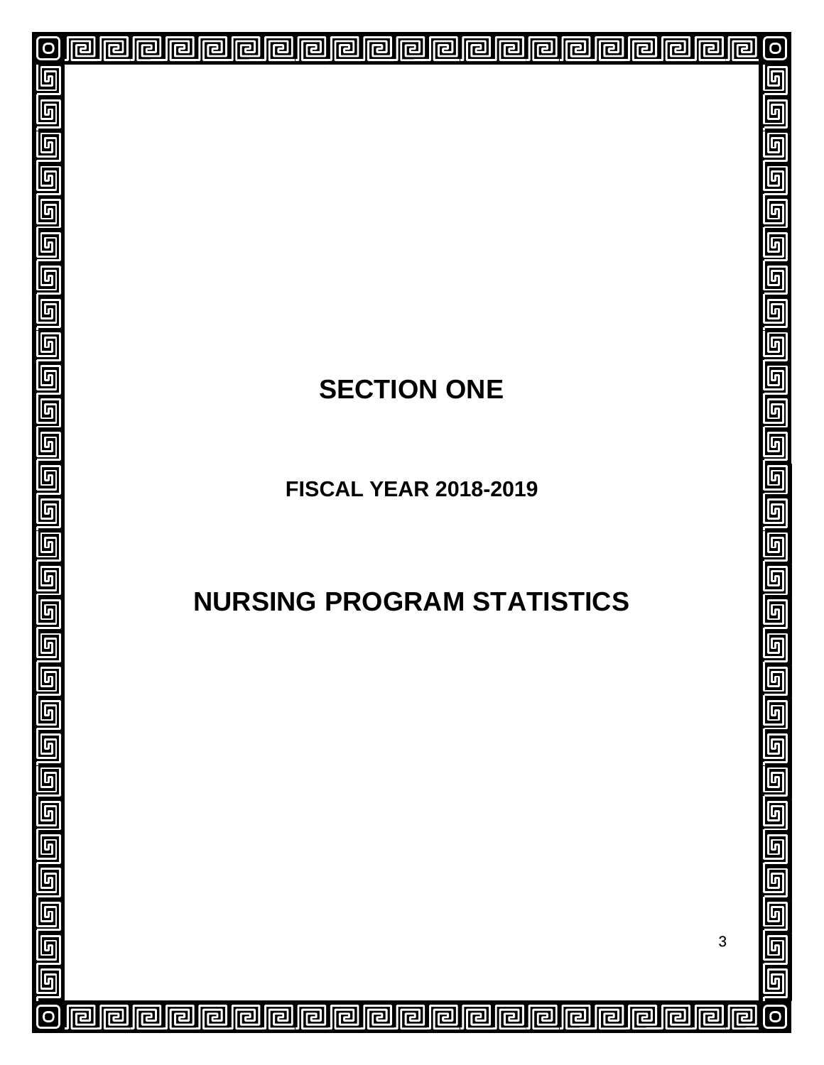# SECTION ONE

## FISCAL YEAR 2018-2019

# NURSING PROGRAM STATISTICS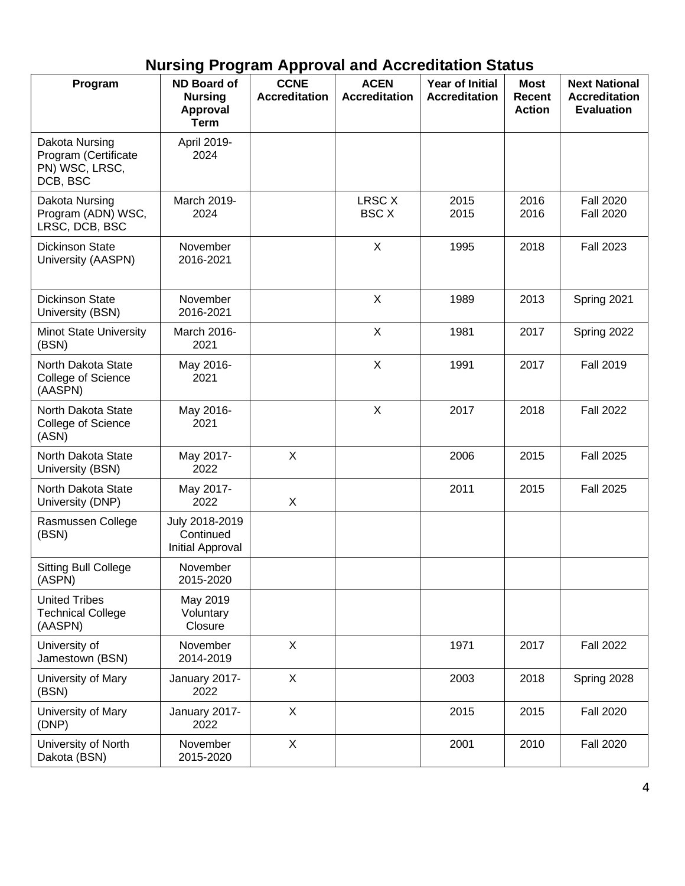# Nursing Program Approval and Accreditation Status

| Program | ND Board of Nursing Approval Term | CCNE Accreditation | ACEN Accreditation | Year of Initial Accreditation | Most Recent Action | Next National Accreditation Evaluation |
|---|---|---|---|---|---|---|
| Dakota Nursing Program (Certificate PN) WSC, LRSC, DCB, BSC | April 2019-2024 | | | | | |
| Dakota Nursing Program (ADN) WSC, LRSC, DCB, BSC | March 2019-2024 | | LRSC X<br>BSC X | 2015<br>2015 | 2016<br>2016 | Fall 2020<br>Fall 2020 |
| Dickinson State University (AASPN) | November 2016-2021 | | X | 1995 | 2018 | Fall 2023 |
| Dickinson State University (BSN) | November 2016-2021 | | X | 1989 | 2013 | Spring 2021 |
| Minot State University (BSN) | March 2016-2021 | | X | 1981 | 2017 | Spring 2022 |
| North Dakota State College of Science (AASPN) | May 2016-2021 | | X | 1991 | 2017 | Fall 2019 |
| North Dakota State College of Science (ASN) | May 2016-2021 | | X | 2017 | 2018 | Fall 2022 |
| North Dakota State University (BSN) | May 2017-2022 | X | | 2006 | 2015 | Fall 2025 |
| North Dakota State University (DNP) | May 2017-2022 | X | | 2011 | 2015 | Fall 2025 |
| Rasmussen College (BSN) | July 2018-2019 Continued Initial Approval | | | | | |
| Sitting Bull College (ASPN) | November 2015-2020 | | | | | |
| United Tribes Technical College (AASPN) | May 2019 Voluntary Closure | | | | | |
| University of Jamestown (BSN) | November 2014-2019 | X | | 1971 | 2017 | Fall 2022 |
| University of Mary (BSN) | January 2017-2022 | X | | 2003 | 2018 | Spring 2028 |
| University of Mary (DNP) | January 2017-2022 | X | | 2015 | 2015 | Fall 2020 |
| University of North Dakota (BSN) | November 2015-2020 | X | | 2001 | 2010 | Fall 2020 |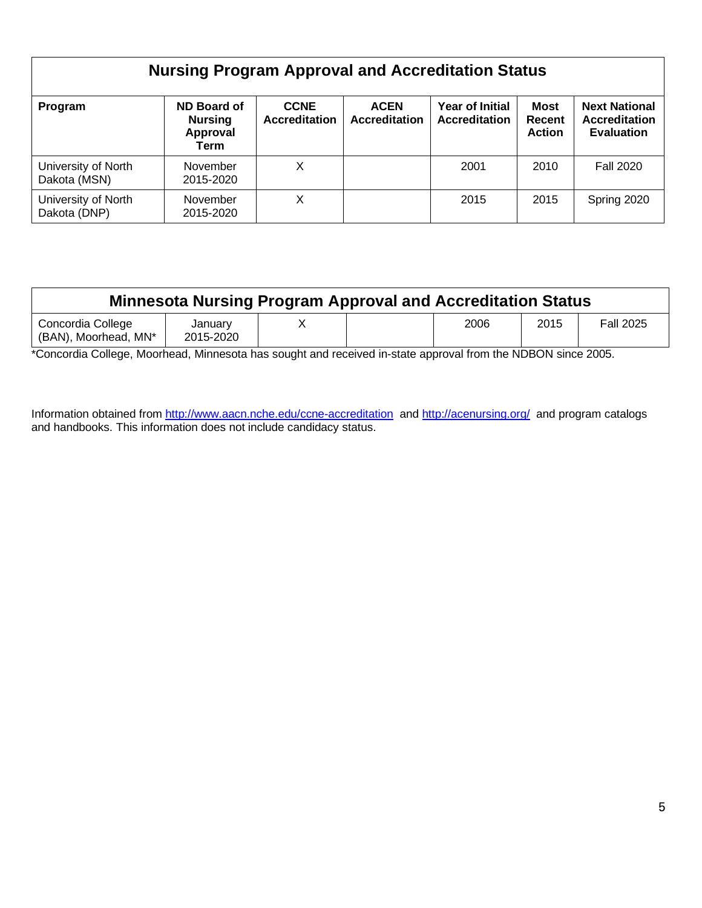## Nursing Program Approval and Accreditation Status

| Program | ND Board of Nursing Approval Term | CCNE Accreditation | ACEN Accreditation | Year of Initial Accreditation | Most Recent Action | Next National Accreditation Evaluation |
|---|---|---|---|---|---|---|
| University of North Dakota (MSN) | November 2015-2020 | X | | 2001 | 2010 | Fall 2020 |
| University of North Dakota (DNP) | November 2015-2020 | X | | 2015 | 2015 | Spring 2020 |

## Minnesota Nursing Program Approval and Accreditation Status

| Program | ND Board of Nursing Approval Term | CCNE Accreditation | ACEN Accreditation | Year of Initial Accreditation | Most Recent Action | Next National Accreditation Evaluation |
|---|---|---|---|---|---|---|
| Concordia College (BAN), Moorhead, MN* | January 2015-2020 | X | | 2006 | 2015 | Fall 2025 |

*Concordia College, Moorhead, Minnesota has sought and received in-state approval from the NDBON since 2005.

Information obtained from http://www.aacn.nche.edu/ccne-accreditation and http://acenursing.org/ and program catalogs and handbooks. This information does not include candidacy status.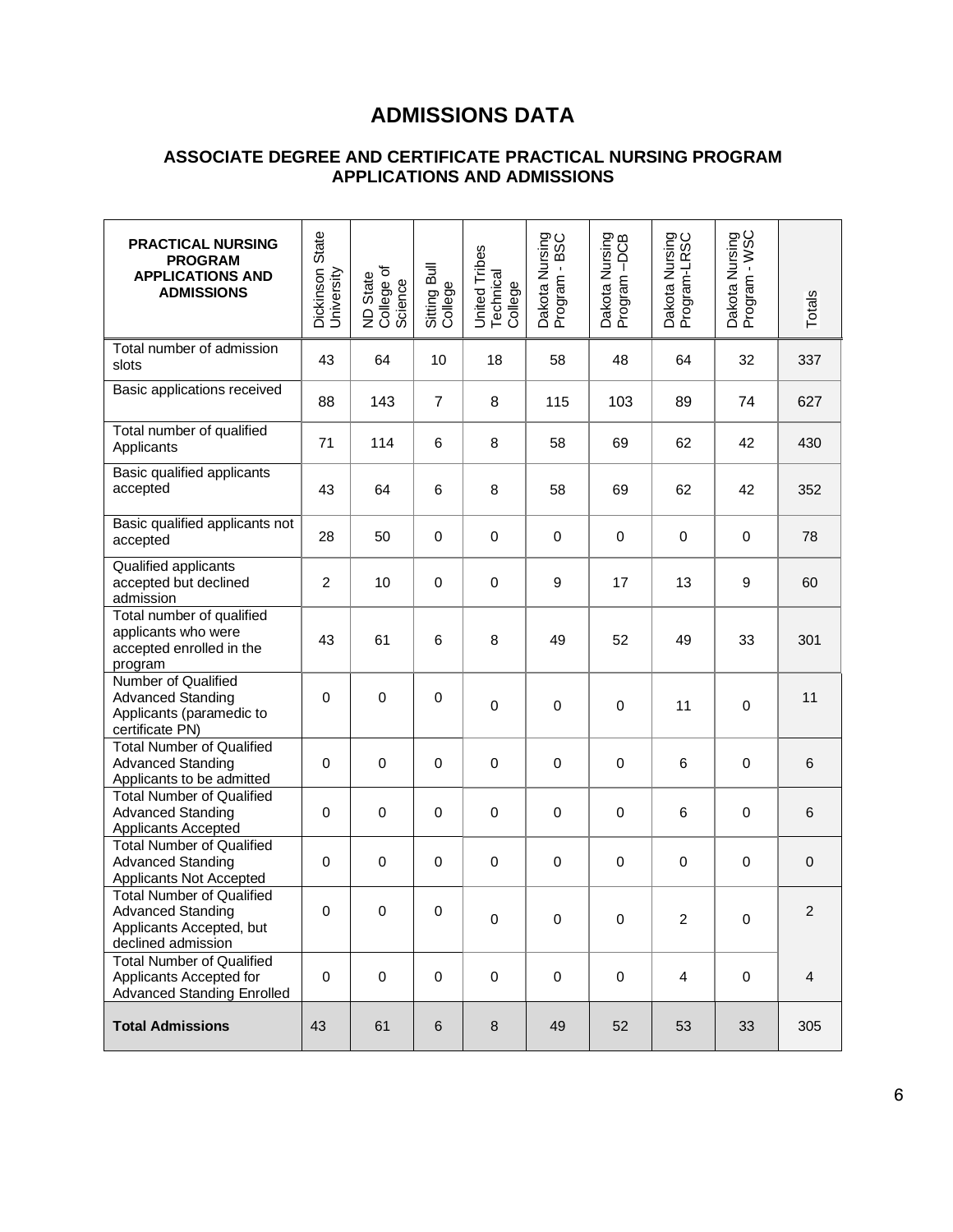# ADMISSIONS DATA

## ASSOCIATE DEGREE AND CERTIFICATE PRACTICAL NURSING PROGRAM APPLICATIONS AND ADMISSIONS

| PRACTICAL NURSING PROGRAM APPLICATIONS AND ADMISSIONS | Dickinson State University | ND State College of Science | Sitting Bull College | United Tribes Technical College | Dakota Nursing Program - BSC | Dakota Nursing Program –DCB | Dakota Nursing Program-LRSC | Dakota Nursing Program - WSC | Totals |
|---|---|---|---|---|---|---|---|---|---|
| Total number of admission slots | 43 | 64 | 10 | 18 | 58 | 48 | 64 | 32 | 337 |
| Basic applications received | 88 | 143 | 7 | 8 | 115 | 103 | 89 | 74 | 627 |
| Total number of qualified Applicants | 71 | 114 | 6 | 8 | 58 | 69 | 62 | 42 | 430 |
| Basic qualified applicants accepted | 43 | 64 | 6 | 8 | 58 | 69 | 62 | 42 | 352 |
| Basic qualified applicants not accepted | 28 | 50 | 0 | 0 | 0 | 0 | 0 | 0 | 78 |
| Qualified applicants accepted but declined admission | 2 | 10 | 0 | 0 | 9 | 17 | 13 | 9 | 60 |
| Total number of qualified applicants who were accepted enrolled in the program | 43 | 61 | 6 | 8 | 49 | 52 | 49 | 33 | 301 |
| Number of Qualified Advanced Standing Applicants (paramedic to certificate PN) | 0 | 0 | 0 | 0 | 0 | 0 | 11 | 0 | 11 |
| Total Number of Qualified Advanced Standing Applicants to be admitted | 0 | 0 | 0 | 0 | 0 | 0 | 6 | 0 | 6 |
| Total Number of Qualified Advanced Standing Applicants Accepted | 0 | 0 | 0 | 0 | 0 | 0 | 6 | 0 | 6 |
| Total Number of Qualified Advanced Standing Applicants Not Accepted | 0 | 0 | 0 | 0 | 0 | 0 | 0 | 0 | 0 |
| Total Number of Qualified Advanced Standing Applicants Accepted, but declined admission | 0 | 0 | 0 | 0 | 0 | 0 | 2 | 0 | 2 |
| Total Number of Qualified Applicants Accepted for Advanced Standing Enrolled | 0 | 0 | 0 | 0 | 0 | 0 | 4 | 0 | 4 |
| **Total Admissions** | 43 | 61 | 6 | 8 | 49 | 52 | 53 | 33 | 305 |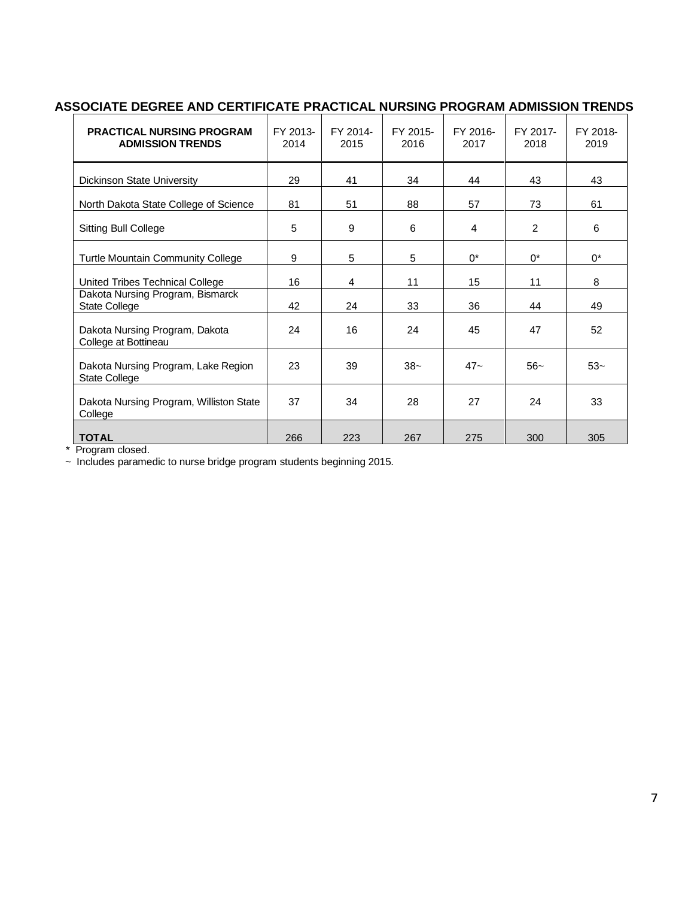## ASSOCIATE DEGREE AND CERTIFICATE PRACTICAL NURSING PROGRAM ADMISSION TRENDS

| PRACTICAL NURSING PROGRAM ADMISSION TRENDS | FY 2013-2014 | FY 2014-2015 | FY 2015-2016 | FY 2016-2017 | FY 2017-2018 | FY 2018-2019 |
|---|---|---|---|---|---|---|
| Dickinson State University | 29 | 41 | 34 | 44 | 43 | 43 |
| North Dakota State College of Science | 81 | 51 | 88 | 57 | 73 | 61 |
| Sitting Bull College | 5 | 9 | 6 | 4 | 2 | 6 |
| Turtle Mountain Community College | 9 | 5 | 5 | 0* | 0* | 0* |
| United Tribes Technical College | 16 | 4 | 11 | 15 | 11 | 8 |
| Dakota Nursing Program, Bismarck State College | 42 | 24 | 33 | 36 | 44 | 49 |
| Dakota Nursing Program, Dakota College at Bottineau | 24 | 16 | 24 | 45 | 47 | 52 |
| Dakota Nursing Program, Lake Region State College | 23 | 39 | 38~ | 47~ | 56~ | 53~ |
| Dakota Nursing Program, Williston State College | 37 | 34 | 28 | 27 | 24 | 33 |
| **TOTAL** | 266 | 223 | 267 | 275 | 300 | 305 |

\* Program closed.

~ Includes paramedic to nurse bridge program students beginning 2015.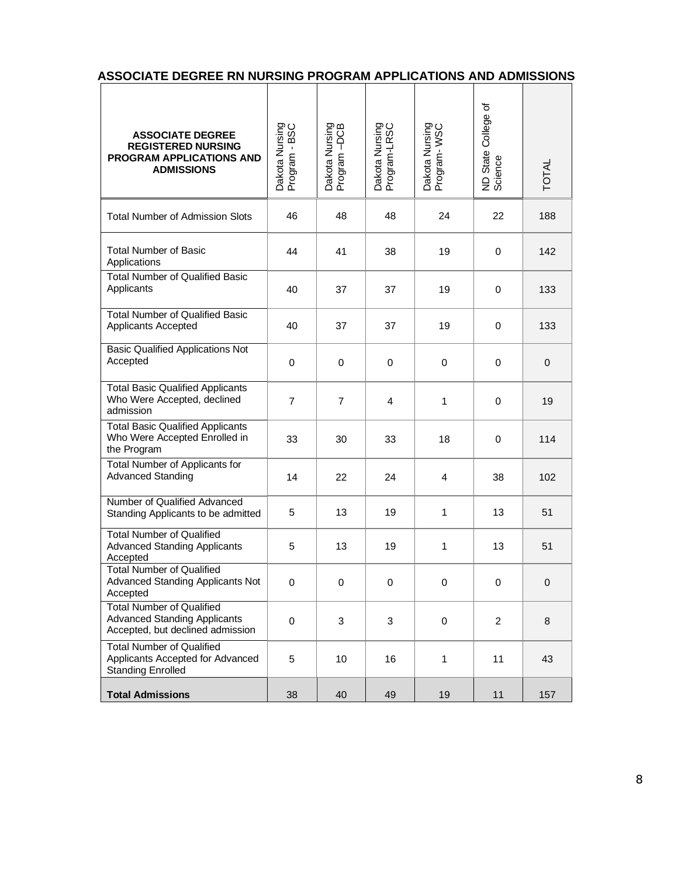## ASSOCIATE DEGREE RN NURSING PROGRAM APPLICATIONS AND ADMISSIONS

| ASSOCIATE DEGREE REGISTERED NURSING PROGRAM APPLICATIONS AND ADMISSIONS | Dakota Nursing Program - BSC | Dakota Nursing Program –DCB | Dakota Nursing Program-LRSC | Dakota Nursing Program- WSC | ND State College of Science | TOTAL |
|---|---|---|---|---|---|---|
| Total Number of Admission Slots | 46 | 48 | 48 | 24 | 22 | 188 |
| Total Number of Basic Applications | 44 | 41 | 38 | 19 | 0 | 142 |
| Total Number of Qualified Basic Applicants | 40 | 37 | 37 | 19 | 0 | 133 |
| Total Number of Qualified Basic Applicants Accepted | 40 | 37 | 37 | 19 | 0 | 133 |
| Basic Qualified Applications Not Accepted | 0 | 0 | 0 | 0 | 0 | 0 |
| Total Basic Qualified Applicants Who Were Accepted, declined admission | 7 | 7 | 4 | 1 | 0 | 19 |
| Total Basic Qualified Applicants Who Were Accepted Enrolled in the Program | 33 | 30 | 33 | 18 | 0 | 114 |
| Total Number of Applicants for Advanced Standing | 14 | 22 | 24 | 4 | 38 | 102 |
| Number of Qualified Advanced Standing Applicants to be admitted | 5 | 13 | 19 | 1 | 13 | 51 |
| Total Number of Qualified Advanced Standing Applicants Accepted | 5 | 13 | 19 | 1 | 13 | 51 |
| Total Number of Qualified Advanced Standing Applicants Not Accepted | 0 | 0 | 0 | 0 | 0 | 0 |
| Total Number of Qualified Advanced Standing Applicants Accepted, but declined admission | 0 | 3 | 3 | 0 | 2 | 8 |
| Total Number of Qualified Applicants Accepted for Advanced Standing Enrolled | 5 | 10 | 16 | 1 | 11 | 43 |
| **Total Admissions** | 38 | 40 | 49 | 19 | 11 | 157 |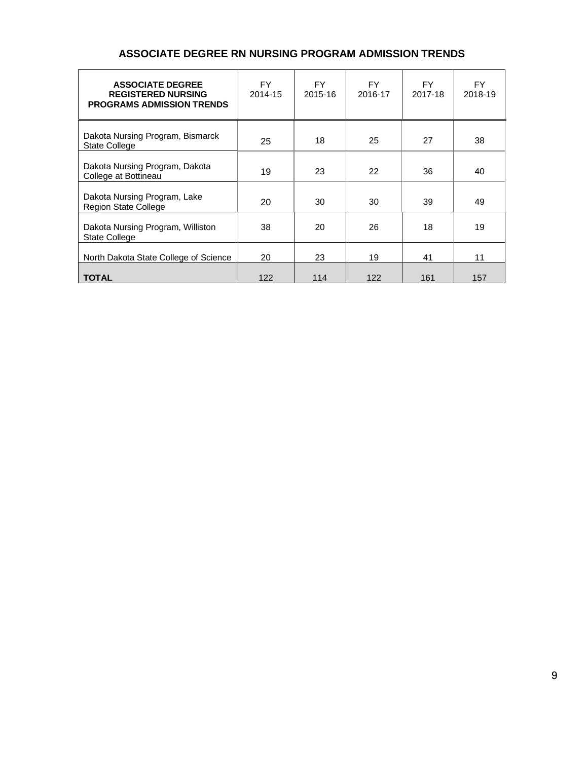## ASSOCIATE DEGREE RN NURSING PROGRAM ADMISSION TRENDS

| ASSOCIATE DEGREE REGISTERED NURSING PROGRAMS ADMISSION TRENDS | FY 2014-15 | FY 2015-16 | FY 2016-17 | FY 2017-18 | FY 2018-19 |
|---|---|---|---|---|---|
| Dakota Nursing Program, Bismarck State College | 25 | 18 | 25 | 27 | 38 |
| Dakota Nursing Program, Dakota College at Bottineau | 19 | 23 | 22 | 36 | 40 |
| Dakota Nursing Program, Lake Region State College | 20 | 30 | 30 | 39 | 49 |
| Dakota Nursing Program, Williston State College | 38 | 20 | 26 | 18 | 19 |
| North Dakota State College of Science | 20 | 23 | 19 | 41 | 11 |
| **TOTAL** | 122 | 114 | 122 | 161 | 157 |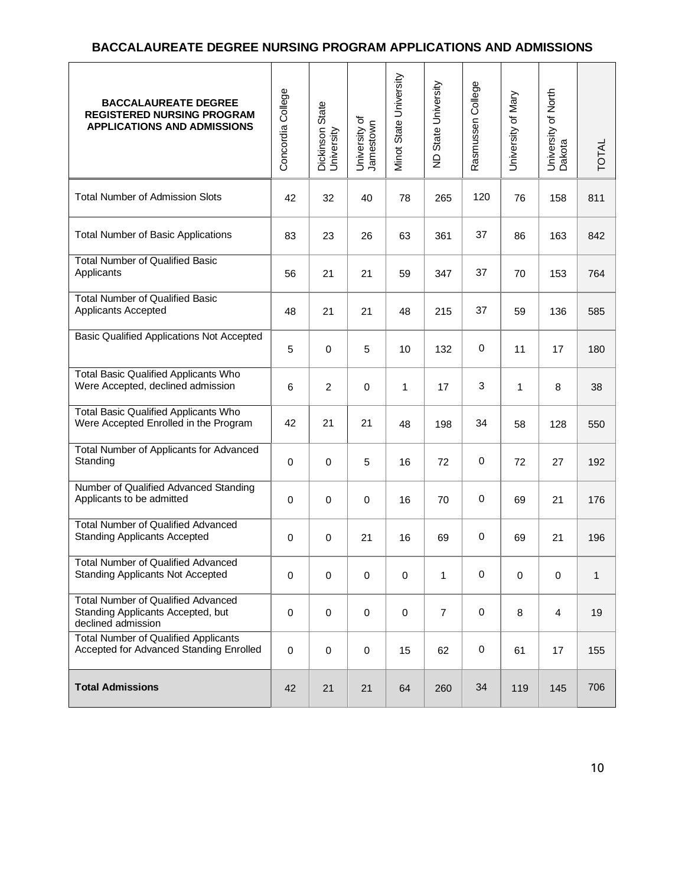## BACCALAUREATE DEGREE NURSING PROGRAM APPLICATIONS AND ADMISSIONS

| BACCALAUREATE DEGREE REGISTERED NURSING PROGRAM APPLICATIONS AND ADMISSIONS | Concordia College | Dickinson State University | University of Jamestown | Minot State University | ND State University | Rasmussen College | University of Mary | University of North Dakota | TOTAL |
|---|---|---|---|---|---|---|---|---|---|
| Total Number of Admission Slots | 42 | 32 | 40 | 78 | 265 | 120 | 76 | 158 | 811 |
| Total Number of Basic Applications | 83 | 23 | 26 | 63 | 361 | 37 | 86 | 163 | 842 |
| Total Number of Qualified Basic Applicants | 56 | 21 | 21 | 59 | 347 | 37 | 70 | 153 | 764 |
| Total Number of Qualified Basic Applicants Accepted | 48 | 21 | 21 | 48 | 215 | 37 | 59 | 136 | 585 |
| Basic Qualified Applications Not Accepted | 5 | 0 | 5 | 10 | 132 | 0 | 11 | 17 | 180 |
| Total Basic Qualified Applicants Who Were Accepted, declined admission | 6 | 2 | 0 | 1 | 17 | 3 | 1 | 8 | 38 |
| Total Basic Qualified Applicants Who Were Accepted Enrolled in the Program | 42 | 21 | 21 | 48 | 198 | 34 | 58 | 128 | 550 |
| Total Number of Applicants for Advanced Standing | 0 | 0 | 5 | 16 | 72 | 0 | 72 | 27 | 192 |
| Number of Qualified Advanced Standing Applicants to be admitted | 0 | 0 | 0 | 16 | 70 | 0 | 69 | 21 | 176 |
| Total Number of Qualified Advanced Standing Applicants Accepted | 0 | 0 | 21 | 16 | 69 | 0 | 69 | 21 | 196 |
| Total Number of Qualified Advanced Standing Applicants Not Accepted | 0 | 0 | 0 | 0 | 1 | 0 | 0 | 0 | 1 |
| Total Number of Qualified Advanced Standing Applicants Accepted, but declined admission | 0 | 0 | 0 | 0 | 7 | 0 | 8 | 4 | 19 |
| Total Number of Qualified Applicants Accepted for Advanced Standing Enrolled | 0 | 0 | 0 | 15 | 62 | 0 | 61 | 17 | 155 |
| **Total Admissions** | 42 | 21 | 21 | 64 | 260 | 34 | 119 | 145 | 706 |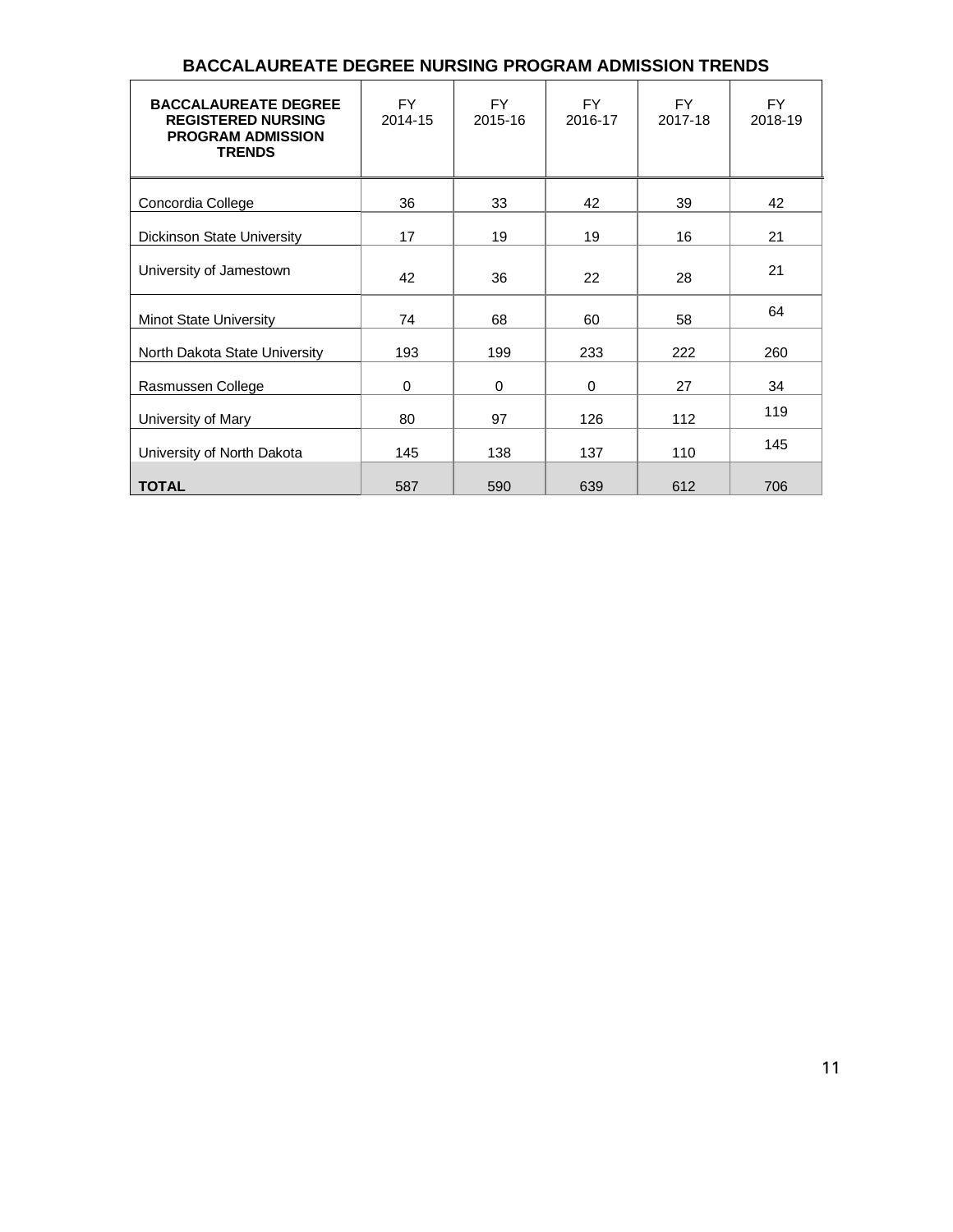## BACCALAUREATE DEGREE NURSING PROGRAM ADMISSION TRENDS

| **BACCALAUREATE DEGREE REGISTERED NURSING PROGRAM ADMISSION TRENDS** | FY 2014-15 | FY 2015-16 | FY 2016-17 | FY 2017-18 | FY 2018-19 |
|---|---|---|---|---|---|
| Concordia College | 36 | 33 | 42 | 39 | 42 |
| Dickinson State University | 17 | 19 | 19 | 16 | 21 |
| University of Jamestown | 42 | 36 | 22 | 28 | 21 |
| Minot State University | 74 | 68 | 60 | 58 | 64 |
| North Dakota State University | 193 | 199 | 233 | 222 | 260 |
| Rasmussen College | 0 | 0 | 0 | 27 | 34 |
| University of Mary | 80 | 97 | 126 | 112 | 119 |
| University of North Dakota | 145 | 138 | 137 | 110 | 145 |
| **TOTAL** | 587 | 590 | 639 | 612 | 706 |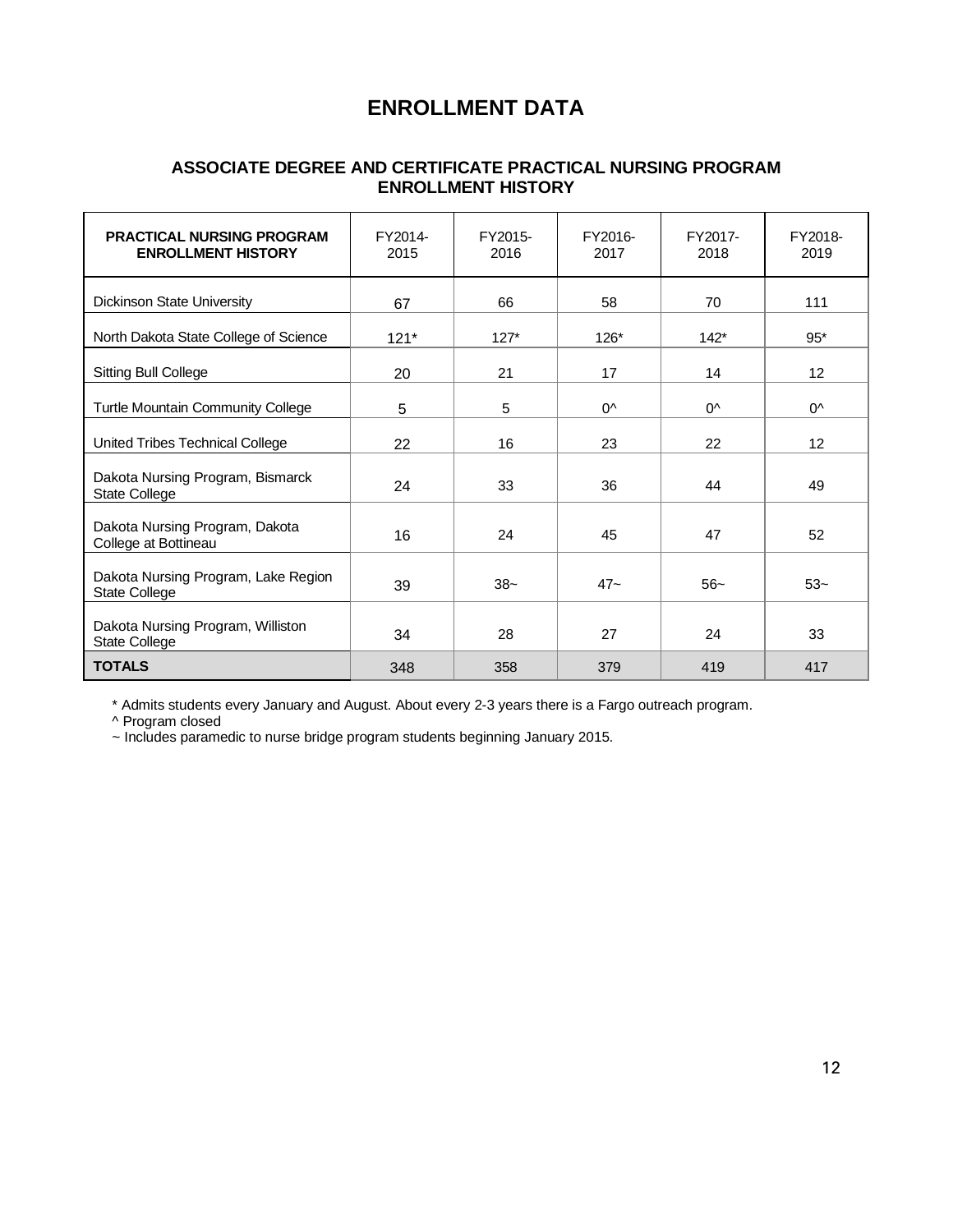# ENROLLMENT DATA

## ASSOCIATE DEGREE AND CERTIFICATE PRACTICAL NURSING PROGRAM ENROLLMENT HISTORY

| PRACTICAL NURSING PROGRAM ENROLLMENT HISTORY | FY2014-2015 | FY2015-2016 | FY2016-2017 | FY2017-2018 | FY2018-2019 |
|---|---|---|---|---|---|
| Dickinson State University | 67 | 66 | 58 | 70 | 111 |
| North Dakota State College of Science | 121* | 127* | 126* | 142* | 95* |
| Sitting Bull College | 20 | 21 | 17 | 14 | 12 |
| Turtle Mountain Community College | 5 | 5 | 0^ | 0^ | 0^ |
| United Tribes Technical College | 22 | 16 | 23 | 22 | 12 |
| Dakota Nursing Program, Bismarck State College | 24 | 33 | 36 | 44 | 49 |
| Dakota Nursing Program, Dakota College at Bottineau | 16 | 24 | 45 | 47 | 52 |
| Dakota Nursing Program, Lake Region State College | 39 | 38~ | 47~ | 56~ | 53~ |
| Dakota Nursing Program, Williston State College | 34 | 28 | 27 | 24 | 33 |
| **TOTALS** | 348 | 358 | 379 | 419 | 417 |

\* Admits students every January and August. About every 2-3 years there is a Fargo outreach program.

^ Program closed

~ Includes paramedic to nurse bridge program students beginning January 2015.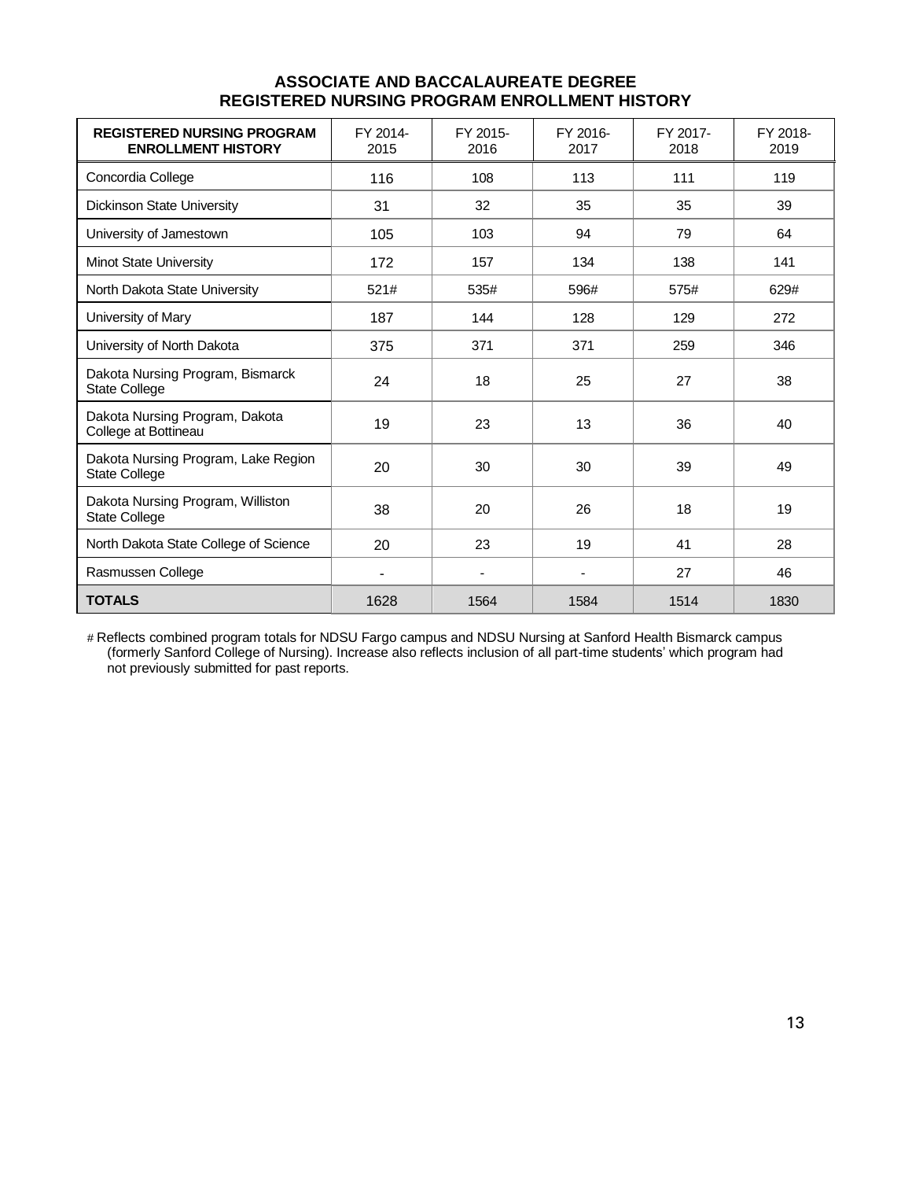## ASSOCIATE AND BACCALAUREATE DEGREE REGISTERED NURSING PROGRAM ENROLLMENT HISTORY

| REGISTERED NURSING PROGRAM ENROLLMENT HISTORY | FY 2014-2015 | FY 2015-2016 | FY 2016-2017 | FY 2017-2018 | FY 2018-2019 |
|---|---|---|---|---|---|
| Concordia College | 116 | 108 | 113 | 111 | 119 |
| Dickinson State University | 31 | 32 | 35 | 35 | 39 |
| University of Jamestown | 105 | 103 | 94 | 79 | 64 |
| Minot State University | 172 | 157 | 134 | 138 | 141 |
| North Dakota State University | 521# | 535# | 596# | 575# | 629# |
| University of Mary | 187 | 144 | 128 | 129 | 272 |
| University of North Dakota | 375 | 371 | 371 | 259 | 346 |
| Dakota Nursing Program, Bismarck State College | 24 | 18 | 25 | 27 | 38 |
| Dakota Nursing Program, Dakota College at Bottineau | 19 | 23 | 13 | 36 | 40 |
| Dakota Nursing Program, Lake Region State College | 20 | 30 | 30 | 39 | 49 |
| Dakota Nursing Program, Williston State College | 38 | 20 | 26 | 18 | 19 |
| North Dakota State College of Science | 20 | 23 | 19 | 41 | 28 |
| Rasmussen College | - | - | - | 27 | 46 |
| **TOTALS** | 1628 | 1564 | 1584 | 1514 | 1830 |

# Reflects combined program totals for NDSU Fargo campus and NDSU Nursing at Sanford Health Bismarck campus (formerly Sanford College of Nursing). Increase also reflects inclusion of all part-time students' which program had not previously submitted for past reports.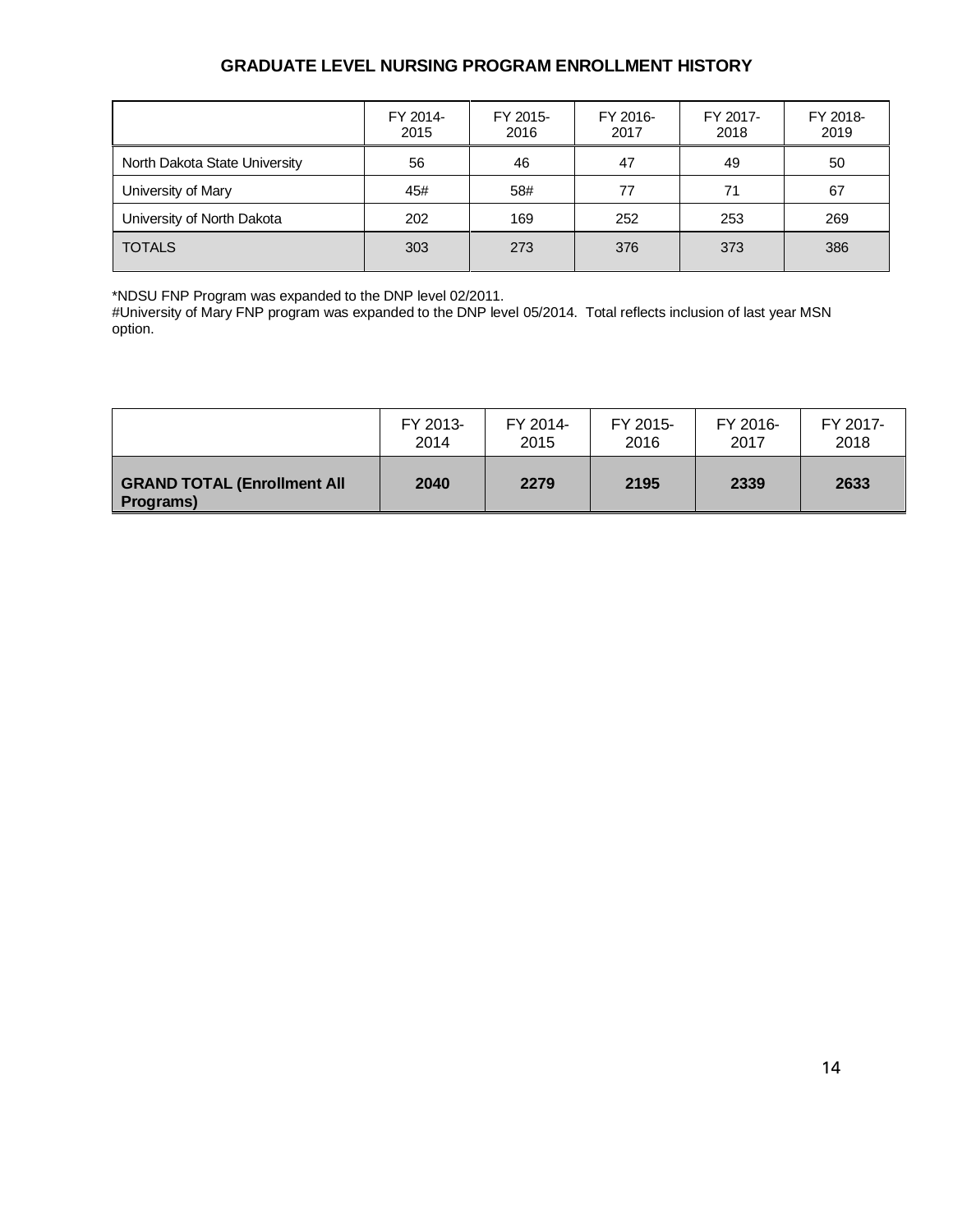## GRADUATE LEVEL NURSING PROGRAM ENROLLMENT HISTORY

| | FY 2014-2015 | FY 2015-2016 | FY 2016-2017 | FY 2017-2018 | FY 2018-2019 |
|---|---|---|---|---|---|
| North Dakota State University | 56 | 46 | 47 | 49 | 50 |
| University of Mary | 45# | 58# | 77 | 71 | 67 |
| University of North Dakota | 202 | 169 | 252 | 253 | 269 |
| TOTALS | 303 | 273 | 376 | 373 | 386 |

*NDSU FNP Program was expanded to the DNP level 02/2011.
#University of Mary FNP program was expanded to the DNP level 05/2014. Total reflects inclusion of last year MSN option.

| | FY 2013-2014 | FY 2014-2015 | FY 2015-2016 | FY 2016-2017 | FY 2017-2018 |
|---|---|---|---|---|---|
| **GRAND TOTAL (Enrollment All Programs)** | **2040** | **2279** | **2195** | **2339** | **2633** |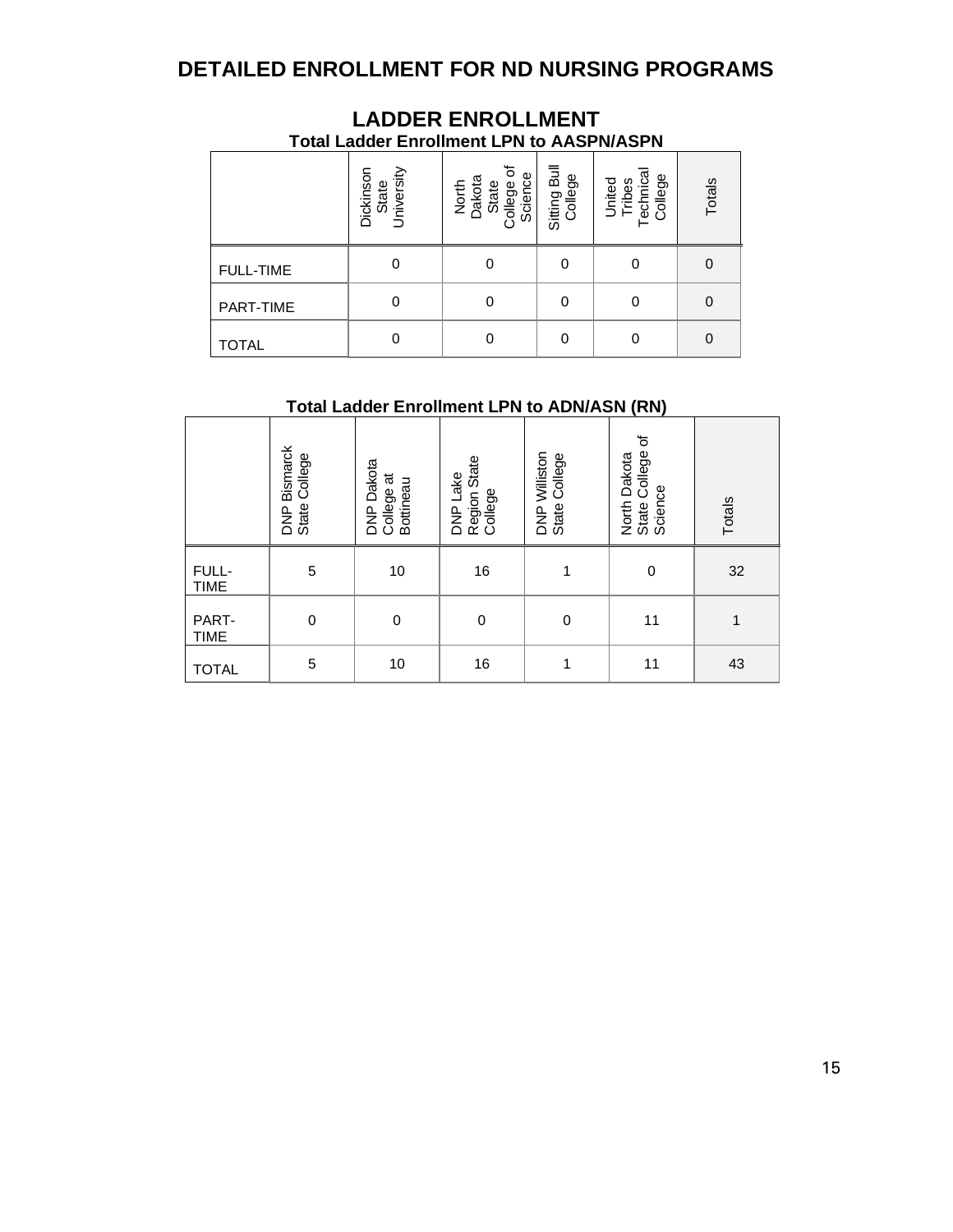# DETAILED ENROLLMENT FOR ND NURSING PROGRAMS

## LADDER ENROLLMENT

### Total Ladder Enrollment LPN to AASPN/ASPN

| | Dickinson State University | North Dakota State College of Science | Sitting Bull College | United Tribes Technical College | Totals |
|---|---|---|---|---|---|
| FULL-TIME | 0 | 0 | 0 | 0 | 0 |
| PART-TIME | 0 | 0 | 0 | 0 | 0 |
| TOTAL | 0 | 0 | 0 | 0 | 0 |

### Total Ladder Enrollment LPN to ADN/ASN (RN)

| | DNP Bismarck State College | DNP Dakota College at Bottineau | DNP Lake Region State College | DNP Williston State College | North Dakota State College of Science | Totals |
|---|---|---|---|---|---|---|
| FULL-TIME | 5 | 10 | 16 | 1 | 0 | 32 |
| PART-TIME | 0 | 0 | 0 | 0 | 11 | 1 |
| TOTAL | 5 | 10 | 16 | 1 | 11 | 43 |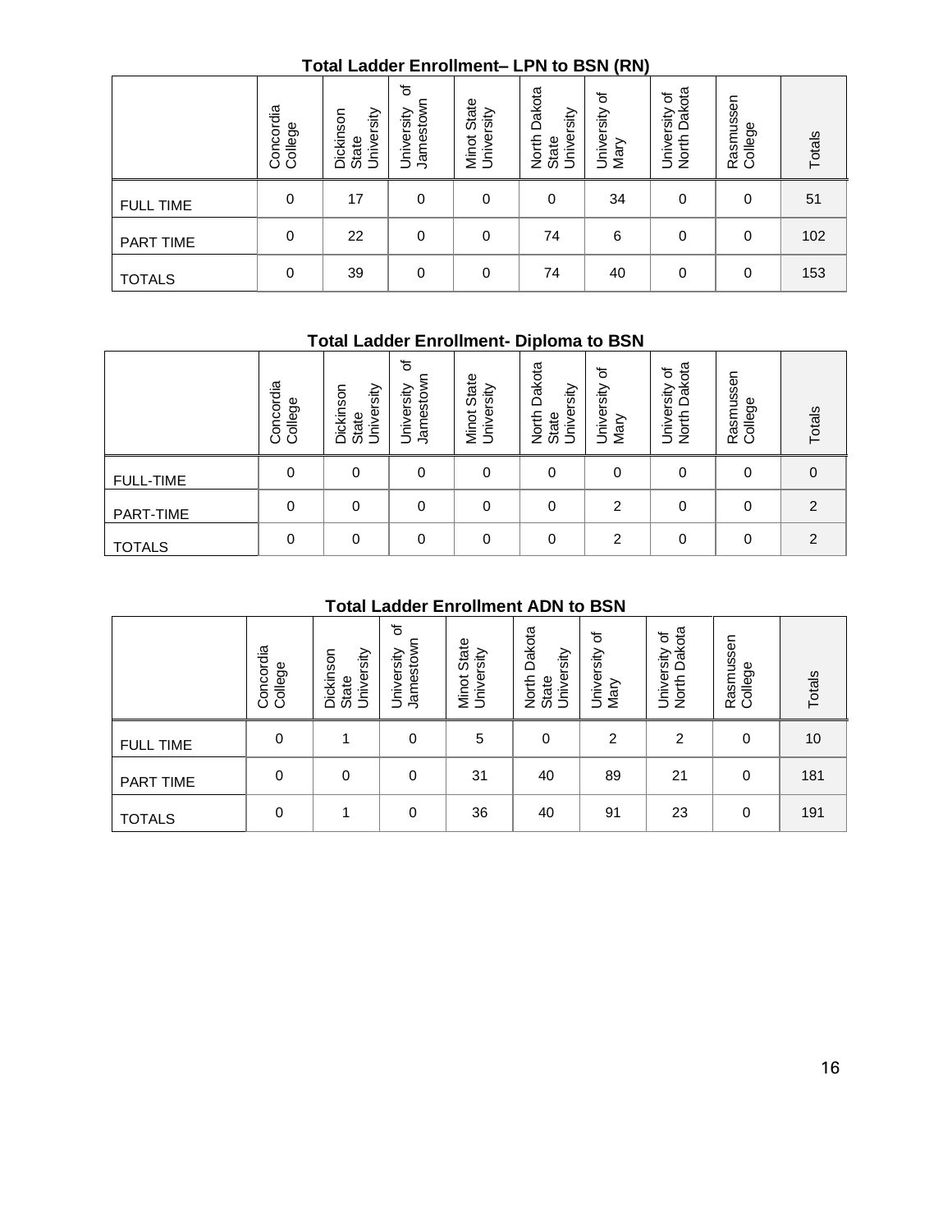## Total Ladder Enrollment– LPN to BSN (RN)

| | Concordia College | Dickinson State University | University of Jamestown | Minot State University | North Dakota State University | University of Mary | University of North Dakota | Rasmussen College | Totals |
|---|---|---|---|---|---|---|---|---|---|
| FULL TIME | 0 | 17 | 0 | 0 | 0 | 34 | 0 | 0 | 51 |
| PART TIME | 0 | 22 | 0 | 0 | 74 | 6 | 0 | 0 | 102 |
| TOTALS | 0 | 39 | 0 | 0 | 74 | 40 | 0 | 0 | 153 |

## Total Ladder Enrollment- Diploma to BSN

| | Concordia College | Dickinson State University | University of Jamestown | Minot State University | North Dakota State University | University of Mary | University of North Dakota | Rasmussen College | Totals |
|---|---|---|---|---|---|---|---|---|---|
| FULL-TIME | 0 | 0 | 0 | 0 | 0 | 0 | 0 | 0 | 0 |
| PART-TIME | 0 | 0 | 0 | 0 | 0 | 2 | 0 | 0 | 2 |
| TOTALS | 0 | 0 | 0 | 0 | 0 | 2 | 0 | 0 | 2 |

## Total Ladder Enrollment ADN to BSN

| | Concordia College | Dickinson State University | University of Jamestown | Minot State University | North Dakota State University | University of Mary | University of North Dakota | Rasmussen College | Totals |
|---|---|---|---|---|---|---|---|---|---|
| FULL TIME | 0 | 1 | 0 | 5 | 0 | 2 | 2 | 0 | 10 |
| PART TIME | 0 | 0 | 0 | 31 | 40 | 89 | 21 | 0 | 181 |
| TOTALS | 0 | 1 | 0 | 36 | 40 | 91 | 23 | 0 | 191 |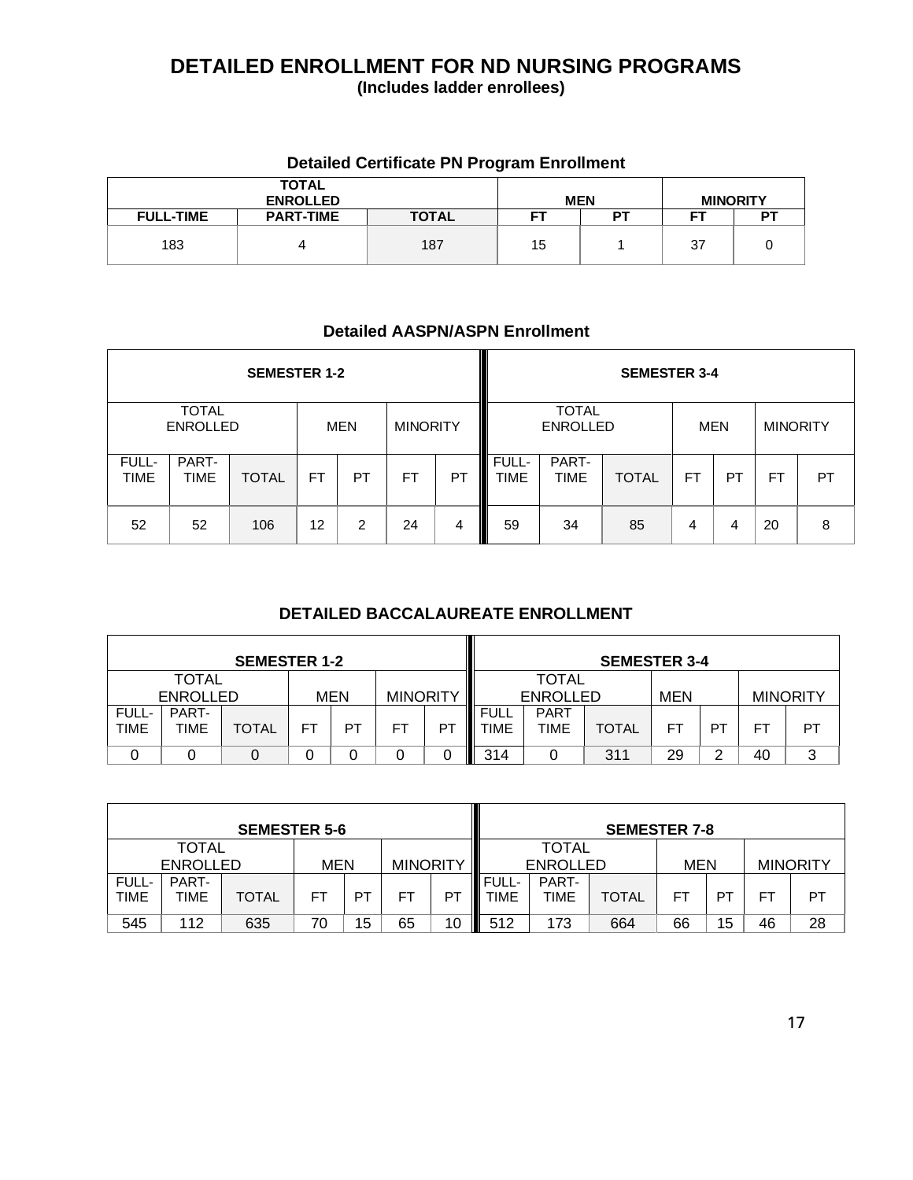# DETAILED ENROLLMENT FOR ND NURSING PROGRAMS

**(Includes ladder enrollees)**

### Detailed Certificate PN Program Enrollment

| TOTAL ENROLLED | | | MEN | | MINORITY | |
|---|---|---|---|---|---|---|
| FULL-TIME | PART-TIME | TOTAL | FT | PT | FT | PT |
| 183 | 4 | 187 | 15 | 1 | 37 | 0 |

### Detailed AASPN/ASPN Enrollment

| SEMESTER 1-2 | | | | | | | SEMESTER 3-4 | | | | | | |
|---|---|---|---|---|---|---|---|---|---|---|---|---|---|
| TOTAL ENROLLED | | | MEN | | MINORITY | | TOTAL ENROLLED | | | MEN | | MINORITY | |
| FULL-TIME | PART-TIME | TOTAL | FT | PT | FT | PT | FULL-TIME | PART-TIME | TOTAL | FT | PT | FT | PT |
| 52 | 52 | 106 | 12 | 2 | 24 | 4 | 59 | 34 | 85 | 4 | 4 | 20 | 8 |

### DETAILED BACCALAUREATE ENROLLMENT

| SEMESTER 1-2 | | | | | | | SEMESTER 3-4 | | | | | | |
|---|---|---|---|---|---|---|---|---|---|---|---|---|---|
| TOTAL ENROLLED | | | MEN | | MINORITY | | TOTAL ENROLLED | | | MEN | | MINORITY | |
| FULL-TIME | PART-TIME | TOTAL | FT | PT | FT | PT | FULL TIME | PART TIME | TOTAL | FT | PT | FT | PT |
| 0 | 0 | 0 | 0 | 0 | 0 | 0 | 314 | 0 | 311 | 29 | 2 | 40 | 3 |

| SEMESTER 5-6 | | | | | | | SEMESTER 7-8 | | | | | | |
|---|---|---|---|---|---|---|---|---|---|---|---|---|---|
| TOTAL ENROLLED | | | MEN | | MINORITY | | TOTAL ENROLLED | | | MEN | | MINORITY | |
| FULL-TIME | PART-TIME | TOTAL | FT | PT | FT | PT | FULL-TIME | PART-TIME | TOTAL | FT | PT | FT | PT |
| 545 | 112 | 635 | 70 | 15 | 65 | 10 | 512 | 173 | 664 | 66 | 15 | 46 | 28 |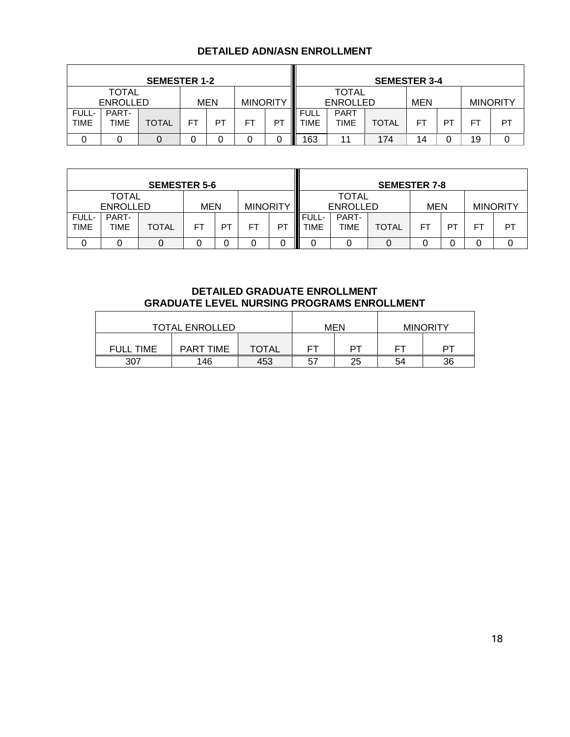## DETAILED ADN/ASN ENROLLMENT

| SEMESTER 1-2 | | | | | | | SEMESTER 3-4 | | | | | | |
|---|---|---|---|---|---|---|---|---|---|---|---|---|---|
| TOTAL ENROLLED | | | MEN | | MINORITY | | TOTAL ENROLLED | | | MEN | | MINORITY | |
| FULL-TIME | PART-TIME | TOTAL | FT | PT | FT | PT | FULL TIME | PART TIME | TOTAL | FT | PT | FT | PT |
| 0 | 0 | 0 | 0 | 0 | 0 | 0 | 163 | 11 | 174 | 14 | 0 | 19 | 0 |

| SEMESTER 5-6 | | | | | | | SEMESTER 7-8 | | | | | | |
|---|---|---|---|---|---|---|---|---|---|---|---|---|---|
| TOTAL ENROLLED | | | MEN | | MINORITY | | TOTAL ENROLLED | | | MEN | | MINORITY | |
| FULL-TIME | PART-TIME | TOTAL | FT | PT | FT | PT | FULL-TIME | PART-TIME | TOTAL | FT | PT | FT | PT |
| 0 | 0 | 0 | 0 | 0 | 0 | 0 | 0 | 0 | 0 | 0 | 0 | 0 | 0 |

## DETAILED GRADUATE ENROLLMENT
## GRADUATE LEVEL NURSING PROGRAMS ENROLLMENT

| TOTAL ENROLLED | | | MEN | | MINORITY | |
|---|---|---|---|---|---|---|
| FULL TIME | PART TIME | TOTAL | FT | PT | FT | PT |
| 307 | 146 | 453 | 57 | 25 | 54 | 36 |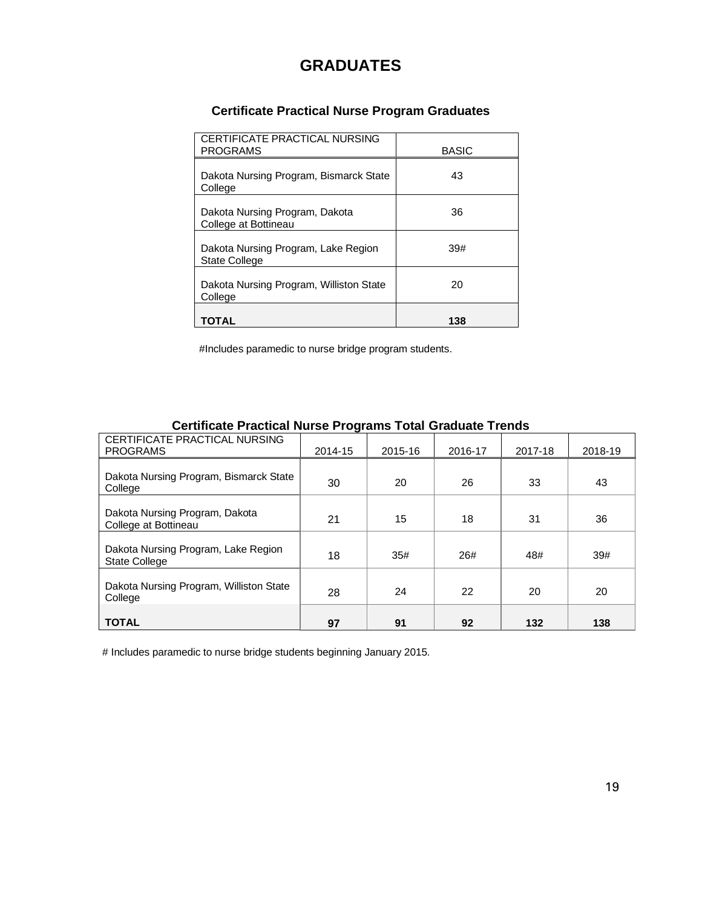# GRADUATES

### Certificate Practical Nurse Program Graduates

| CERTIFICATE PRACTICAL NURSING PROGRAMS | BASIC |
|---|---|
| Dakota Nursing Program, Bismarck State College | 43 |
| Dakota Nursing Program, Dakota College at Bottineau | 36 |
| Dakota Nursing Program, Lake Region State College | 39# |
| Dakota Nursing Program, Williston State College | 20 |
| **TOTAL** | **138** |

#Includes paramedic to nurse bridge program students.

### Certificate Practical Nurse Programs Total Graduate Trends

| CERTIFICATE PRACTICAL NURSING PROGRAMS | 2014-15 | 2015-16 | 2016-17 | 2017-18 | 2018-19 |
|---|---|---|---|---|---|
| Dakota Nursing Program, Bismarck State College | 30 | 20 | 26 | 33 | 43 |
| Dakota Nursing Program, Dakota College at Bottineau | 21 | 15 | 18 | 31 | 36 |
| Dakota Nursing Program, Lake Region State College | 18 | 35# | 26# | 48# | 39# |
| Dakota Nursing Program, Williston State College | 28 | 24 | 22 | 20 | 20 |
| **TOTAL** | **97** | **91** | **92** | **132** | **138** |

# Includes paramedic to nurse bridge students beginning January 2015.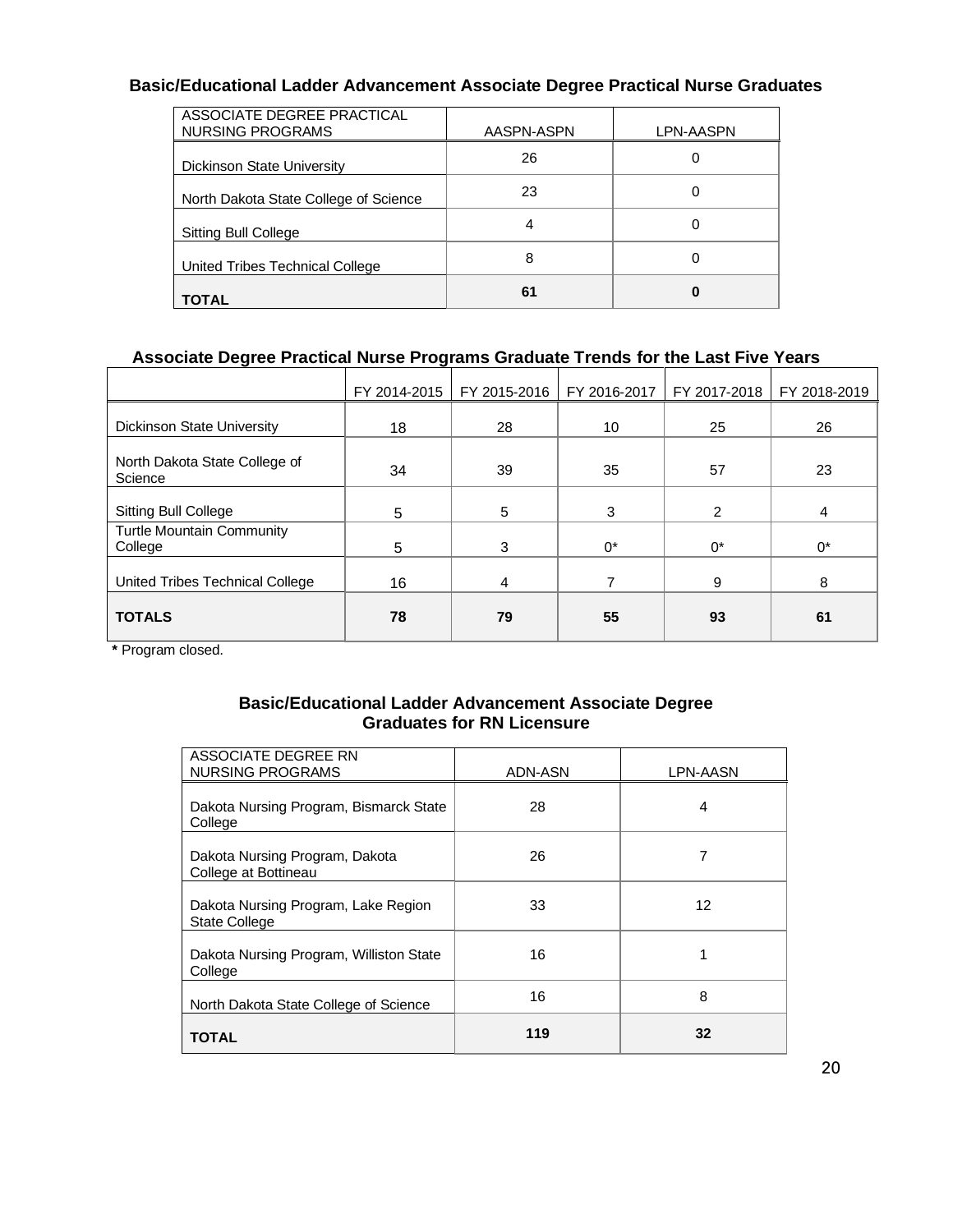### Basic/Educational Ladder Advancement Associate Degree Practical Nurse Graduates

| ASSOCIATE DEGREE PRACTICAL NURSING PROGRAMS | AASPN-ASPN | LPN-AASPN |
|---|---|---|
| Dickinson State University | 26 | 0 |
| North Dakota State College of Science | 23 | 0 |
| Sitting Bull College | 4 | 0 |
| United Tribes Technical College | 8 | 0 |
| **TOTAL** | **61** | **0** |

### Associate Degree Practical Nurse Programs Graduate Trends for the Last Five Years

| | FY 2014-2015 | FY 2015-2016 | FY 2016-2017 | FY 2017-2018 | FY 2018-2019 |
|---|---|---|---|---|---|
| Dickinson State University | 18 | 28 | 10 | 25 | 26 |
| North Dakota State College of Science | 34 | 39 | 35 | 57 | 23 |
| Sitting Bull College | 5 | 5 | 3 | 2 | 4 |
| Turtle Mountain Community College | 5 | 3 | 0* | 0* | 0* |
| United Tribes Technical College | 16 | 4 | 7 | 9 | 8 |
| **TOTALS** | **78** | **79** | **55** | **93** | **61** |

**\*** Program closed.

### Basic/Educational Ladder Advancement Associate Degree Graduates for RN Licensure

| ASSOCIATE DEGREE RN NURSING PROGRAMS | ADN-ASN | LPN-AASN |
|---|---|---|
| Dakota Nursing Program, Bismarck State College | 28 | 4 |
| Dakota Nursing Program, Dakota College at Bottineau | 26 | 7 |
| Dakota Nursing Program, Lake Region State College | 33 | 12 |
| Dakota Nursing Program, Williston State College | 16 | 1 |
| North Dakota State College of Science | 16 | 8 |
| **TOTAL** | **119** | **32** |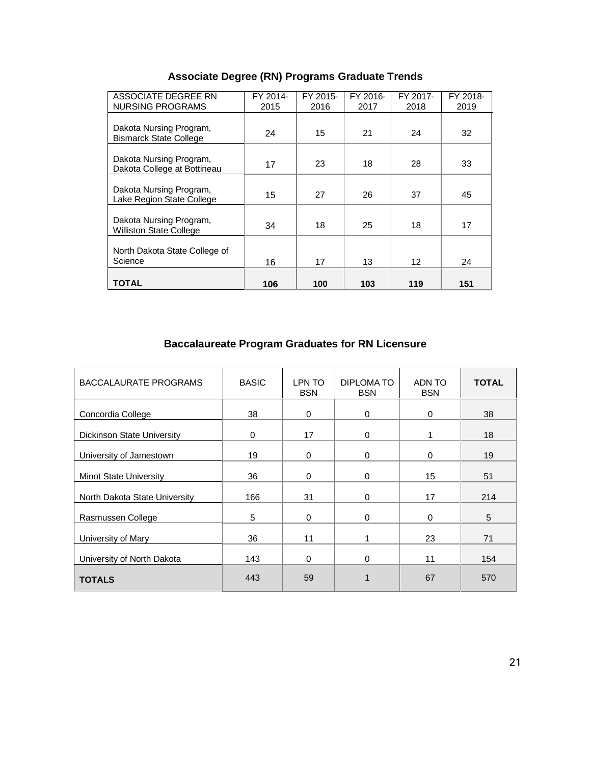## Associate Degree (RN) Programs Graduate Trends

| ASSOCIATE DEGREE RN NURSING PROGRAMS | FY 2014-2015 | FY 2015-2016 | FY 2016-2017 | FY 2017-2018 | FY 2018-2019 |
|---|---|---|---|---|---|
| Dakota Nursing Program, Bismarck State College | 24 | 15 | 21 | 24 | 32 |
| Dakota Nursing Program, Dakota College at Bottineau | 17 | 23 | 18 | 28 | 33 |
| Dakota Nursing Program, Lake Region State College | 15 | 27 | 26 | 37 | 45 |
| Dakota Nursing Program, Williston State College | 34 | 18 | 25 | 18 | 17 |
| North Dakota State College of Science | 16 | 17 | 13 | 12 | 24 |
| **TOTAL** | **106** | **100** | **103** | **119** | **151** |

## Baccalaureate Program Graduates for RN Licensure

| BACCALAURATE PROGRAMS | BASIC | LPN TO BSN | DIPLOMA TO BSN | ADN TO BSN | **TOTAL** |
|---|---|---|---|---|---|
| Concordia College | 38 | 0 | 0 | 0 | 38 |
| Dickinson State University | 0 | 17 | 0 | 1 | 18 |
| University of Jamestown | 19 | 0 | 0 | 0 | 19 |
| Minot State University | 36 | 0 | 0 | 15 | 51 |
| North Dakota State University | 166 | 31 | 0 | 17 | 214 |
| Rasmussen College | 5 | 0 | 0 | 0 | 5 |
| University of Mary | 36 | 11 | 1 | 23 | 71 |
| University of North Dakota | 143 | 0 | 0 | 11 | 154 |
| **TOTALS** | 443 | 59 | 1 | 67 | 570 |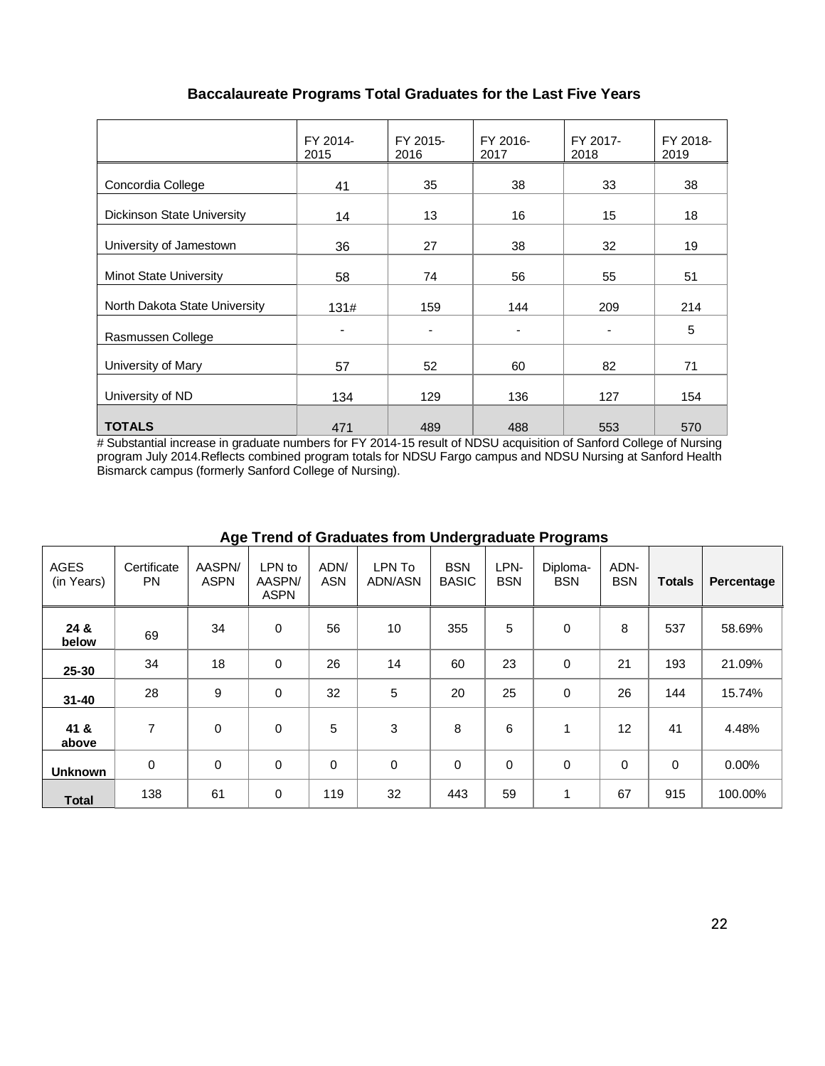## Baccalaureate Programs Total Graduates for the Last Five Years

| | FY 2014-2015 | FY 2015-2016 | FY 2016-2017 | FY 2017-2018 | FY 2018-2019 |
|---|---|---|---|---|---|
| Concordia College | 41 | 35 | 38 | 33 | 38 |
| Dickinson State University | 14 | 13 | 16 | 15 | 18 |
| University of Jamestown | 36 | 27 | 38 | 32 | 19 |
| Minot State University | 58 | 74 | 56 | 55 | 51 |
| North Dakota State University | 131# | 159 | 144 | 209 | 214 |
| Rasmussen College | - | - | - | - | 5 |
| University of Mary | 57 | 52 | 60 | 82 | 71 |
| University of ND | 134 | 129 | 136 | 127 | 154 |
| **TOTALS** | 471 | 489 | 488 | 553 | 570 |

# Substantial increase in graduate numbers for FY 2014-15 result of NDSU acquisition of Sanford College of Nursing program July 2014.Reflects combined program totals for NDSU Fargo campus and NDSU Nursing at Sanford Health Bismarck campus (formerly Sanford College of Nursing).

## Age Trend of Graduates from Undergraduate Programs

| AGES (in Years) | Certificate PN | AASPN/ ASPN | LPN to AASPN/ ASPN | ADN/ ASN | LPN To ADN/ASN | BSN BASIC | LPN-BSN | Diploma-BSN | ADN-BSN | **Totals** | **Percentage** |
|---|---|---|---|---|---|---|---|---|---|---|---|
| **24 & below** | 69 | 34 | 0 | 56 | 10 | 355 | 5 | 0 | 8 | 537 | 58.69% |
| **25-30** | 34 | 18 | 0 | 26 | 14 | 60 | 23 | 0 | 21 | 193 | 21.09% |
| **31-40** | 28 | 9 | 0 | 32 | 5 | 20 | 25 | 0 | 26 | 144 | 15.74% |
| **41 & above** | 7 | 0 | 0 | 5 | 3 | 8 | 6 | 1 | 12 | 41 | 4.48% |
| **Unknown** | 0 | 0 | 0 | 0 | 0 | 0 | 0 | 0 | 0 | 0 | 0.00% |
| **Total** | 138 | 61 | 0 | 119 | 32 | 443 | 59 | 1 | 67 | 915 | 100.00% |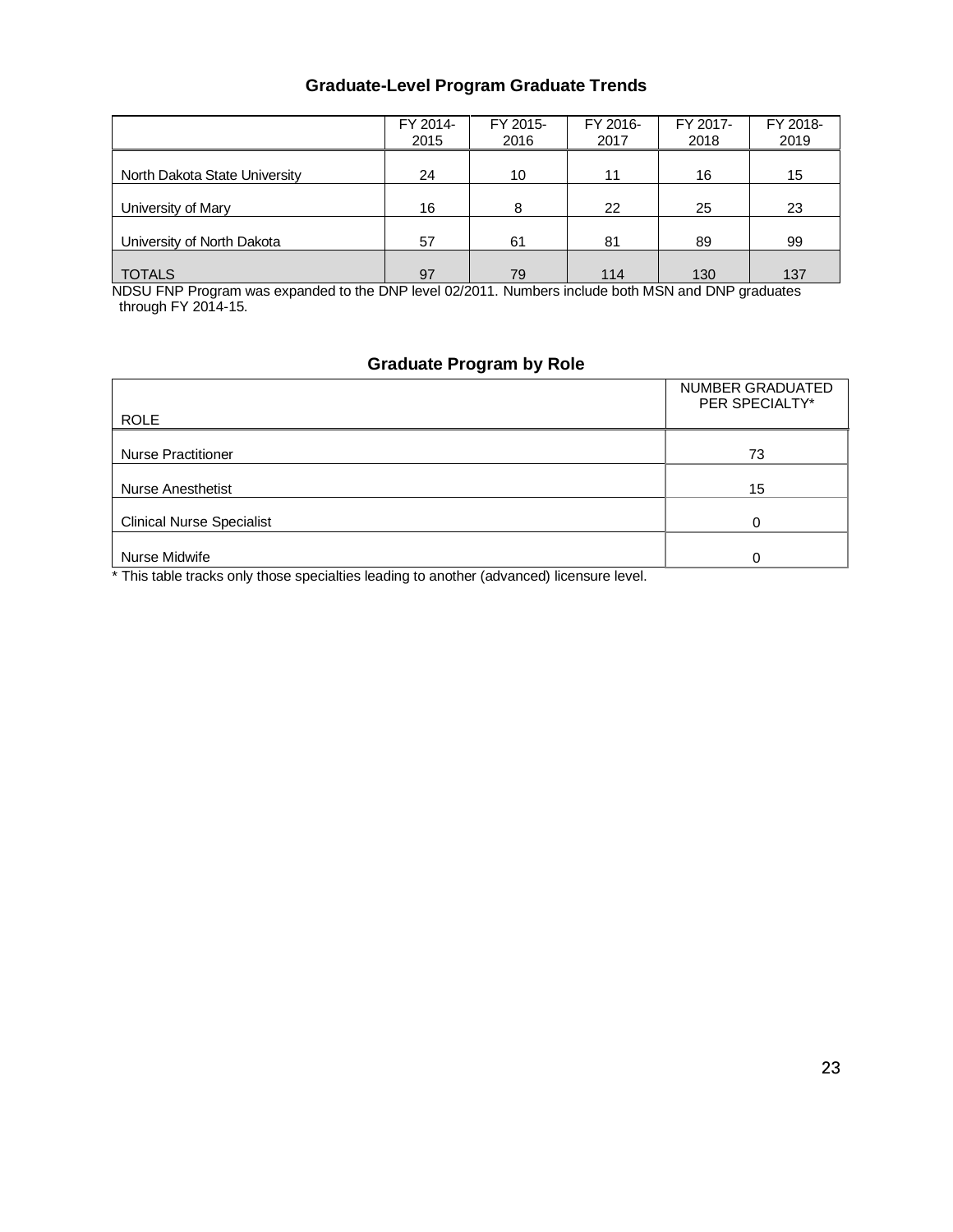## Graduate-Level Program Graduate Trends

| | FY 2014-2015 | FY 2015-2016 | FY 2016-2017 | FY 2017-2018 | FY 2018-2019 |
|---|---|---|---|---|---|
| North Dakota State University | 24 | 10 | 11 | 16 | 15 |
| University of Mary | 16 | 8 | 22 | 25 | 23 |
| University of North Dakota | 57 | 61 | 81 | 89 | 99 |
| TOTALS | 97 | 79 | 114 | 130 | 137 |

NDSU FNP Program was expanded to the DNP level 02/2011. Numbers include both MSN and DNP graduates through FY 2014-15.

## Graduate Program by Role

| ROLE | NUMBER GRADUATED PER SPECIALTY* |
|---|---|
| Nurse Practitioner | 73 |
| Nurse Anesthetist | 15 |
| Clinical Nurse Specialist | 0 |
| Nurse Midwife | 0 |

* This table tracks only those specialties leading to another (advanced) licensure level.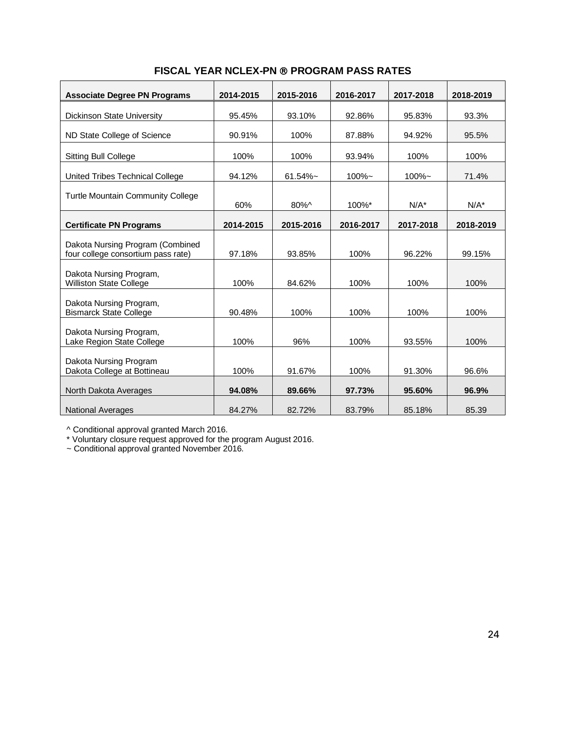## FISCAL YEAR NCLEX-PN ® PROGRAM PASS RATES

| Associate Degree PN Programs | 2014-2015 | 2015-2016 | 2016-2017 | 2017-2018 | 2018-2019 |
|---|---|---|---|---|---|
| Dickinson State University | 95.45% | 93.10% | 92.86% | 95.83% | 93.3% |
| ND State College of Science | 90.91% | 100% | 87.88% | 94.92% | 95.5% |
| Sitting Bull College | 100% | 100% | 93.94% | 100% | 100% |
| United Tribes Technical College | 94.12% | 61.54%~ | 100%~ | 100%~ | 71.4% |
| Turtle Mountain Community College | 60% | 80%^ | 100%* | N/A* | N/A* |
| **Certificate PN Programs** | **2014-2015** | **2015-2016** | **2016-2017** | **2017-2018** | **2018-2019** |
| Dakota Nursing Program (Combined four college consortium pass rate) | 97.18% | 93.85% | 100% | 96.22% | 99.15% |
| Dakota Nursing Program, Williston State College | 100% | 84.62% | 100% | 100% | 100% |
| Dakota Nursing Program, Bismarck State College | 90.48% | 100% | 100% | 100% | 100% |
| Dakota Nursing Program, Lake Region State College | 100% | 96% | 100% | 93.55% | 100% |
| Dakota Nursing Program Dakota College at Bottineau | 100% | 91.67% | 100% | 91.30% | 96.6% |
| North Dakota Averages | **94.08%** | **89.66%** | **97.73%** | **95.60%** | **96.9%** |
| National Averages | 84.27% | 82.72% | 83.79% | 85.18% | 85.39 |

^ Conditional approval granted March 2016.
* Voluntary closure request approved for the program August 2016.
~ Conditional approval granted November 2016.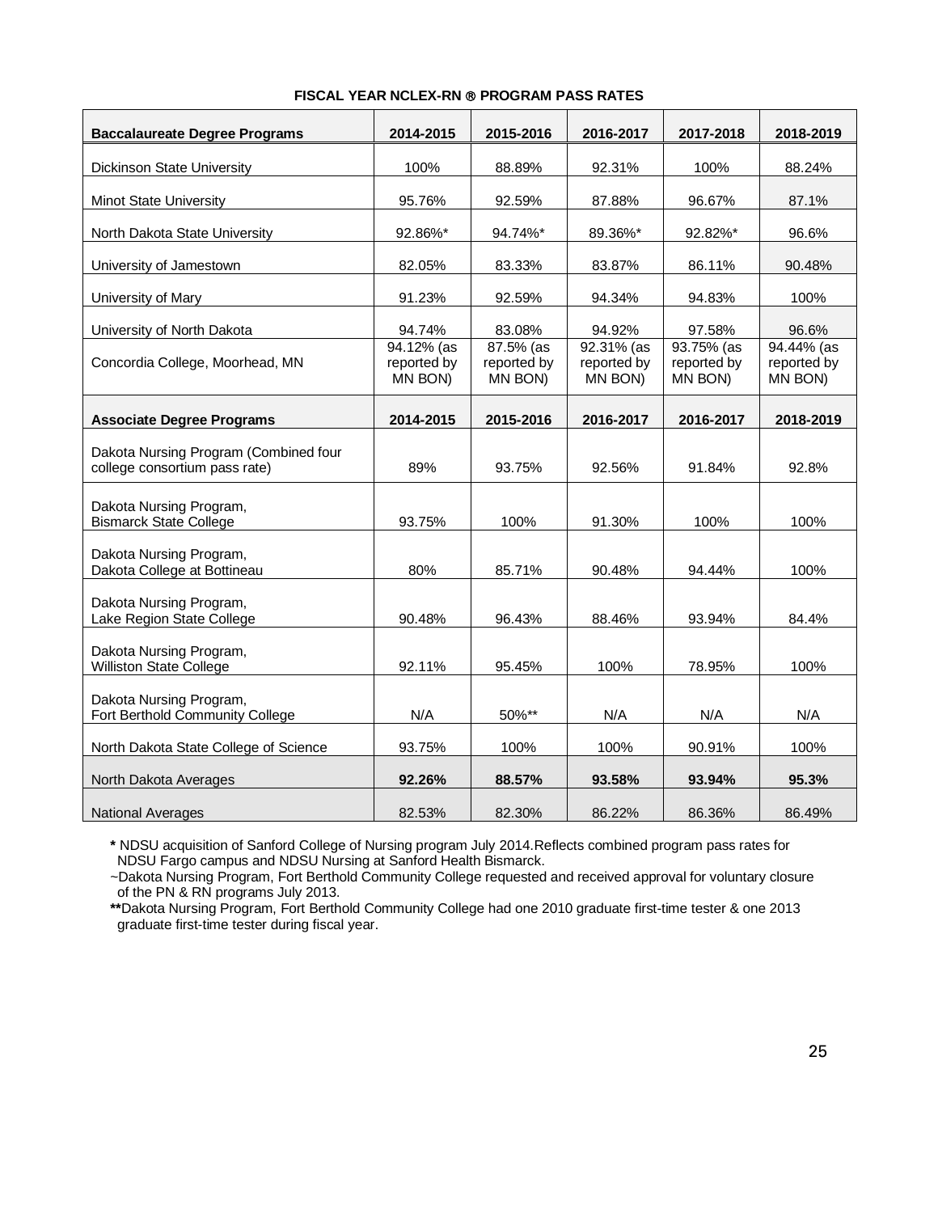**FISCAL YEAR NCLEX-RN ® PROGRAM PASS RATES**

| **Baccalaureate Degree Programs** | **2014-2015** | **2015-2016** | **2016-2017** | **2017-2018** | **2018-2019** |
|---|---|---|---|---|---|
| Dickinson State University | 100% | 88.89% | 92.31% | 100% | 88.24% |
| Minot State University | 95.76% | 92.59% | 87.88% | 96.67% | 87.1% |
| North Dakota State University | 92.86%* | 94.74%* | 89.36%* | 92.82%* | 96.6% |
| University of Jamestown | 82.05% | 83.33% | 83.87% | 86.11% | 90.48% |
| University of Mary | 91.23% | 92.59% | 94.34% | 94.83% | 100% |
| University of North Dakota | 94.74% | 83.08% | 94.92% | 97.58% | 96.6% |
| Concordia College, Moorhead, MN | 94.12% (as reported by MN BON) | 87.5% (as reported by MN BON) | 92.31% (as reported by MN BON) | 93.75% (as reported by MN BON) | 94.44% (as reported by MN BON) |
| **Associate Degree Programs** | **2014-2015** | **2015-2016** | **2016-2017** | **2016-2017** | **2018-2019** |
| Dakota Nursing Program (Combined four college consortium pass rate) | 89% | 93.75% | 92.56% | 91.84% | 92.8% |
| Dakota Nursing Program, Bismarck State College | 93.75% | 100% | 91.30% | 100% | 100% |
| Dakota Nursing Program, Dakota College at Bottineau | 80% | 85.71% | 90.48% | 94.44% | 100% |
| Dakota Nursing Program, Lake Region State College | 90.48% | 96.43% | 88.46% | 93.94% | 84.4% |
| Dakota Nursing Program, Williston State College | 92.11% | 95.45% | 100% | 78.95% | 100% |
| Dakota Nursing Program, Fort Berthold Community College | N/A | 50%** | N/A | N/A | N/A |
| North Dakota State College of Science | 93.75% | 100% | 100% | 90.91% | 100% |
| North Dakota Averages | **92.26%** | **88.57%** | **93.58%** | **93.94%** | **95.3%** |
| National Averages | 82.53% | 82.30% | 86.22% | 86.36% | 86.49% |

**\*** NDSU acquisition of Sanford College of Nursing program July 2014.Reflects combined program pass rates for NDSU Fargo campus and NDSU Nursing at Sanford Health Bismarck.

~Dakota Nursing Program, Fort Berthold Community College requested and received approval for voluntary closure of the PN & RN programs July 2013.

**\*\***Dakota Nursing Program, Fort Berthold Community College had one 2010 graduate first-time tester & one 2013 graduate first-time tester during fiscal year.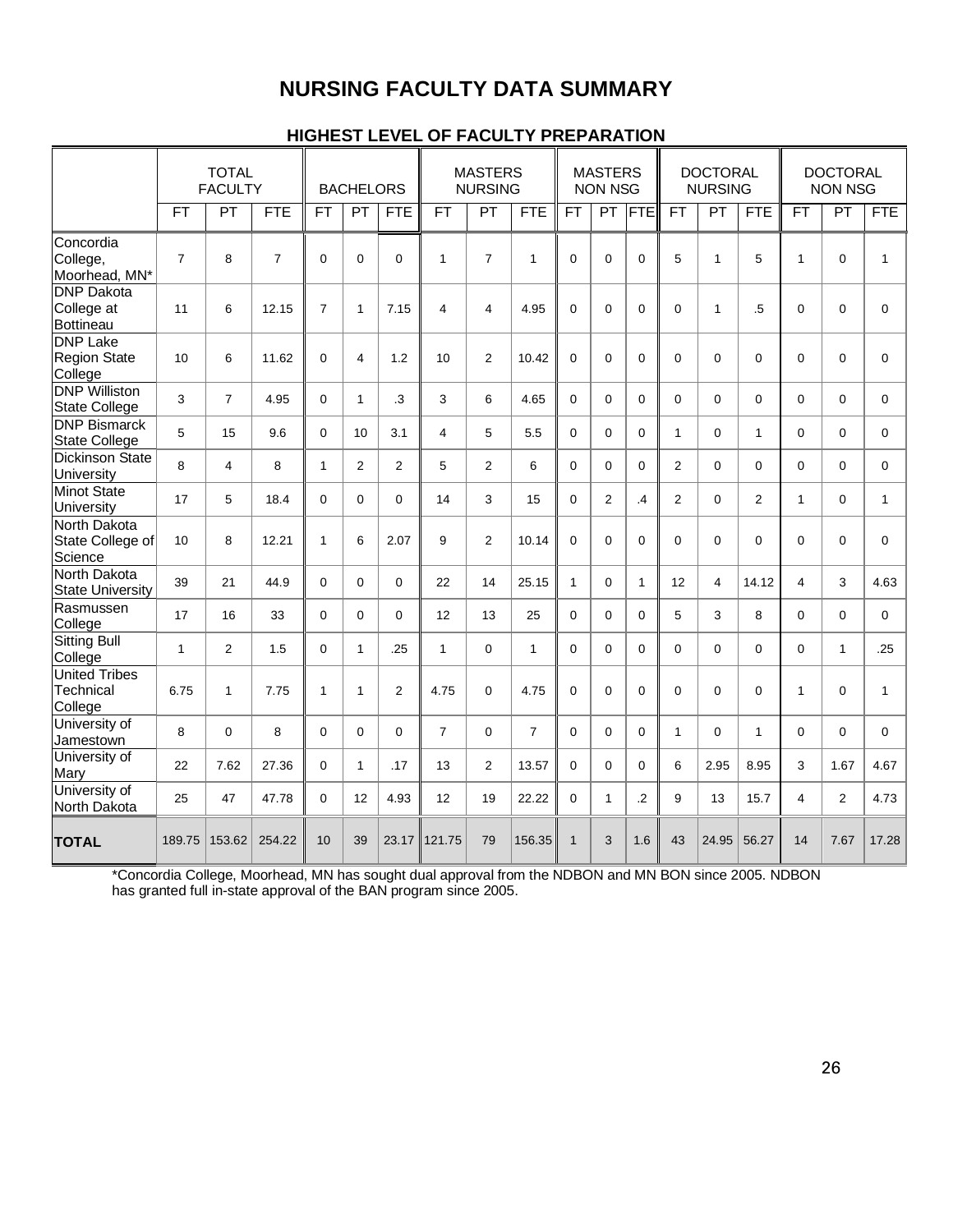# NURSING FACULTY DATA SUMMARY

## HIGHEST LEVEL OF FACULTY PREPARATION

| | TOTAL FACULTY | | | BACHELORS | | | MASTERS NURSING | | | MASTERS NON NSG | | | DOCTORAL NURSING | | | DOCTORAL NON NSG | | |
|---|---|---|---|---|---|---|---|---|---|---|---|---|---|---|---|---|---|---|
| | FT | PT | FTE | FT | PT | FTE | FT | PT | FTE | FT | PT | FTE | FT | PT | FTE | FT | PT | FTE |
| Concordia College, Moorhead, MN* | 7 | 8 | 7 | 0 | 0 | 0 | 1 | 7 | 1 | 0 | 0 | 0 | 5 | 1 | 5 | 1 | 0 | 1 |
| DNP Dakota College at Bottineau | 11 | 6 | 12.15 | 7 | 1 | 7.15 | 4 | 4 | 4.95 | 0 | 0 | 0 | 0 | 1 | .5 | 0 | 0 | 0 |
| DNP Lake Region State College | 10 | 6 | 11.62 | 0 | 4 | 1.2 | 10 | 2 | 10.42 | 0 | 0 | 0 | 0 | 0 | 0 | 0 | 0 | 0 |
| DNP Williston State College | 3 | 7 | 4.95 | 0 | 1 | .3 | 3 | 6 | 4.65 | 0 | 0 | 0 | 0 | 0 | 0 | 0 | 0 | 0 |
| DNP Bismarck State College | 5 | 15 | 9.6 | 0 | 10 | 3.1 | 4 | 5 | 5.5 | 0 | 0 | 0 | 1 | 0 | 1 | 0 | 0 | 0 |
| Dickinson State University | 8 | 4 | 8 | 1 | 2 | 2 | 5 | 2 | 6 | 0 | 0 | 0 | 2 | 0 | 0 | 0 | 0 | 0 |
| Minot State University | 17 | 5 | 18.4 | 0 | 0 | 0 | 14 | 3 | 15 | 0 | 2 | .4 | 2 | 0 | 2 | 1 | 0 | 1 |
| North Dakota State College of Science | 10 | 8 | 12.21 | 1 | 6 | 2.07 | 9 | 2 | 10.14 | 0 | 0 | 0 | 0 | 0 | 0 | 0 | 0 | 0 |
| North Dakota State University | 39 | 21 | 44.9 | 0 | 0 | 0 | 22 | 14 | 25.15 | 1 | 0 | 1 | 12 | 4 | 14.12 | 4 | 3 | 4.63 |
| Rasmussen College | 17 | 16 | 33 | 0 | 0 | 0 | 12 | 13 | 25 | 0 | 0 | 0 | 5 | 3 | 8 | 0 | 0 | 0 |
| Sitting Bull College | 1 | 2 | 1.5 | 0 | 1 | .25 | 1 | 0 | 1 | 0 | 0 | 0 | 0 | 0 | 0 | 0 | 1 | .25 |
| United Tribes Technical College | 6.75 | 1 | 7.75 | 1 | 1 | 2 | 4.75 | 0 | 4.75 | 0 | 0 | 0 | 0 | 0 | 0 | 1 | 0 | 1 |
| University of Jamestown | 8 | 0 | 8 | 0 | 0 | 0 | 7 | 0 | 7 | 0 | 0 | 0 | 1 | 0 | 1 | 0 | 0 | 0 |
| University of Mary | 22 | 7.62 | 27.36 | 0 | 1 | .17 | 13 | 2 | 13.57 | 0 | 0 | 0 | 6 | 2.95 | 8.95 | 3 | 1.67 | 4.67 |
| University of North Dakota | 25 | 47 | 47.78 | 0 | 12 | 4.93 | 12 | 19 | 22.22 | 0 | 1 | .2 | 9 | 13 | 15.7 | 4 | 2 | 4.73 |
| **TOTAL** | 189.75 | 153.62 | 254.22 | 10 | 39 | 23.17 | 121.75 | 79 | 156.35 | 1 | 3 | 1.6 | 43 | 24.95 | 56.27 | 14 | 7.67 | 17.28 |

*Concordia College, Moorhead, MN has sought dual approval from the NDBON and MN BON since 2005. NDBON has granted full in-state approval of the BAN program since 2005.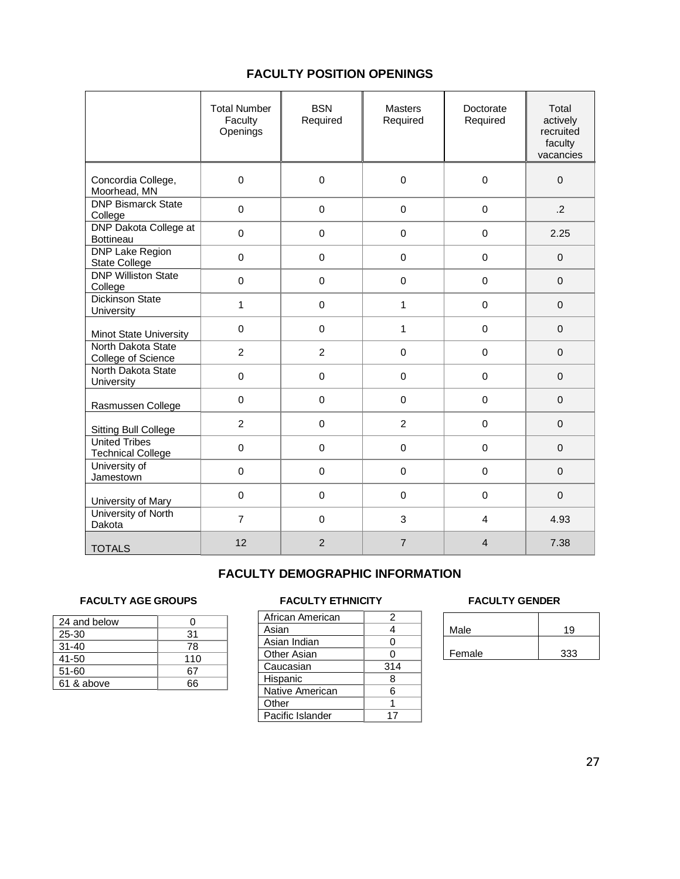## FACULTY POSITION OPENINGS

| | Total Number Faculty Openings | BSN Required | Masters Required | Doctorate Required | Total actively recruited faculty vacancies |
|---|---|---|---|---|---|
| Concordia College, Moorhead, MN | 0 | 0 | 0 | 0 | 0 |
| DNP Bismarck State College | 0 | 0 | 0 | 0 | .2 |
| DNP Dakota College at Bottineau | 0 | 0 | 0 | 0 | 2.25 |
| DNP Lake Region State College | 0 | 0 | 0 | 0 | 0 |
| DNP Williston State College | 0 | 0 | 0 | 0 | 0 |
| Dickinson State University | 1 | 0 | 1 | 0 | 0 |
| Minot State University | 0 | 0 | 1 | 0 | 0 |
| North Dakota State College of Science | 2 | 2 | 0 | 0 | 0 |
| North Dakota State University | 0 | 0 | 0 | 0 | 0 |
| Rasmussen College | 0 | 0 | 0 | 0 | 0 |
| Sitting Bull College | 2 | 0 | 2 | 0 | 0 |
| United Tribes Technical College | 0 | 0 | 0 | 0 | 0 |
| University of Jamestown | 0 | 0 | 0 | 0 | 0 |
| University of Mary | 0 | 0 | 0 | 0 | 0 |
| University of North Dakota | 7 | 0 | 3 | 4 | 4.93 |
| TOTALS | 12 | 2 | 7 | 4 | 7.38 |

## FACULTY DEMOGRAPHIC INFORMATION

### FACULTY AGE GROUPS

| | |
|---|---|
| 24 and below | 0 |
| 25-30 | 31 |
| 31-40 | 78 |
| 41-50 | 110 |
| 51-60 | 67 |
| 61 & above | 66 |

### FACULTY ETHNICITY

| | |
|---|---|
| African American | 2 |
| Asian | 4 |
| Asian Indian | 0 |
| Other Asian | 0 |
| Caucasian | 314 |
| Hispanic | 8 |
| Native American | 6 |
| Other | 1 |
| Pacific Islander | 17 |

### FACULTY GENDER

| | |
|---|---|
| Male | 19 |
| Female | 333 |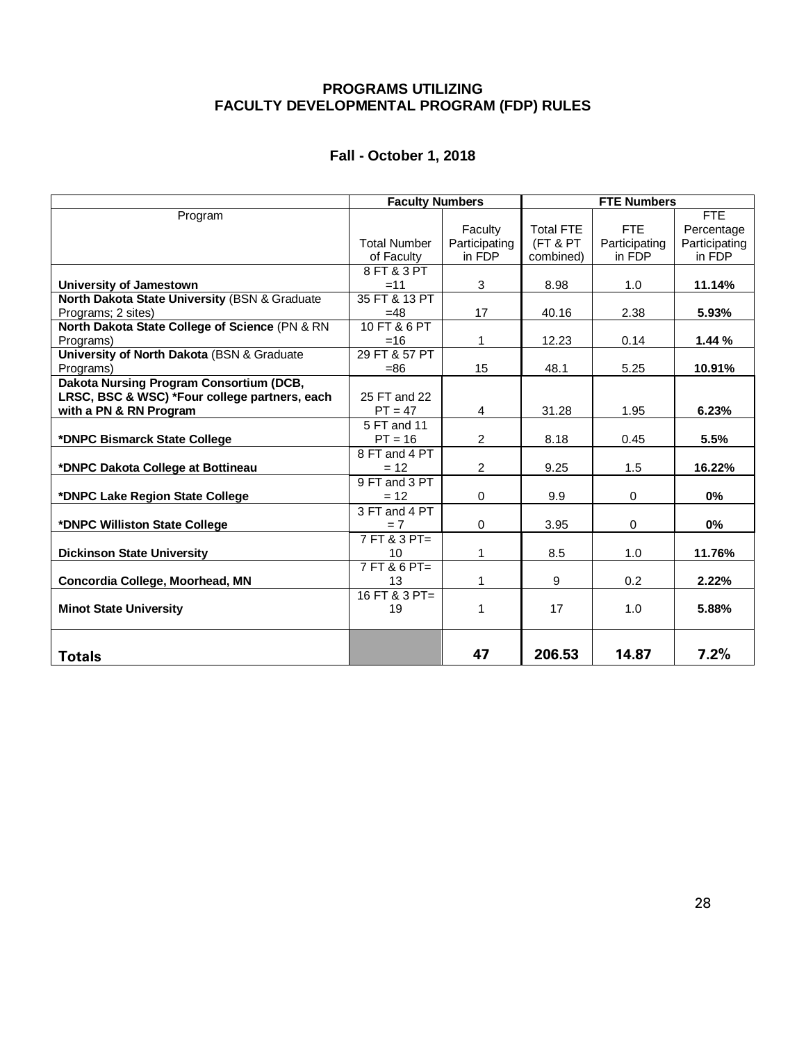# PROGRAMS UTILIZING FACULTY DEVELOPMENTAL PROGRAM (FDP) RULES

## Fall - October 1, 2018

| | Faculty Numbers | | FTE Numbers | | |
|---|---|---|---|---|---|
| Program | Total Number of Faculty | Faculty Participating in FDP | Total FTE (FT & PT combined) | FTE Participating in FDP | FTE Percentage Participating in FDP |
| **University of Jamestown** | 8 FT & 3 PT =11 | 3 | 8.98 | 1.0 | **11.14%** |
| **North Dakota State University** (BSN & Graduate Programs; 2 sites) | 35 FT & 13 PT =48 | 17 | 40.16 | 2.38 | **5.93%** |
| **North Dakota State College of Science** (PN & RN Programs) | 10 FT & 6 PT =16 | 1 | 12.23 | 0.14 | **1.44 %** |
| **University of North Dakota** (BSN & Graduate Programs) | 29 FT & 57 PT =86 | 15 | 48.1 | 5.25 | **10.91%** |
| **Dakota Nursing Program Consortium (DCB, LRSC, BSC & WSC) *Four college partners, each with a PN & RN Program** | 25 FT and 22 PT = 47 | 4 | 31.28 | 1.95 | **6.23%** |
| ***DNPC Bismarck State College** | 5 FT and 11 PT = 16 | 2 | 8.18 | 0.45 | **5.5%** |
| ***DNPC Dakota College at Bottineau** | 8 FT and 4 PT = 12 | 2 | 9.25 | 1.5 | **16.22%** |
| ***DNPC Lake Region State College** | 9 FT and 3 PT = 12 | 0 | 9.9 | 0 | **0%** |
| ***DNPC Williston State College** | 3 FT and 4 PT = 7 | 0 | 3.95 | 0 | **0%** |
| **Dickinson State University** | 7 FT & 3 PT= 10 | 1 | 8.5 | 1.0 | **11.76%** |
| **Concordia College, Moorhead, MN** | 7 FT & 6 PT= 13 | 1 | 9 | 0.2 | **2.22%** |
| **Minot State University** | 16 FT & 3 PT= 19 | 1 | 17 | 1.0 | **5.88%** |
| **Totals** | | **47** | **206.53** | **14.87** | **7.2%** |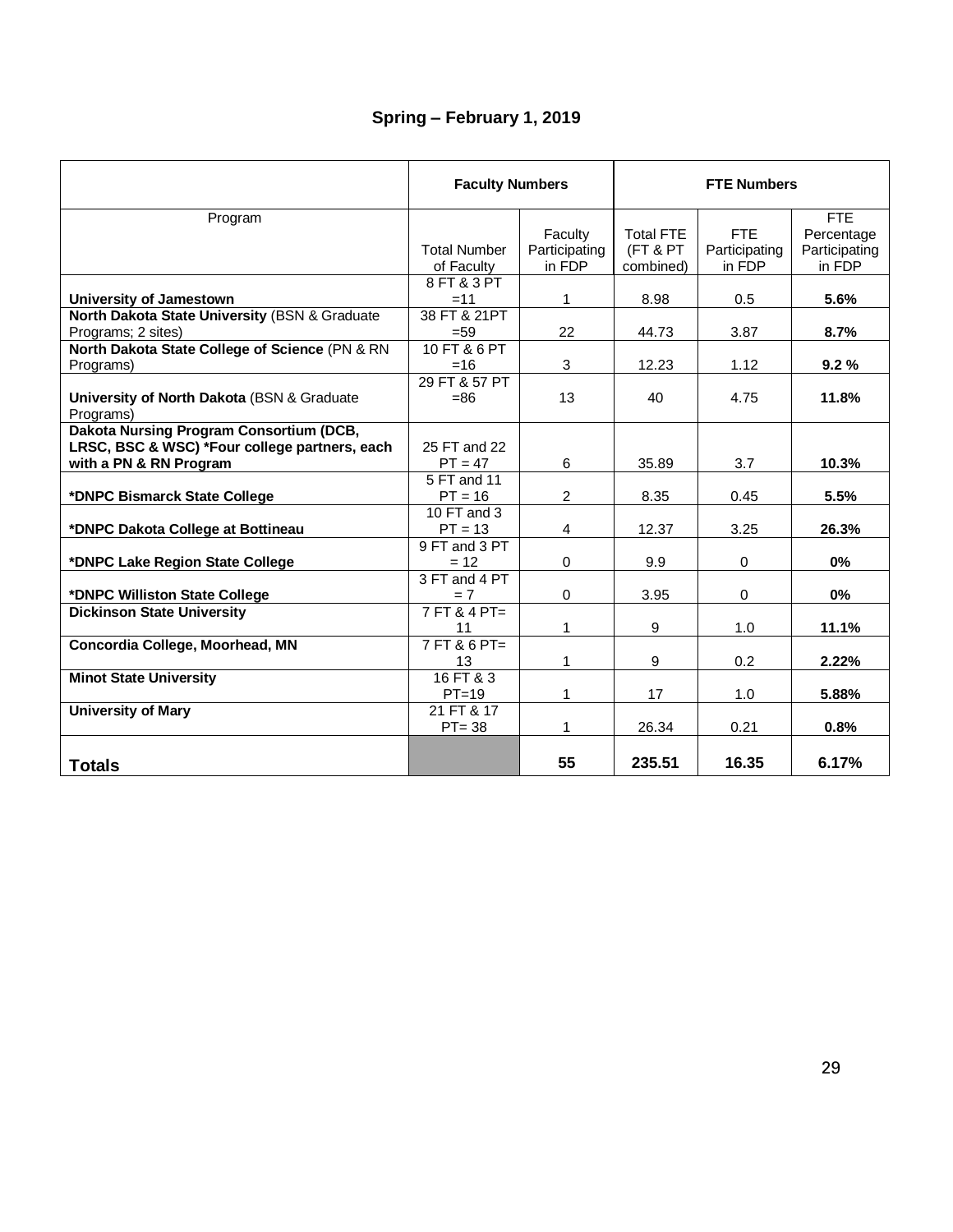**Spring – February 1, 2019**

| | Faculty Numbers | | FTE Numbers | | |
|---|---|---|---|---|---|
| Program | Total Number of Faculty | Faculty Participating in FDP | Total FTE (FT & PT combined) | FTE Participating in FDP | FTE Percentage Participating in FDP |
| **University of Jamestown** | 8 FT & 3 PT =11 | 1 | 8.98 | 0.5 | **5.6%** |
| **North Dakota State University** (BSN & Graduate Programs; 2 sites) | 38 FT & 21PT =59 | 22 | 44.73 | 3.87 | **8.7%** |
| **North Dakota State College of Science** (PN & RN Programs) | 10 FT & 6 PT =16 | 3 | 12.23 | 1.12 | **9.2 %** |
| **University of North Dakota** (BSN & Graduate Programs) | 29 FT & 57 PT =86 | 13 | 40 | 4.75 | **11.8%** |
| **Dakota Nursing Program Consortium (DCB, LRSC, BSC & WSC) *Four college partners, each with a PN & RN Program** | 25 FT and 22 PT = 47 | 6 | 35.89 | 3.7 | **10.3%** |
| ***DNPC Bismarck State College** | 5 FT and 11 PT = 16 | 2 | 8.35 | 0.45 | **5.5%** |
| ***DNPC Dakota College at Bottineau** | 10 FT and 3 PT = 13 | 4 | 12.37 | 3.25 | **26.3%** |
| ***DNPC Lake Region State College** | 9 FT and 3 PT = 12 | 0 | 9.9 | 0 | **0%** |
| ***DNPC Williston State College** | 3 FT and 4 PT = 7 | 0 | 3.95 | 0 | **0%** |
| **Dickinson State University** | 7 FT & 4 PT= 11 | 1 | 9 | 1.0 | **11.1%** |
| **Concordia College, Moorhead, MN** | 7 FT & 6 PT= 13 | 1 | 9 | 0.2 | **2.22%** |
| **Minot State University** | 16 FT & 3 PT=19 | 1 | 17 | 1.0 | **5.88%** |
| **University of Mary** | 21 FT & 17 PT= 38 | 1 | 26.34 | 0.21 | **0.8%** |
| **Totals** | | **55** | **235.51** | **16.35** | **6.17%** |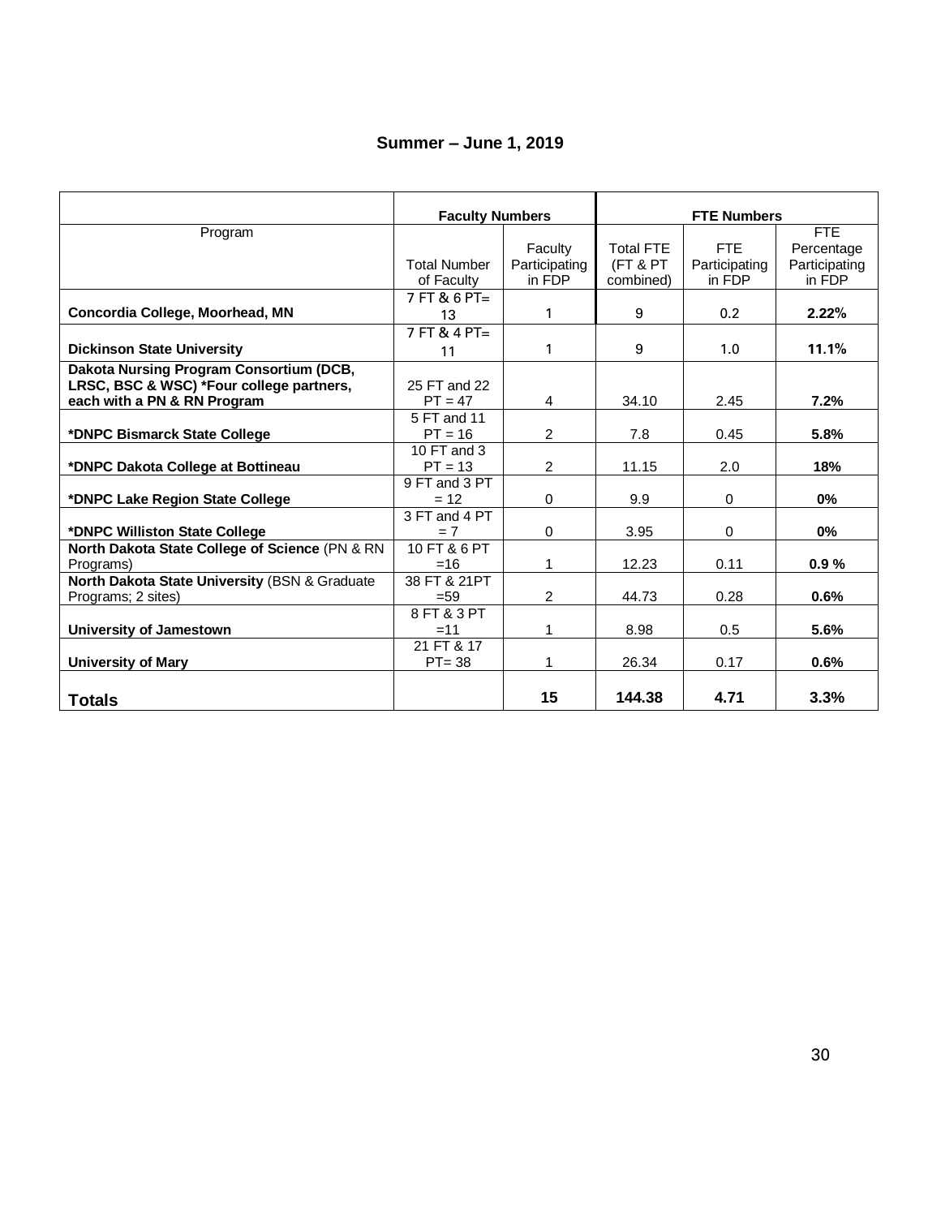**Summer – June 1, 2019**

| | Faculty Numbers | | FTE Numbers | | |
|---|---|---|---|---|---|
| Program | Total Number of Faculty | Faculty Participating in FDP | Total FTE (FT & PT combined) | FTE Participating in FDP | FTE Percentage Participating in FDP |
| **Concordia College, Moorhead, MN** | 7 FT & 6 PT= 13 | 1 | 9 | 0.2 | **2.22%** |
| **Dickinson State University** | 7 FT & 4 PT= 11 | 1 | 9 | 1.0 | **11.1%** |
| **Dakota Nursing Program Consortium (DCB, LRSC, BSC & WSC) *Four college partners, each with a PN & RN Program** | 25 FT and 22 PT = 47 | 4 | 34.10 | 2.45 | **7.2%** |
| ***DNPC Bismarck State College** | 5 FT and 11 PT = 16 | 2 | 7.8 | 0.45 | **5.8%** |
| ***DNPC Dakota College at Bottineau** | 10 FT and 3 PT = 13 | 2 | 11.15 | 2.0 | **18%** |
| ***DNPC Lake Region State College** | 9 FT and 3 PT = 12 | 0 | 9.9 | 0 | **0%** |
| ***DNPC Williston State College** | 3 FT and 4 PT = 7 | 0 | 3.95 | 0 | **0%** |
| **North Dakota State College of Science** (PN & RN Programs) | 10 FT & 6 PT =16 | 1 | 12.23 | 0.11 | **0.9 %** |
| **North Dakota State University** (BSN & Graduate Programs; 2 sites) | 38 FT & 21PT =59 | 2 | 44.73 | 0.28 | **0.6%** |
| **University of Jamestown** | 8 FT & 3 PT =11 | 1 | 8.98 | 0.5 | **5.6%** |
| **University of Mary** | 21 FT & 17 PT= 38 | 1 | 26.34 | 0.17 | **0.6%** |
| **Totals** | | **15** | **144.38** | **4.71** | **3.3%** |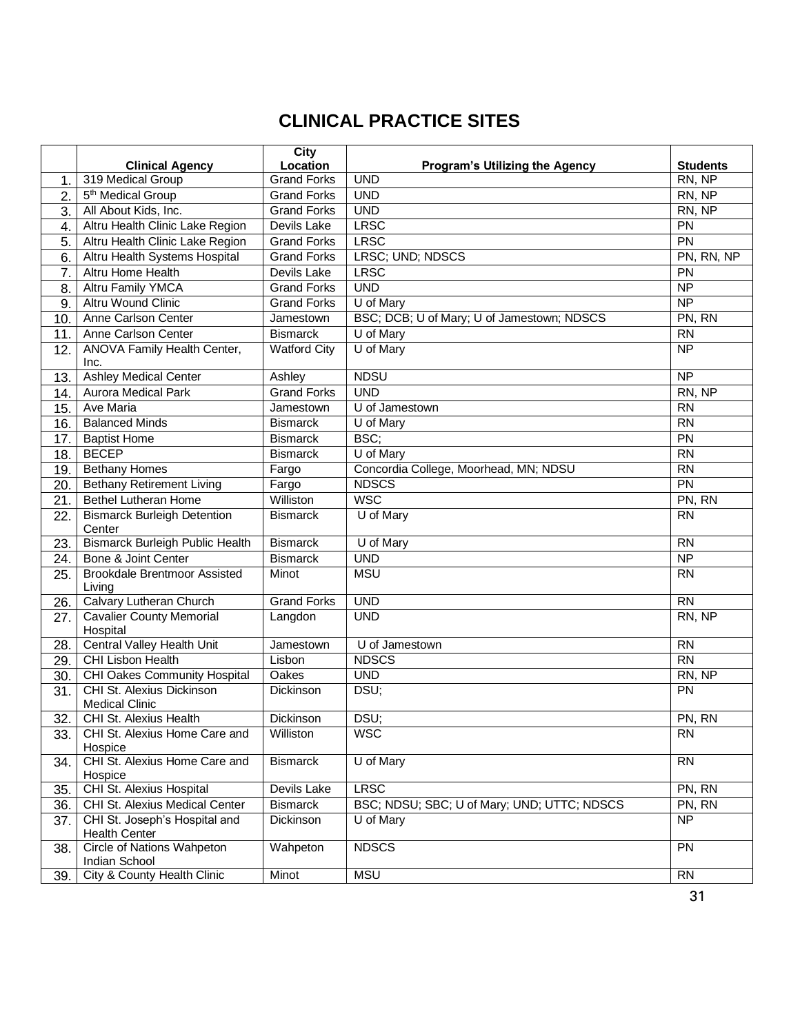# CLINICAL PRACTICE SITES

| | Clinical Agency | City Location | Program's Utilizing the Agency | Students |
|---|---|---|---|---|
| 1. | 319 Medical Group | Grand Forks | UND | RN, NP |
| 2. | 5th Medical Group | Grand Forks | UND | RN, NP |
| 3. | All About Kids, Inc. | Grand Forks | UND | RN, NP |
| 4. | Altru Health Clinic Lake Region | Devils Lake | LRSC | PN |
| 5. | Altru Health Clinic Lake Region | Grand Forks | LRSC | PN |
| 6. | Altru Health Systems Hospital | Grand Forks | LRSC; UND; NDSCS | PN, RN, NP |
| 7. | Altru Home Health | Devils Lake | LRSC | PN |
| 8. | Altru Family YMCA | Grand Forks | UND | NP |
| 9. | Altru Wound Clinic | Grand Forks | U of Mary | NP |
| 10. | Anne Carlson Center | Jamestown | BSC; DCB; U of Mary; U of Jamestown; NDSCS | PN, RN |
| 11. | Anne Carlson Center | Bismarck | U of Mary | RN |
| 12. | ANOVA Family Health Center, Inc. | Watford City | U of Mary | NP |
| 13. | Ashley Medical Center | Ashley | NDSU | NP |
| 14. | Aurora Medical Park | Grand Forks | UND | RN, NP |
| 15. | Ave Maria | Jamestown | U of Jamestown | RN |
| 16. | Balanced Minds | Bismarck | U of Mary | RN |
| 17. | Baptist Home | Bismarck | BSC; | PN |
| 18. | BECEP | Bismarck | U of Mary | RN |
| 19. | Bethany Homes | Fargo | Concordia College, Moorhead, MN; NDSU | RN |
| 20. | Bethany Retirement Living | Fargo | NDSCS | PN |
| 21. | Bethel Lutheran Home | Williston | WSC | PN, RN |
| 22. | Bismarck Burleigh Detention Center | Bismarck | U of Mary | RN |
| 23. | Bismarck Burleigh Public Health | Bismarck | U of Mary | RN |
| 24. | Bone & Joint Center | Bismarck | UND | NP |
| 25. | Brookdale Brentmoor Assisted Living | Minot | MSU | RN |
| 26. | Calvary Lutheran Church | Grand Forks | UND | RN |
| 27. | Cavalier County Memorial Hospital | Langdon | UND | RN, NP |
| 28. | Central Valley Health Unit | Jamestown | U of Jamestown | RN |
| 29. | CHI Lisbon Health | Lisbon | NDSCS | RN |
| 30. | CHI Oakes Community Hospital | Oakes | UND | RN, NP |
| 31. | CHI St. Alexius Dickinson Medical Clinic | Dickinson | DSU; | PN |
| 32. | CHI St. Alexius Health | Dickinson | DSU; | PN, RN |
| 33. | CHI St. Alexius Home Care and Hospice | Williston | WSC | RN |
| 34. | CHI St. Alexius Home Care and Hospice | Bismarck | U of Mary | RN |
| 35. | CHI St. Alexius Hospital | Devils Lake | LRSC | PN, RN |
| 36. | CHI St. Alexius Medical Center | Bismarck | BSC; NDSU; SBC; U of Mary; UND; UTTC; NDSCS | PN, RN |
| 37. | CHI St. Joseph's Hospital and Health Center | Dickinson | U of Mary | NP |
| 38. | Circle of Nations Wahpeton Indian School | Wahpeton | NDSCS | PN |
| 39. | City & County Health Clinic | Minot | MSU | RN |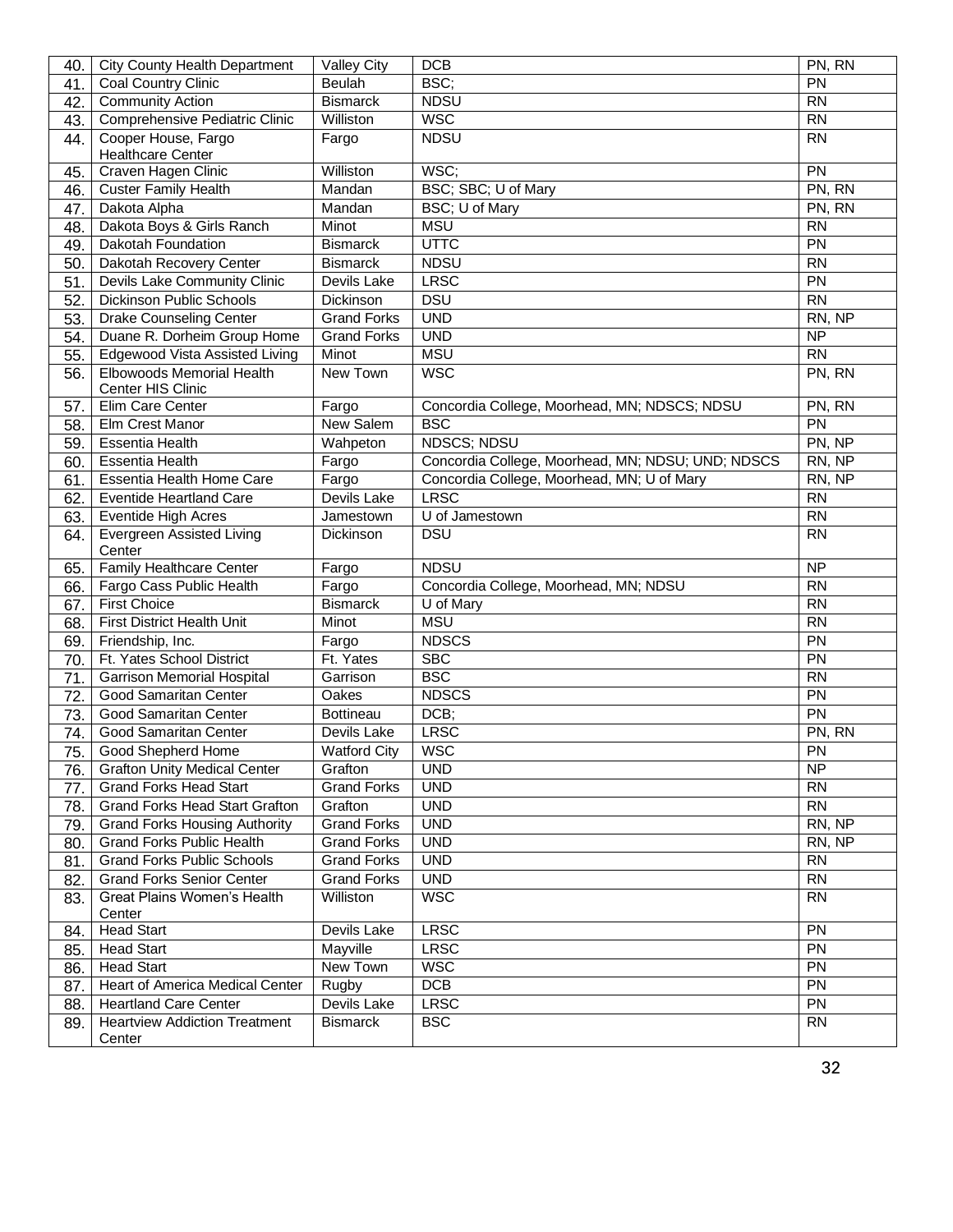| | | | | |
|---|---|---|---|---|
| 40. | City County Health Department | Valley City | DCB | PN, RN |
| 41. | Coal Country Clinic | Beulah | BSC; | PN |
| 42. | Community Action | Bismarck | NDSU | RN |
| 43. | Comprehensive Pediatric Clinic | Williston | WSC | RN |
| 44. | Cooper House, Fargo Healthcare Center | Fargo | NDSU | RN |
| 45. | Craven Hagen Clinic | Williston | WSC; | PN |
| 46. | Custer Family Health | Mandan | BSC; SBC; U of Mary | PN, RN |
| 47. | Dakota Alpha | Mandan | BSC; U of Mary | PN, RN |
| 48. | Dakota Boys & Girls Ranch | Minot | MSU | RN |
| 49. | Dakotah Foundation | Bismarck | UTTC | PN |
| 50. | Dakotah Recovery Center | Bismarck | NDSU | RN |
| 51. | Devils Lake Community Clinic | Devils Lake | LRSC | PN |
| 52. | Dickinson Public Schools | Dickinson | DSU | RN |
| 53. | Drake Counseling Center | Grand Forks | UND | RN, NP |
| 54. | Duane R. Dorheim Group Home | Grand Forks | UND | NP |
| 55. | Edgewood Vista Assisted Living | Minot | MSU | RN |
| 56. | Elbowoods Memorial Health Center HIS Clinic | New Town | WSC | PN, RN |
| 57. | Elim Care Center | Fargo | Concordia College, Moorhead, MN; NDSCS; NDSU | PN, RN |
| 58. | Elm Crest Manor | New Salem | BSC | PN |
| 59. | Essentia Health | Wahpeton | NDSCS; NDSU | PN, NP |
| 60. | Essentia Health | Fargo | Concordia College, Moorhead, MN; NDSU; UND; NDSCS | RN, NP |
| 61. | Essentia Health Home Care | Fargo | Concordia College, Moorhead, MN; U of Mary | RN, NP |
| 62. | Eventide Heartland Care | Devils Lake | LRSC | RN |
| 63. | Eventide High Acres | Jamestown | U of Jamestown | RN |
| 64. | Evergreen Assisted Living Center | Dickinson | DSU | RN |
| 65. | Family Healthcare Center | Fargo | NDSU | NP |
| 66. | Fargo Cass Public Health | Fargo | Concordia College, Moorhead, MN; NDSU | RN |
| 67. | First Choice | Bismarck | U of Mary | RN |
| 68. | First District Health Unit | Minot | MSU | RN |
| 69. | Friendship, Inc. | Fargo | NDSCS | PN |
| 70. | Ft. Yates School District | Ft. Yates | SBC | PN |
| 71. | Garrison Memorial Hospital | Garrison | BSC | RN |
| 72. | Good Samaritan Center | Oakes | NDSCS | PN |
| 73. | Good Samaritan Center | Bottineau | DCB; | PN |
| 74. | Good Samaritan Center | Devils Lake | LRSC | PN, RN |
| 75. | Good Shepherd Home | Watford City | WSC | PN |
| 76. | Grafton Unity Medical Center | Grafton | UND | NP |
| 77. | Grand Forks Head Start | Grand Forks | UND | RN |
| 78. | Grand Forks Head Start Grafton | Grafton | UND | RN |
| 79. | Grand Forks Housing Authority | Grand Forks | UND | RN, NP |
| 80. | Grand Forks Public Health | Grand Forks | UND | RN, NP |
| 81. | Grand Forks Public Schools | Grand Forks | UND | RN |
| 82. | Grand Forks Senior Center | Grand Forks | UND | RN |
| 83. | Great Plains Women's Health Center | Williston | WSC | RN |
| 84. | Head Start | Devils Lake | LRSC | PN |
| 85. | Head Start | Mayville | LRSC | PN |
| 86. | Head Start | New Town | WSC | PN |
| 87. | Heart of America Medical Center | Rugby | DCB | PN |
| 88. | Heartland Care Center | Devils Lake | LRSC | PN |
| 89. | Heartview Addiction Treatment Center | Bismarck | BSC | RN |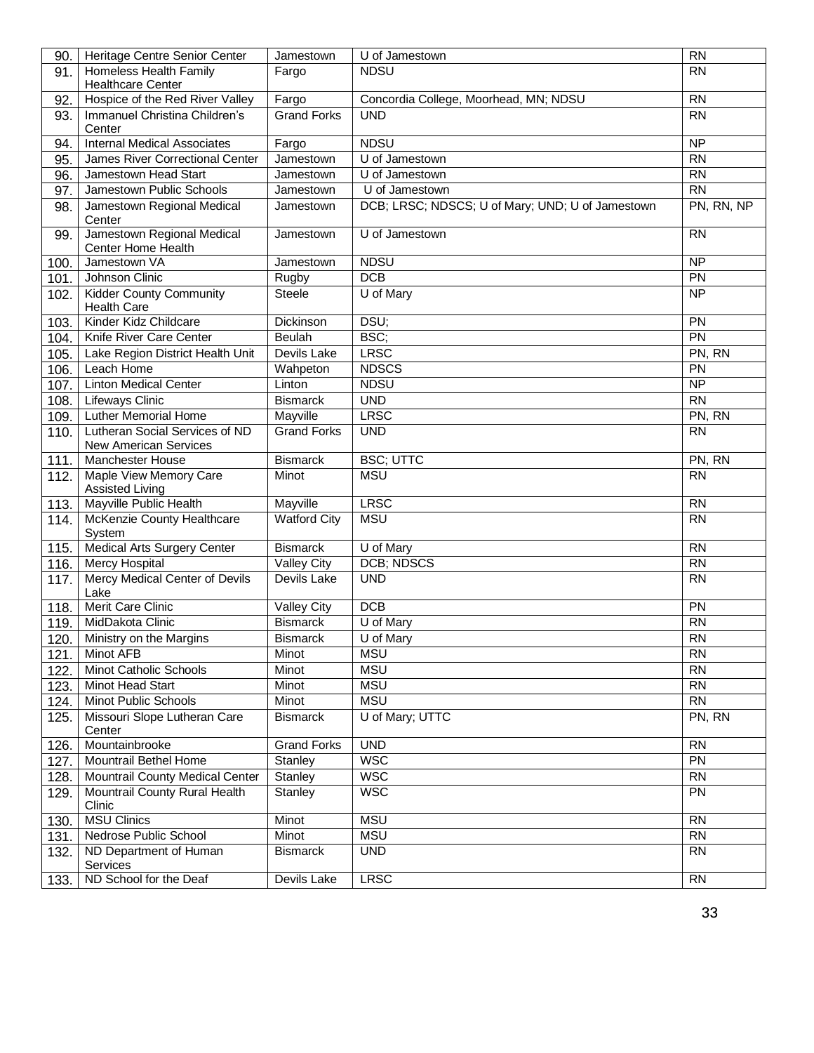| 90. | Heritage Centre Senior Center | Jamestown | U of Jamestown | RN |
|---|---|---|---|---|
| 91. | Homeless Health Family Healthcare Center | Fargo | NDSU | RN |
| 92. | Hospice of the Red River Valley | Fargo | Concordia College, Moorhead, MN; NDSU | RN |
| 93. | Immanuel Christina Children's Center | Grand Forks | UND | RN |
| 94. | Internal Medical Associates | Fargo | NDSU | NP |
| 95. | James River Correctional Center | Jamestown | U of Jamestown | RN |
| 96. | Jamestown Head Start | Jamestown | U of Jamestown | RN |
| 97. | Jamestown Public Schools | Jamestown | U of Jamestown | RN |
| 98. | Jamestown Regional Medical Center | Jamestown | DCB; LRSC; NDSCS; U of Mary; UND; U of Jamestown | PN, RN, NP |
| 99. | Jamestown Regional Medical Center Home Health | Jamestown | U of Jamestown | RN |
| 100. | Jamestown VA | Jamestown | NDSU | NP |
| 101. | Johnson Clinic | Rugby | DCB | PN |
| 102. | Kidder County Community Health Care | Steele | U of Mary | NP |
| 103. | Kinder Kidz Childcare | Dickinson | DSU; | PN |
| 104. | Knife River Care Center | Beulah | BSC; | PN |
| 105. | Lake Region District Health Unit | Devils Lake | LRSC | PN, RN |
| 106. | Leach Home | Wahpeton | NDSCS | PN |
| 107. | Linton Medical Center | Linton | NDSU | NP |
| 108. | Lifeways Clinic | Bismarck | UND | RN |
| 109. | Luther Memorial Home | Mayville | LRSC | PN, RN |
| 110. | Lutheran Social Services of ND New American Services | Grand Forks | UND | RN |
| 111. | Manchester House | Bismarck | BSC; UTTC | PN, RN |
| 112. | Maple View Memory Care Assisted Living | Minot | MSU | RN |
| 113. | Mayville Public Health | Mayville | LRSC | RN |
| 114. | McKenzie County Healthcare System | Watford City | MSU | RN |
| 115. | Medical Arts Surgery Center | Bismarck | U of Mary | RN |
| 116. | Mercy Hospital | Valley City | DCB; NDSCS | RN |
| 117. | Mercy Medical Center of Devils Lake | Devils Lake | UND | RN |
| 118. | Merit Care Clinic | Valley City | DCB | PN |
| 119. | MidDakota Clinic | Bismarck | U of Mary | RN |
| 120. | Ministry on the Margins | Bismarck | U of Mary | RN |
| 121. | Minot AFB | Minot | MSU | RN |
| 122. | Minot Catholic Schools | Minot | MSU | RN |
| 123. | Minot Head Start | Minot | MSU | RN |
| 124. | Minot Public Schools | Minot | MSU | RN |
| 125. | Missouri Slope Lutheran Care Center | Bismarck | U of Mary; UTTC | PN, RN |
| 126. | Mountainbrooke | Grand Forks | UND | RN |
| 127. | Mountrail Bethel Home | Stanley | WSC | PN |
| 128. | Mountrail County Medical Center | Stanley | WSC | RN |
| 129. | Mountrail County Rural Health Clinic | Stanley | WSC | PN |
| 130. | MSU Clinics | Minot | MSU | RN |
| 131. | Nedrose Public School | Minot | MSU | RN |
| 132. | ND Department of Human Services | Bismarck | UND | RN |
| 133. | ND School for the Deaf | Devils Lake | LRSC | RN |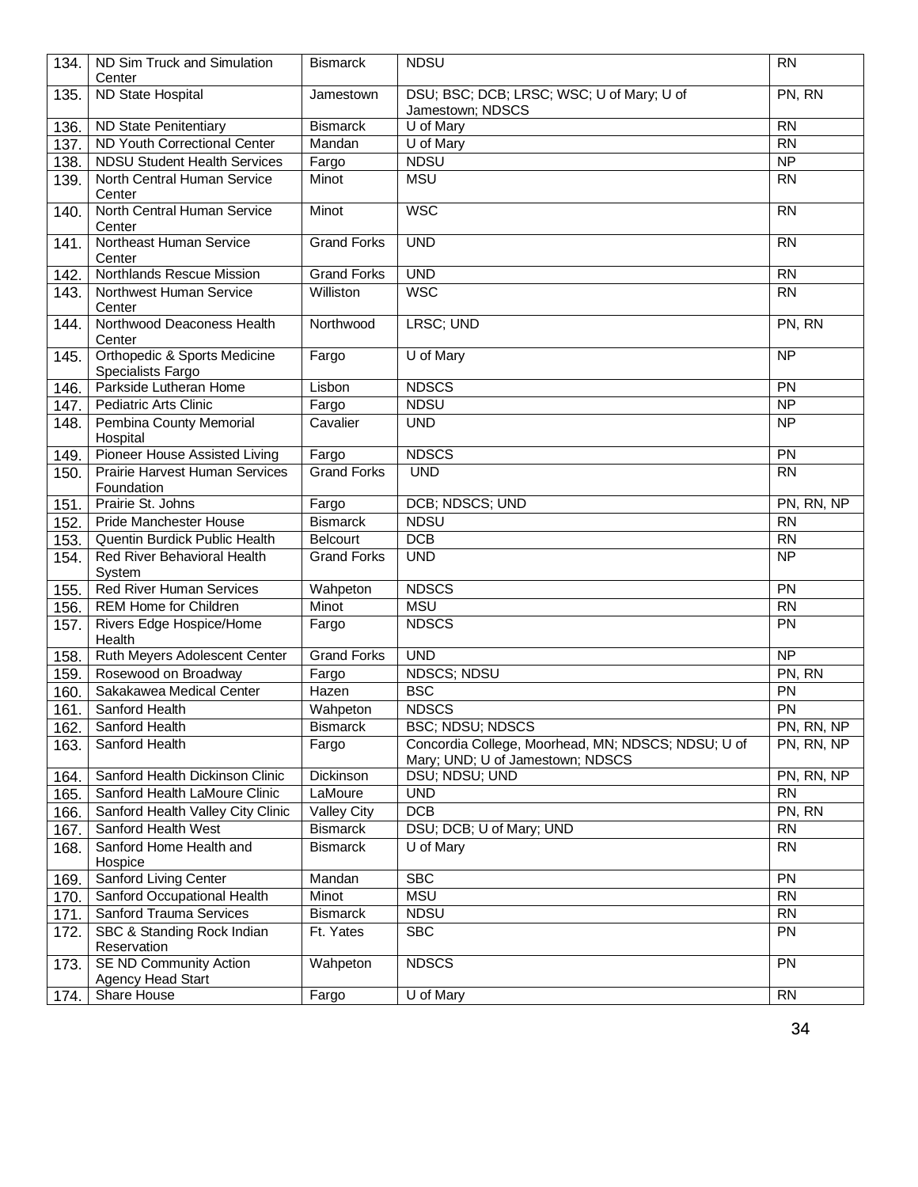| 134. | ND Sim Truck and Simulation Center | Bismarck | NDSU | RN |
|---|---|---|---|---|
| 135. | ND State Hospital | Jamestown | DSU; BSC; DCB; LRSC; WSC; U of Mary; U of Jamestown; NDSCS | PN, RN |
| 136. | ND State Penitentiary | Bismarck | U of Mary | RN |
| 137. | ND Youth Correctional Center | Mandan | U of Mary | RN |
| 138. | NDSU Student Health Services | Fargo | NDSU | NP |
| 139. | North Central Human Service Center | Minot | MSU | RN |
| 140. | North Central Human Service Center | Minot | WSC | RN |
| 141. | Northeast Human Service Center | Grand Forks | UND | RN |
| 142. | Northlands Rescue Mission | Grand Forks | UND | RN |
| 143. | Northwest Human Service Center | Williston | WSC | RN |
| 144. | Northwood Deaconess Health Center | Northwood | LRSC; UND | PN, RN |
| 145. | Orthopedic & Sports Medicine Specialists Fargo | Fargo | U of Mary | NP |
| 146. | Parkside Lutheran Home | Lisbon | NDSCS | PN |
| 147. | Pediatric Arts Clinic | Fargo | NDSU | NP |
| 148. | Pembina County Memorial Hospital | Cavalier | UND | NP |
| 149. | Pioneer House Assisted Living | Fargo | NDSCS | PN |
| 150. | Prairie Harvest Human Services Foundation | Grand Forks | UND | RN |
| 151. | Prairie St. Johns | Fargo | DCB; NDSCS; UND | PN, RN, NP |
| 152. | Pride Manchester House | Bismarck | NDSU | RN |
| 153. | Quentin Burdick Public Health | Belcourt | DCB | RN |
| 154. | Red River Behavioral Health System | Grand Forks | UND | NP |
| 155. | Red River Human Services | Wahpeton | NDSCS | PN |
| 156. | REM Home for Children | Minot | MSU | RN |
| 157. | Rivers Edge Hospice/Home Health | Fargo | NDSCS | PN |
| 158. | Ruth Meyers Adolescent Center | Grand Forks | UND | NP |
| 159. | Rosewood on Broadway | Fargo | NDSCS; NDSU | PN, RN |
| 160. | Sakakawea Medical Center | Hazen | BSC | PN |
| 161. | Sanford Health | Wahpeton | NDSCS | PN |
| 162. | Sanford Health | Bismarck | BSC; NDSU; NDSCS | PN, RN, NP |
| 163. | Sanford Health | Fargo | Concordia College, Moorhead, MN; NDSCS; NDSU; U of Mary; UND; U of Jamestown; NDSCS | PN, RN, NP |
| 164. | Sanford Health Dickinson Clinic | Dickinson | DSU; NDSU; UND | PN, RN, NP |
| 165. | Sanford Health LaMoure Clinic | LaMoure | UND | RN |
| 166. | Sanford Health Valley City Clinic | Valley City | DCB | PN, RN |
| 167. | Sanford Health West | Bismarck | DSU; DCB; U of Mary; UND | RN |
| 168. | Sanford Home Health and Hospice | Bismarck | U of Mary | RN |
| 169. | Sanford Living Center | Mandan | SBC | PN |
| 170. | Sanford Occupational Health | Minot | MSU | RN |
| 171. | Sanford Trauma Services | Bismarck | NDSU | RN |
| 172. | SBC & Standing Rock Indian Reservation | Ft. Yates | SBC | PN |
| 173. | SE ND Community Action Agency Head Start | Wahpeton | NDSCS | PN |
| 174. | Share House | Fargo | U of Mary | RN |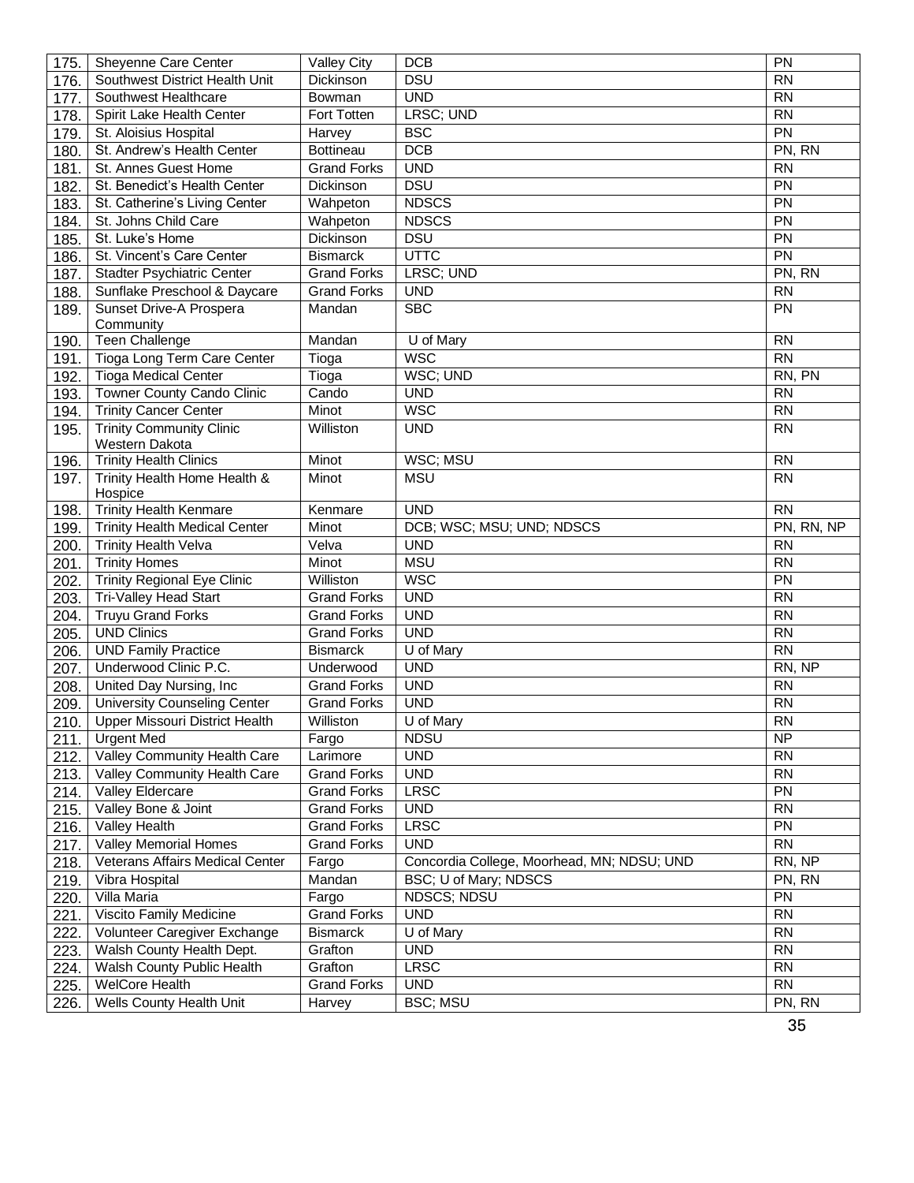| | | | | |
|---|---|---|---|---|
| 175. | Sheyenne Care Center | Valley City | DCB | PN |
| 176. | Southwest District Health Unit | Dickinson | DSU | RN |
| 177. | Southwest Healthcare | Bowman | UND | RN |
| 178. | Spirit Lake Health Center | Fort Totten | LRSC; UND | RN |
| 179. | St. Aloisius Hospital | Harvey | BSC | PN |
| 180. | St. Andrew's Health Center | Bottineau | DCB | PN, RN |
| 181. | St. Annes Guest Home | Grand Forks | UND | RN |
| 182. | St. Benedict's Health Center | Dickinson | DSU | PN |
| 183. | St. Catherine's Living Center | Wahpeton | NDSCS | PN |
| 184. | St. Johns Child Care | Wahpeton | NDSCS | PN |
| 185. | St. Luke's Home | Dickinson | DSU | PN |
| 186. | St. Vincent's Care Center | Bismarck | UTTC | PN |
| 187. | Stadter Psychiatric Center | Grand Forks | LRSC; UND | PN, RN |
| 188. | Sunflake Preschool & Daycare | Grand Forks | UND | RN |
| 189. | Sunset Drive-A Prospera Community | Mandan | SBC | PN |
| 190. | Teen Challenge | Mandan | U of Mary | RN |
| 191. | Tioga Long Term Care Center | Tioga | WSC | RN |
| 192. | Tioga Medical Center | Tioga | WSC; UND | RN, PN |
| 193. | Towner County Cando Clinic | Cando | UND | RN |
| 194. | Trinity Cancer Center | Minot | WSC | RN |
| 195. | Trinity Community Clinic Western Dakota | Williston | UND | RN |
| 196. | Trinity Health Clinics | Minot | WSC; MSU | RN |
| 197. | Trinity Health Home Health & Hospice | Minot | MSU | RN |
| 198. | Trinity Health Kenmare | Kenmare | UND | RN |
| 199. | Trinity Health Medical Center | Minot | DCB; WSC; MSU; UND; NDSCS | PN, RN, NP |
| 200. | Trinity Health Velva | Velva | UND | RN |
| 201. | Trinity Homes | Minot | MSU | RN |
| 202. | Trinity Regional Eye Clinic | Williston | WSC | PN |
| 203. | Tri-Valley Head Start | Grand Forks | UND | RN |
| 204. | Truyu Grand Forks | Grand Forks | UND | RN |
| 205. | UND Clinics | Grand Forks | UND | RN |
| 206. | UND Family Practice | Bismarck | U of Mary | RN |
| 207. | Underwood Clinic P.C. | Underwood | UND | RN, NP |
| 208. | United Day Nursing, Inc | Grand Forks | UND | RN |
| 209. | University Counseling Center | Grand Forks | UND | RN |
| 210. | Upper Missouri District Health | Williston | U of Mary | RN |
| 211. | Urgent Med | Fargo | NDSU | NP |
| 212. | Valley Community Health Care | Larimore | UND | RN |
| 213. | Valley Community Health Care | Grand Forks | UND | RN |
| 214. | Valley Eldercare | Grand Forks | LRSC | PN |
| 215. | Valley Bone & Joint | Grand Forks | UND | RN |
| 216. | Valley Health | Grand Forks | LRSC | PN |
| 217. | Valley Memorial Homes | Grand Forks | UND | RN |
| 218. | Veterans Affairs Medical Center | Fargo | Concordia College, Moorhead, MN; NDSU; UND | RN, NP |
| 219. | Vibra Hospital | Mandan | BSC; U of Mary; NDSCS | PN, RN |
| 220. | Villa Maria | Fargo | NDSCS; NDSU | PN |
| 221. | Viscito Family Medicine | Grand Forks | UND | RN |
| 222. | Volunteer Caregiver Exchange | Bismarck | U of Mary | RN |
| 223. | Walsh County Health Dept. | Grafton | UND | RN |
| 224. | Walsh County Public Health | Grafton | LRSC | RN |
| 225. | WelCore Health | Grand Forks | UND | RN |
| 226. | Wells County Health Unit | Harvey | BSC; MSU | PN, RN |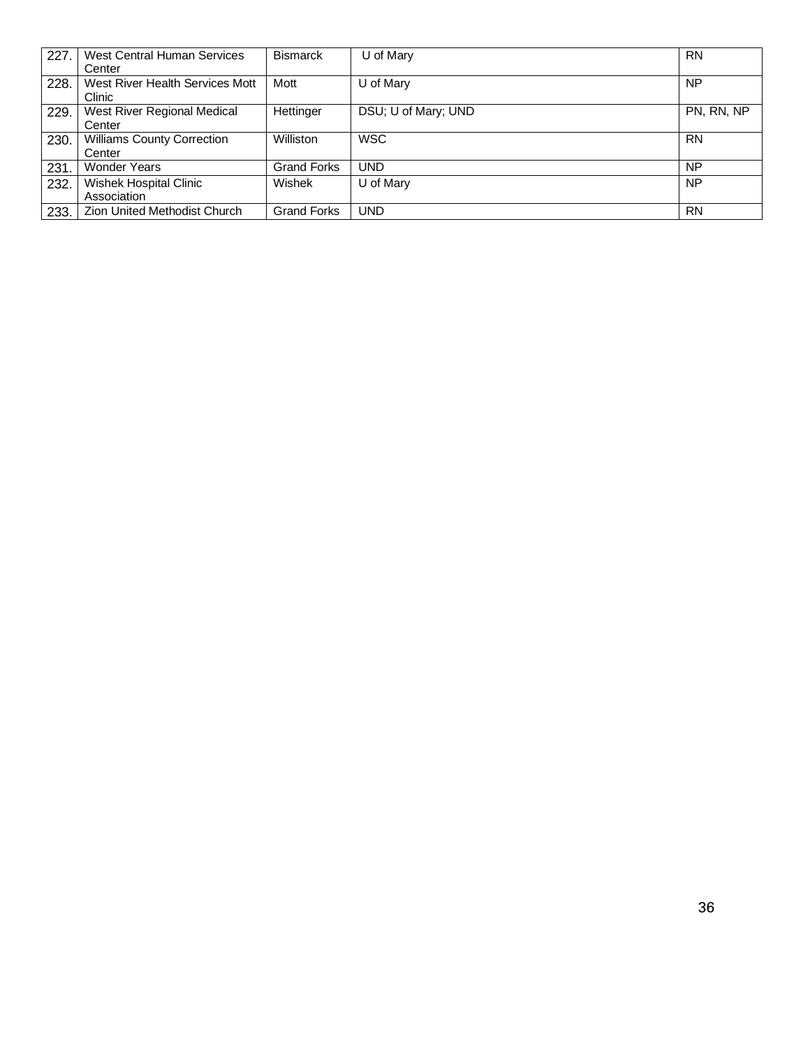| 227. | West Central Human Services Center | Bismarck | U of Mary | RN |
|---|---|---|---|---|
| 228. | West River Health Services Mott Clinic | Mott | U of Mary | NP |
| 229. | West River Regional Medical Center | Hettinger | DSU; U of Mary; UND | PN, RN, NP |
| 230. | Williams County Correction Center | Williston | WSC | RN |
| 231. | Wonder Years | Grand Forks | UND | NP |
| 232. | Wishek Hospital Clinic Association | Wishek | U of Mary | NP |
| 233. | Zion United Methodist Church | Grand Forks | UND | RN |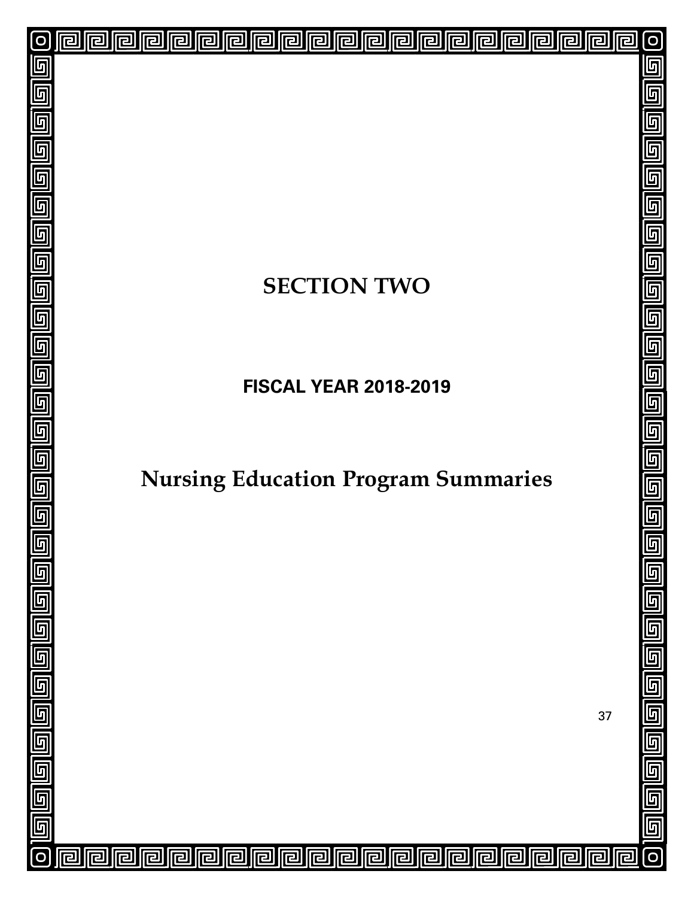# SECTION TWO

## FISCAL YEAR 2018-2019

# Nursing Education Program Summaries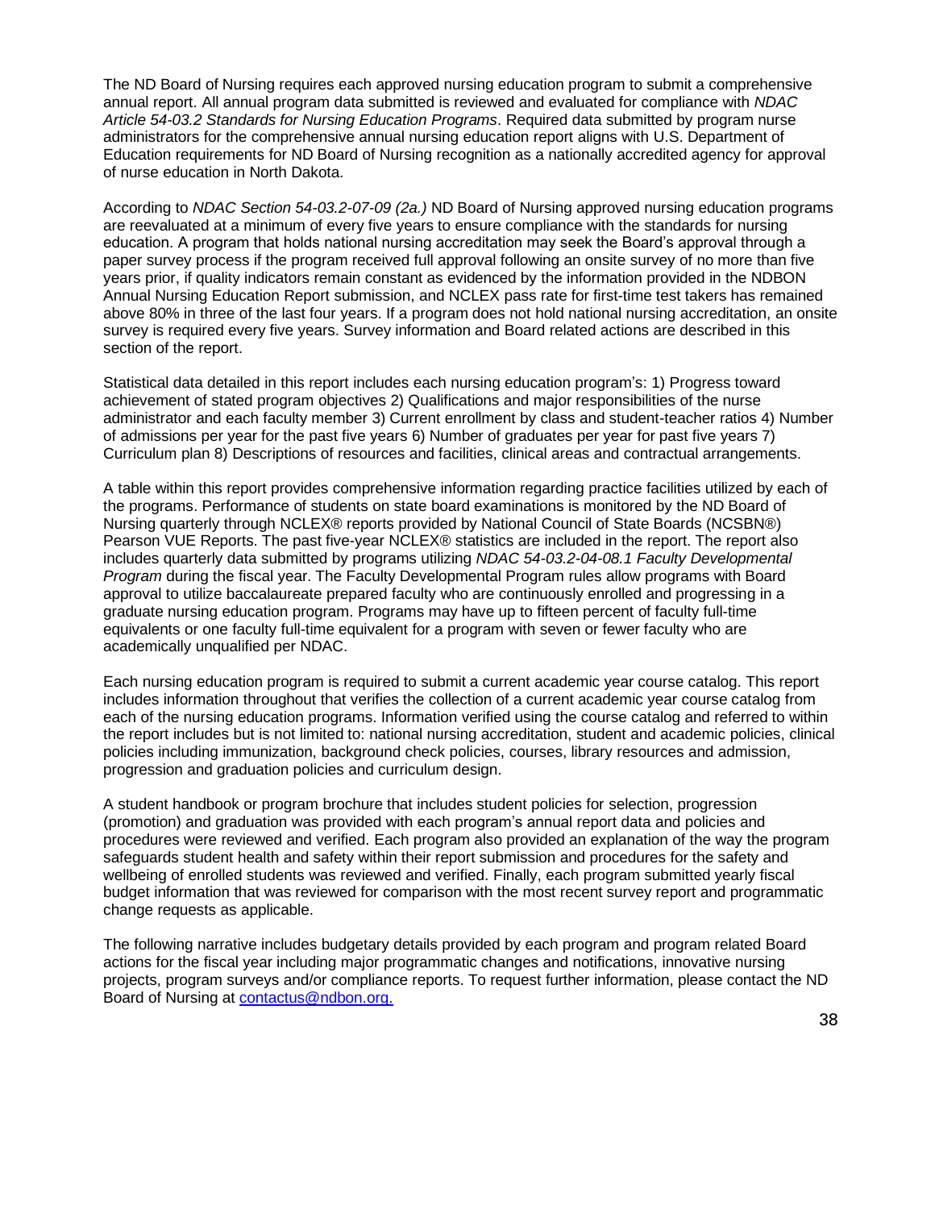The ND Board of Nursing requires each approved nursing education program to submit a comprehensive annual report. All annual program data submitted is reviewed and evaluated for compliance with *NDAC Article 54-03.2 Standards for Nursing Education Programs*. Required data submitted by program nurse administrators for the comprehensive annual nursing education report aligns with U.S. Department of Education requirements for ND Board of Nursing recognition as a nationally accredited agency for approval of nurse education in North Dakota.

According to *NDAC Section 54-03.2-07-09 (2a.)* ND Board of Nursing approved nursing education programs are reevaluated at a minimum of every five years to ensure compliance with the standards for nursing education. A program that holds national nursing accreditation may seek the Board's approval through a paper survey process if the program received full approval following an onsite survey of no more than five years prior, if quality indicators remain constant as evidenced by the information provided in the NDBON Annual Nursing Education Report submission, and NCLEX pass rate for first-time test takers has remained above 80% in three of the last four years. If a program does not hold national nursing accreditation, an onsite survey is required every five years. Survey information and Board related actions are described in this section of the report.

Statistical data detailed in this report includes each nursing education program's: 1) Progress toward achievement of stated program objectives 2) Qualifications and major responsibilities of the nurse administrator and each faculty member 3) Current enrollment by class and student-teacher ratios 4) Number of admissions per year for the past five years 6) Number of graduates per year for past five years 7) Curriculum plan 8) Descriptions of resources and facilities, clinical areas and contractual arrangements.

A table within this report provides comprehensive information regarding practice facilities utilized by each of the programs. Performance of students on state board examinations is monitored by the ND Board of Nursing quarterly through NCLEX® reports provided by National Council of State Boards (NCSBN®) Pearson VUE Reports. The past five-year NCLEX® statistics are included in the report. The report also includes quarterly data submitted by programs utilizing *NDAC 54-03.2-04-08.1 Faculty Developmental Program* during the fiscal year. The Faculty Developmental Program rules allow programs with Board approval to utilize baccalaureate prepared faculty who are continuously enrolled and progressing in a graduate nursing education program. Programs may have up to fifteen percent of faculty full-time equivalents or one faculty full-time equivalent for a program with seven or fewer faculty who are academically unqualified per NDAC.

Each nursing education program is required to submit a current academic year course catalog. This report includes information throughout that verifies the collection of a current academic year course catalog from each of the nursing education programs. Information verified using the course catalog and referred to within the report includes but is not limited to: national nursing accreditation, student and academic policies, clinical policies including immunization, background check policies, courses, library resources and admission, progression and graduation policies and curriculum design.

A student handbook or program brochure that includes student policies for selection, progression (promotion) and graduation was provided with each program's annual report data and policies and procedures were reviewed and verified. Each program also provided an explanation of the way the program safeguards student health and safety within their report submission and procedures for the safety and wellbeing of enrolled students was reviewed and verified. Finally, each program submitted yearly fiscal budget information that was reviewed for comparison with the most recent survey report and programmatic change requests as applicable.

The following narrative includes budgetary details provided by each program and program related Board actions for the fiscal year including major programmatic changes and notifications, innovative nursing projects, program surveys and/or compliance reports. To request further information, please contact the ND Board of Nursing at [contactus@ndbon.org.](mailto:contactus@ndbon.org)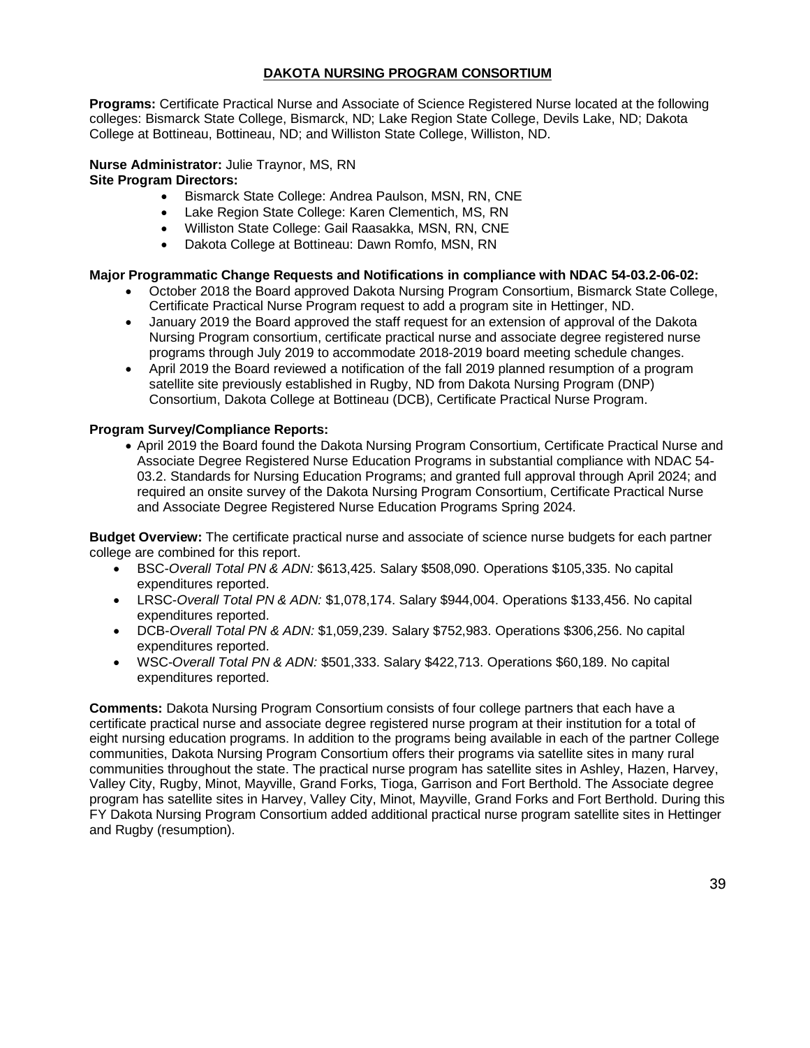## DAKOTA NURSING PROGRAM CONSORTIUM

**Programs:** Certificate Practical Nurse and Associate of Science Registered Nurse located at the following colleges: Bismarck State College, Bismarck, ND; Lake Region State College, Devils Lake, ND; Dakota College at Bottineau, Bottineau, ND; and Williston State College, Williston, ND.

**Nurse Administrator:** Julie Traynor, MS, RN
**Site Program Directors:**

- Bismarck State College: Andrea Paulson, MSN, RN, CNE
- Lake Region State College: Karen Clementich, MS, RN
- Williston State College: Gail Raasakka, MSN, RN, CNE
- Dakota College at Bottineau: Dawn Romfo, MSN, RN

**Major Programmatic Change Requests and Notifications in compliance with NDAC 54-03.2-06-02:**

- October 2018 the Board approved Dakota Nursing Program Consortium, Bismarck State College, Certificate Practical Nurse Program request to add a program site in Hettinger, ND.
- January 2019 the Board approved the staff request for an extension of approval of the Dakota Nursing Program consortium, certificate practical nurse and associate degree registered nurse programs through July 2019 to accommodate 2018-2019 board meeting schedule changes.
- April 2019 the Board reviewed a notification of the fall 2019 planned resumption of a program satellite site previously established in Rugby, ND from Dakota Nursing Program (DNP) Consortium, Dakota College at Bottineau (DCB), Certificate Practical Nurse Program.

**Program Survey/Compliance Reports:**

- April 2019 the Board found the Dakota Nursing Program Consortium, Certificate Practical Nurse and Associate Degree Registered Nurse Education Programs in substantial compliance with NDAC 54-03.2. Standards for Nursing Education Programs; and granted full approval through April 2024; and required an onsite survey of the Dakota Nursing Program Consortium, Certificate Practical Nurse and Associate Degree Registered Nurse Education Programs Spring 2024.

**Budget Overview:** The certificate practical nurse and associate of science nurse budgets for each partner college are combined for this report.

- BSC-*Overall Total PN & ADN:* $613,425. Salary $508,090. Operations $105,335. No capital expenditures reported.
- LRSC-*Overall Total PN & ADN:* $1,078,174. Salary $944,004. Operations $133,456. No capital expenditures reported.
- DCB-*Overall Total PN & ADN:* $1,059,239. Salary $752,983. Operations $306,256. No capital expenditures reported.
- WSC-*Overall Total PN & ADN:* $501,333. Salary $422,713. Operations $60,189. No capital expenditures reported.

**Comments:** Dakota Nursing Program Consortium consists of four college partners that each have a certificate practical nurse and associate degree registered nurse program at their institution for a total of eight nursing education programs. In addition to the programs being available in each of the partner College communities, Dakota Nursing Program Consortium offers their programs via satellite sites in many rural communities throughout the state. The practical nurse program has satellite sites in Ashley, Hazen, Harvey, Valley City, Rugby, Minot, Mayville, Grand Forks, Tioga, Garrison and Fort Berthold. The Associate degree program has satellite sites in Harvey, Valley City, Minot, Mayville, Grand Forks and Fort Berthold. During this FY Dakota Nursing Program Consortium added additional practical nurse program satellite sites in Hettinger and Rugby (resumption).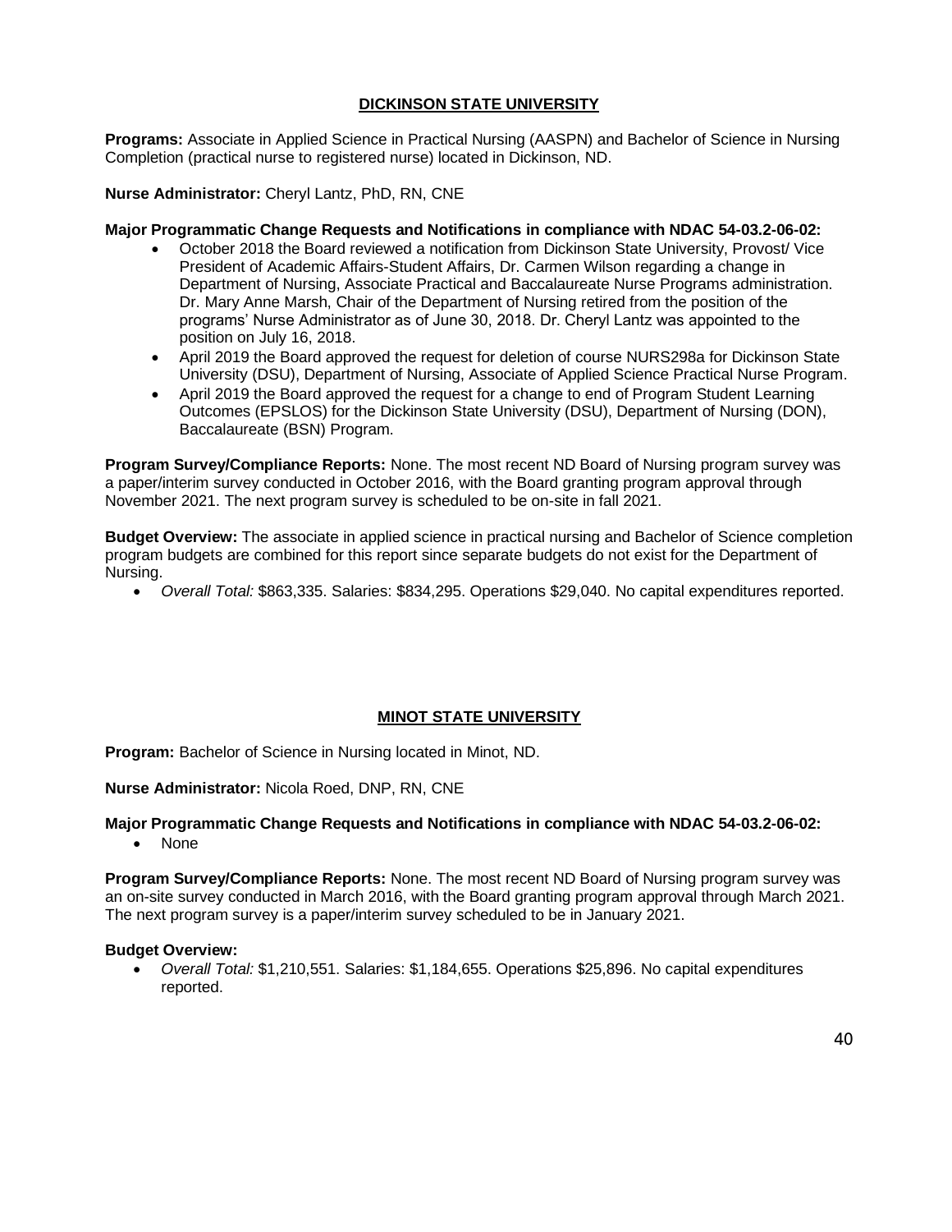## DICKINSON STATE UNIVERSITY

**Programs:** Associate in Applied Science in Practical Nursing (AASPN) and Bachelor of Science in Nursing Completion (practical nurse to registered nurse) located in Dickinson, ND.

**Nurse Administrator:** Cheryl Lantz, PhD, RN, CNE

**Major Programmatic Change Requests and Notifications in compliance with NDAC 54-03.2-06-02:**

- October 2018 the Board reviewed a notification from Dickinson State University, Provost/ Vice President of Academic Affairs-Student Affairs, Dr. Carmen Wilson regarding a change in Department of Nursing, Associate Practical and Baccalaureate Nurse Programs administration. Dr. Mary Anne Marsh, Chair of the Department of Nursing retired from the position of the programs' Nurse Administrator as of June 30, 2018. Dr. Cheryl Lantz was appointed to the position on July 16, 2018.
- April 2019 the Board approved the request for deletion of course NURS298a for Dickinson State University (DSU), Department of Nursing, Associate of Applied Science Practical Nurse Program.
- April 2019 the Board approved the request for a change to end of Program Student Learning Outcomes (EPSLOS) for the Dickinson State University (DSU), Department of Nursing (DON), Baccalaureate (BSN) Program.

**Program Survey/Compliance Reports:** None. The most recent ND Board of Nursing program survey was a paper/interim survey conducted in October 2016, with the Board granting program approval through November 2021. The next program survey is scheduled to be on-site in fall 2021.

**Budget Overview:** The associate in applied science in practical nursing and Bachelor of Science completion program budgets are combined for this report since separate budgets do not exist for the Department of Nursing.

- *Overall Total:* $863,335. Salaries: $834,295. Operations $29,040. No capital expenditures reported.

## MINOT STATE UNIVERSITY

**Program:** Bachelor of Science in Nursing located in Minot, ND.

**Nurse Administrator:** Nicola Roed, DNP, RN, CNE

**Major Programmatic Change Requests and Notifications in compliance with NDAC 54-03.2-06-02:**

- None

**Program Survey/Compliance Reports:** None. The most recent ND Board of Nursing program survey was an on-site survey conducted in March 2016, with the Board granting program approval through March 2021. The next program survey is a paper/interim survey scheduled to be in January 2021.

**Budget Overview:**

- *Overall Total:* $1,210,551. Salaries: $1,184,655. Operations $25,896. No capital expenditures reported.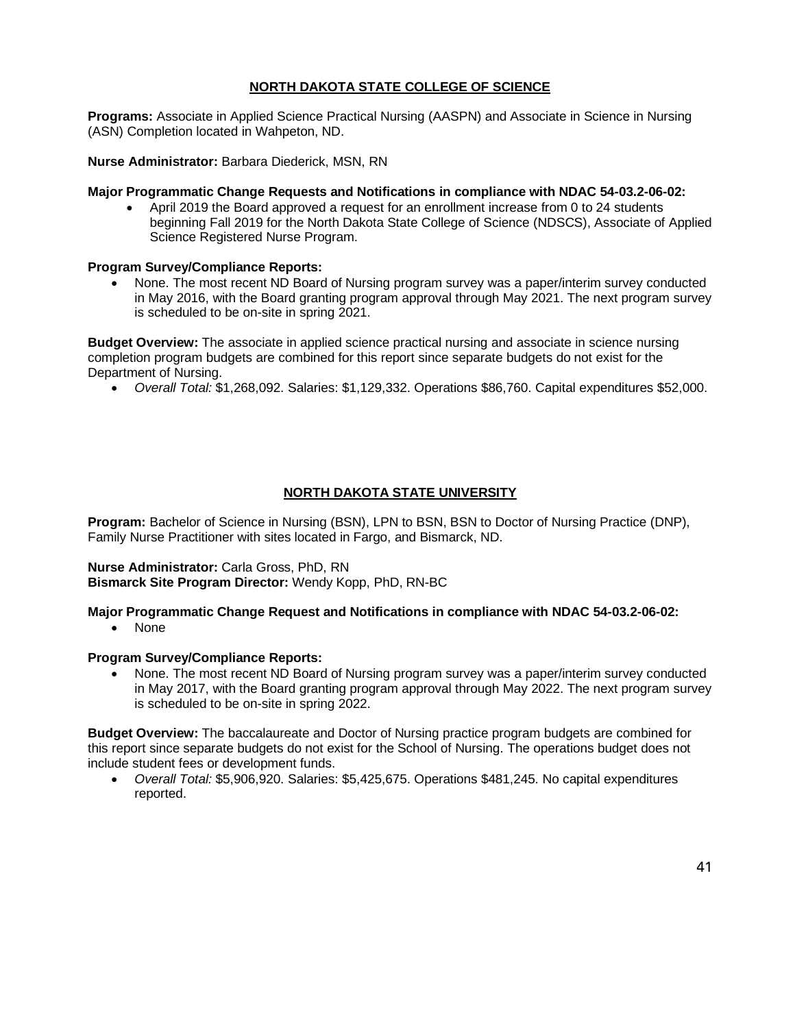## NORTH DAKOTA STATE COLLEGE OF SCIENCE

**Programs:** Associate in Applied Science Practical Nursing (AASPN) and Associate in Science in Nursing (ASN) Completion located in Wahpeton, ND.

**Nurse Administrator:** Barbara Diederick, MSN, RN

**Major Programmatic Change Requests and Notifications in compliance with NDAC 54-03.2-06-02:**

- April 2019 the Board approved a request for an enrollment increase from 0 to 24 students beginning Fall 2019 for the North Dakota State College of Science (NDSCS), Associate of Applied Science Registered Nurse Program.

**Program Survey/Compliance Reports:**

- None. The most recent ND Board of Nursing program survey was a paper/interim survey conducted in May 2016, with the Board granting program approval through May 2021. The next program survey is scheduled to be on-site in spring 2021.

**Budget Overview:** The associate in applied science practical nursing and associate in science nursing completion program budgets are combined for this report since separate budgets do not exist for the Department of Nursing.

- *Overall Total:* $1,268,092. Salaries: $1,129,332. Operations $86,760. Capital expenditures $52,000.

## NORTH DAKOTA STATE UNIVERSITY

**Program:** Bachelor of Science in Nursing (BSN), LPN to BSN, BSN to Doctor of Nursing Practice (DNP), Family Nurse Practitioner with sites located in Fargo, and Bismarck, ND.

**Nurse Administrator:** Carla Gross, PhD, RN
**Bismarck Site Program Director:** Wendy Kopp, PhD, RN-BC

**Major Programmatic Change Request and Notifications in compliance with NDAC 54-03.2-06-02:**

- None

**Program Survey/Compliance Reports:**

- None. The most recent ND Board of Nursing program survey was a paper/interim survey conducted in May 2017, with the Board granting program approval through May 2022. The next program survey is scheduled to be on-site in spring 2022.

**Budget Overview:** The baccalaureate and Doctor of Nursing practice program budgets are combined for this report since separate budgets do not exist for the School of Nursing. The operations budget does not include student fees or development funds.

- *Overall Total:* $5,906,920. Salaries: $5,425,675. Operations $481,245. No capital expenditures reported.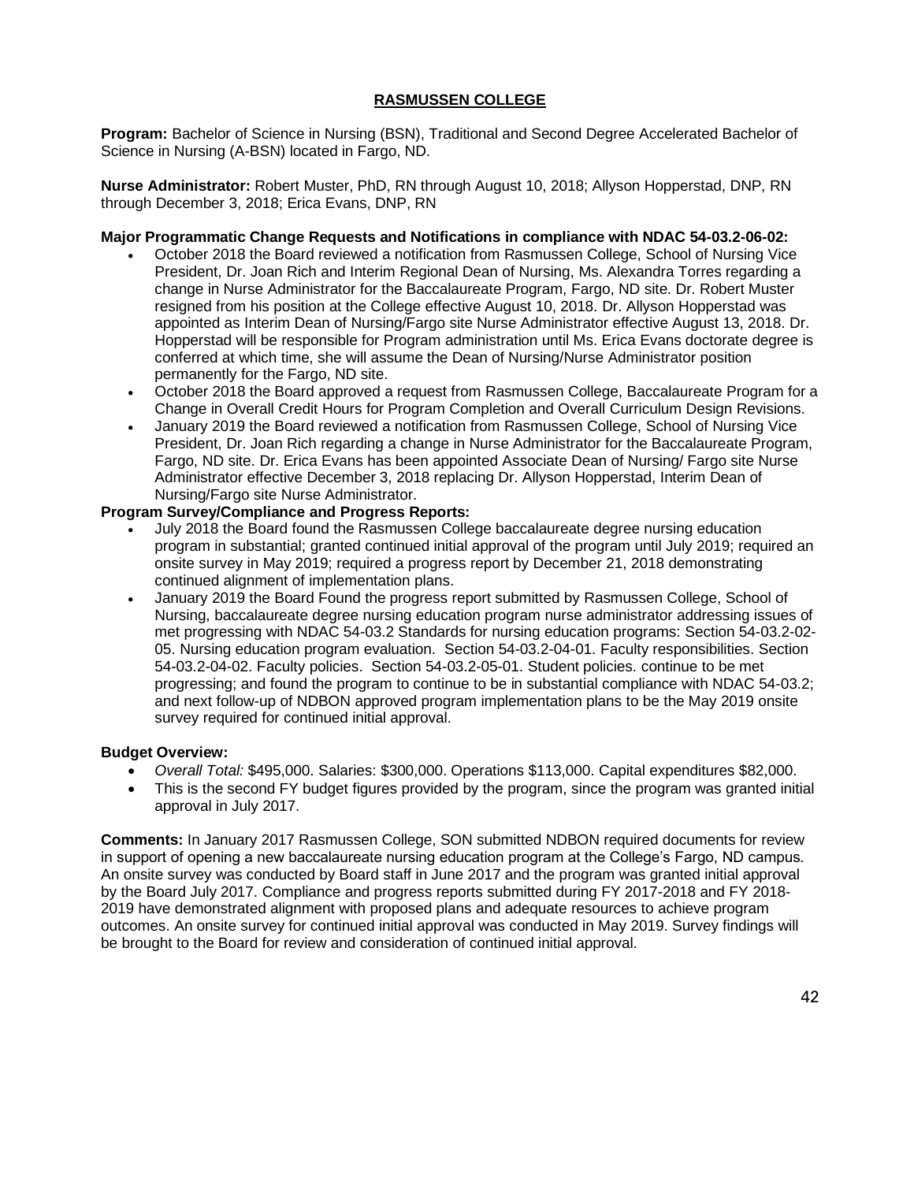## RASMUSSEN COLLEGE

**Program:** Bachelor of Science in Nursing (BSN), Traditional and Second Degree Accelerated Bachelor of Science in Nursing (A-BSN) located in Fargo, ND.

**Nurse Administrator:** Robert Muster, PhD, RN through August 10, 2018; Allyson Hopperstad, DNP, RN through December 3, 2018; Erica Evans, DNP, RN

**Major Programmatic Change Requests and Notifications in compliance with NDAC 54-03.2-06-02:**

- October 2018 the Board reviewed a notification from Rasmussen College, School of Nursing Vice President, Dr. Joan Rich and Interim Regional Dean of Nursing, Ms. Alexandra Torres regarding a change in Nurse Administrator for the Baccalaureate Program, Fargo, ND site. Dr. Robert Muster resigned from his position at the College effective August 10, 2018. Dr. Allyson Hopperstad was appointed as Interim Dean of Nursing/Fargo site Nurse Administrator effective August 13, 2018. Dr. Hopperstad will be responsible for Program administration until Ms. Erica Evans doctorate degree is conferred at which time, she will assume the Dean of Nursing/Nurse Administrator position permanently for the Fargo, ND site.
- October 2018 the Board approved a request from Rasmussen College, Baccalaureate Program for a Change in Overall Credit Hours for Program Completion and Overall Curriculum Design Revisions.
- January 2019 the Board reviewed a notification from Rasmussen College, School of Nursing Vice President, Dr. Joan Rich regarding a change in Nurse Administrator for the Baccalaureate Program, Fargo, ND site. Dr. Erica Evans has been appointed Associate Dean of Nursing/ Fargo site Nurse Administrator effective December 3, 2018 replacing Dr. Allyson Hopperstad, Interim Dean of Nursing/Fargo site Nurse Administrator.

**Program Survey/Compliance and Progress Reports:**

- July 2018 the Board found the Rasmussen College baccalaureate degree nursing education program in substantial; granted continued initial approval of the program until July 2019; required an onsite survey in May 2019; required a progress report by December 21, 2018 demonstrating continued alignment of implementation plans.
- January 2019 the Board Found the progress report submitted by Rasmussen College, School of Nursing, baccalaureate degree nursing education program nurse administrator addressing issues of met progressing with NDAC 54-03.2 Standards for nursing education programs: Section 54-03.2-02-05. Nursing education program evaluation. Section 54-03.2-04-01. Faculty responsibilities. Section 54-03.2-04-02. Faculty policies. Section 54-03.2-05-01. Student policies. continue to be met progressing; and found the program to continue to be in substantial compliance with NDAC 54-03.2; and next follow-up of NDBON approved program implementation plans to be the May 2019 onsite survey required for continued initial approval.

**Budget Overview:**

- *Overall Total:* $495,000. Salaries: $300,000. Operations $113,000. Capital expenditures $82,000.
- This is the second FY budget figures provided by the program, since the program was granted initial approval in July 2017.

**Comments:** In January 2017 Rasmussen College, SON submitted NDBON required documents for review in support of opening a new baccalaureate nursing education program at the College's Fargo, ND campus. An onsite survey was conducted by Board staff in June 2017 and the program was granted initial approval by the Board July 2017. Compliance and progress reports submitted during FY 2017-2018 and FY 2018-2019 have demonstrated alignment with proposed plans and adequate resources to achieve program outcomes. An onsite survey for continued initial approval was conducted in May 2019. Survey findings will be brought to the Board for review and consideration of continued initial approval.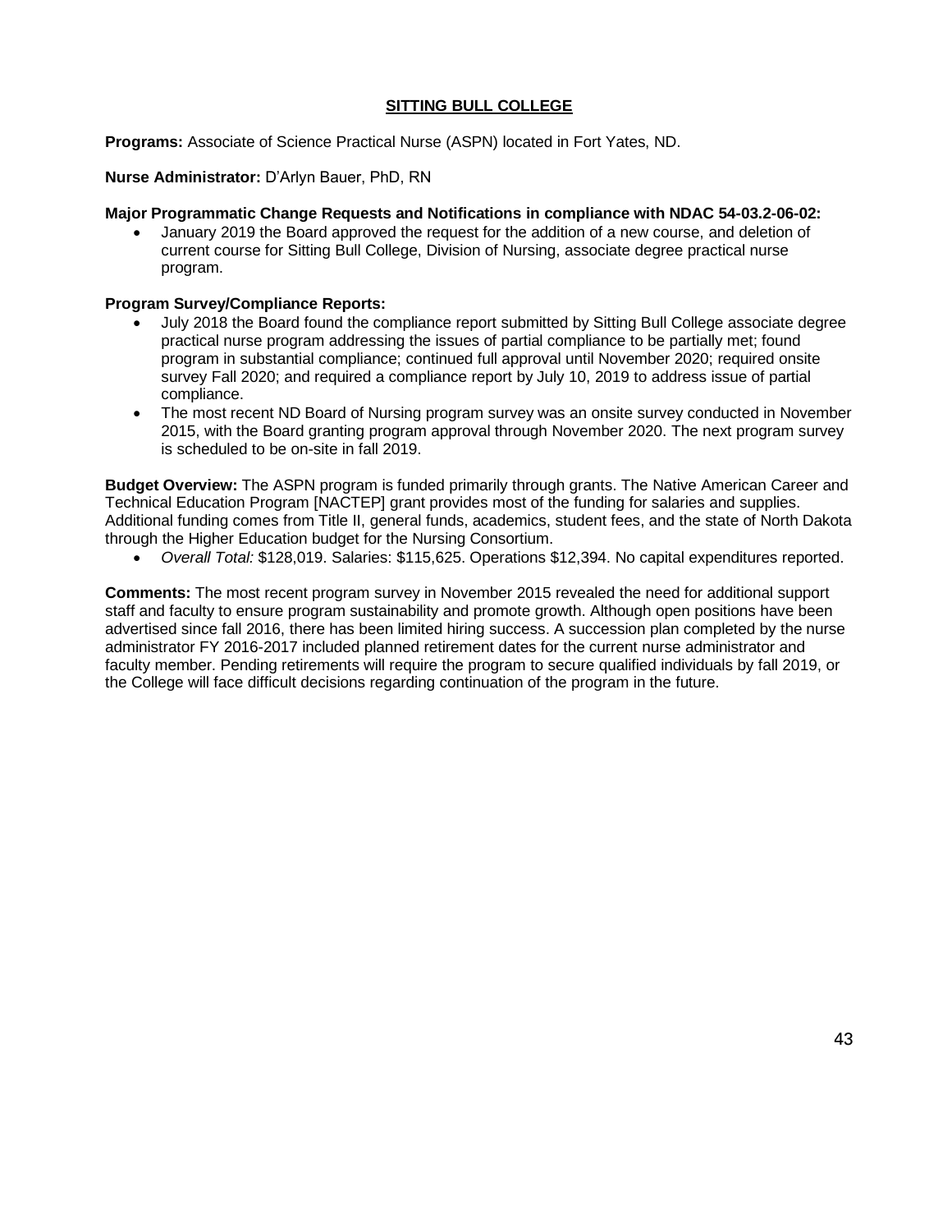## SITTING BULL COLLEGE

**Programs:** Associate of Science Practical Nurse (ASPN) located in Fort Yates, ND.

**Nurse Administrator:** D'Arlyn Bauer, PhD, RN

**Major Programmatic Change Requests and Notifications in compliance with NDAC 54-03.2-06-02:**

- January 2019 the Board approved the request for the addition of a new course, and deletion of current course for Sitting Bull College, Division of Nursing, associate degree practical nurse program.

**Program Survey/Compliance Reports:**

- July 2018 the Board found the compliance report submitted by Sitting Bull College associate degree practical nurse program addressing the issues of partial compliance to be partially met; found program in substantial compliance; continued full approval until November 2020; required onsite survey Fall 2020; and required a compliance report by July 10, 2019 to address issue of partial compliance.
- The most recent ND Board of Nursing program survey was an onsite survey conducted in November 2015, with the Board granting program approval through November 2020. The next program survey is scheduled to be on-site in fall 2019.

**Budget Overview:** The ASPN program is funded primarily through grants. The Native American Career and Technical Education Program [NACTEP] grant provides most of the funding for salaries and supplies. Additional funding comes from Title II, general funds, academics, student fees, and the state of North Dakota through the Higher Education budget for the Nursing Consortium.

- *Overall Total:* $128,019. Salaries: $115,625. Operations $12,394. No capital expenditures reported.

**Comments:** The most recent program survey in November 2015 revealed the need for additional support staff and faculty to ensure program sustainability and promote growth. Although open positions have been advertised since fall 2016, there has been limited hiring success. A succession plan completed by the nurse administrator FY 2016-2017 included planned retirement dates for the current nurse administrator and faculty member. Pending retirements will require the program to secure qualified individuals by fall 2019, or the College will face difficult decisions regarding continuation of the program in the future.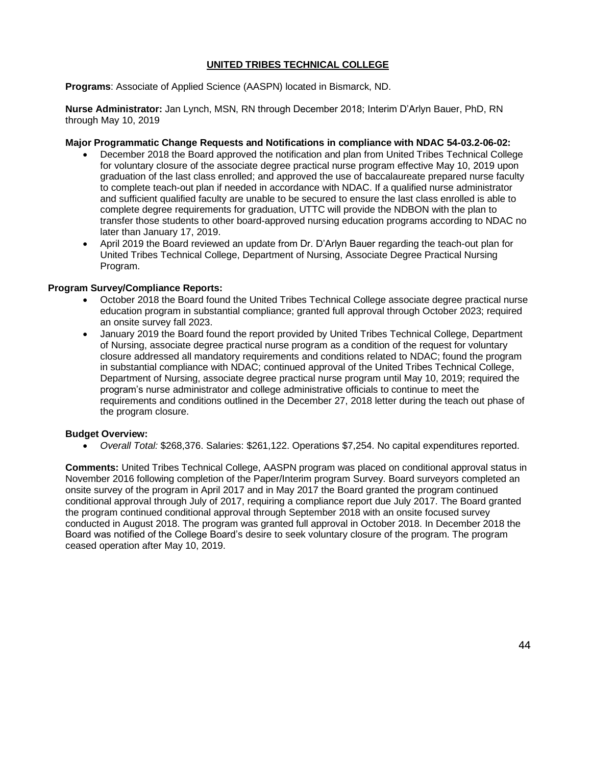## UNITED TRIBES TECHNICAL COLLEGE

**Programs**: Associate of Applied Science (AASPN) located in Bismarck, ND.

**Nurse Administrator:** Jan Lynch, MSN, RN through December 2018; Interim D'Arlyn Bauer, PhD, RN through May 10, 2019

**Major Programmatic Change Requests and Notifications in compliance with NDAC 54-03.2-06-02:**

- December 2018 the Board approved the notification and plan from United Tribes Technical College for voluntary closure of the associate degree practical nurse program effective May 10, 2019 upon graduation of the last class enrolled; and approved the use of baccalaureate prepared nurse faculty to complete teach-out plan if needed in accordance with NDAC. If a qualified nurse administrator and sufficient qualified faculty are unable to be secured to ensure the last class enrolled is able to complete degree requirements for graduation, UTTC will provide the NDBON with the plan to transfer those students to other board-approved nursing education programs according to NDAC no later than January 17, 2019.
- April 2019 the Board reviewed an update from Dr. D'Arlyn Bauer regarding the teach-out plan for United Tribes Technical College, Department of Nursing, Associate Degree Practical Nursing Program.

**Program Survey/Compliance Reports:**

- October 2018 the Board found the United Tribes Technical College associate degree practical nurse education program in substantial compliance; granted full approval through October 2023; required an onsite survey fall 2023.
- January 2019 the Board found the report provided by United Tribes Technical College, Department of Nursing, associate degree practical nurse program as a condition of the request for voluntary closure addressed all mandatory requirements and conditions related to NDAC; found the program in substantial compliance with NDAC; continued approval of the United Tribes Technical College, Department of Nursing, associate degree practical nurse program until May 10, 2019; required the program's nurse administrator and college administrative officials to continue to meet the requirements and conditions outlined in the December 27, 2018 letter during the teach out phase of the program closure.

**Budget Overview:**

- *Overall Total:* $268,376. Salaries: $261,122. Operations $7,254. No capital expenditures reported.

**Comments:** United Tribes Technical College, AASPN program was placed on conditional approval status in November 2016 following completion of the Paper/Interim program Survey. Board surveyors completed an onsite survey of the program in April 2017 and in May 2017 the Board granted the program continued conditional approval through July of 2017, requiring a compliance report due July 2017. The Board granted the program continued conditional approval through September 2018 with an onsite focused survey conducted in August 2018. The program was granted full approval in October 2018. In December 2018 the Board was notified of the College Board's desire to seek voluntary closure of the program. The program ceased operation after May 10, 2019.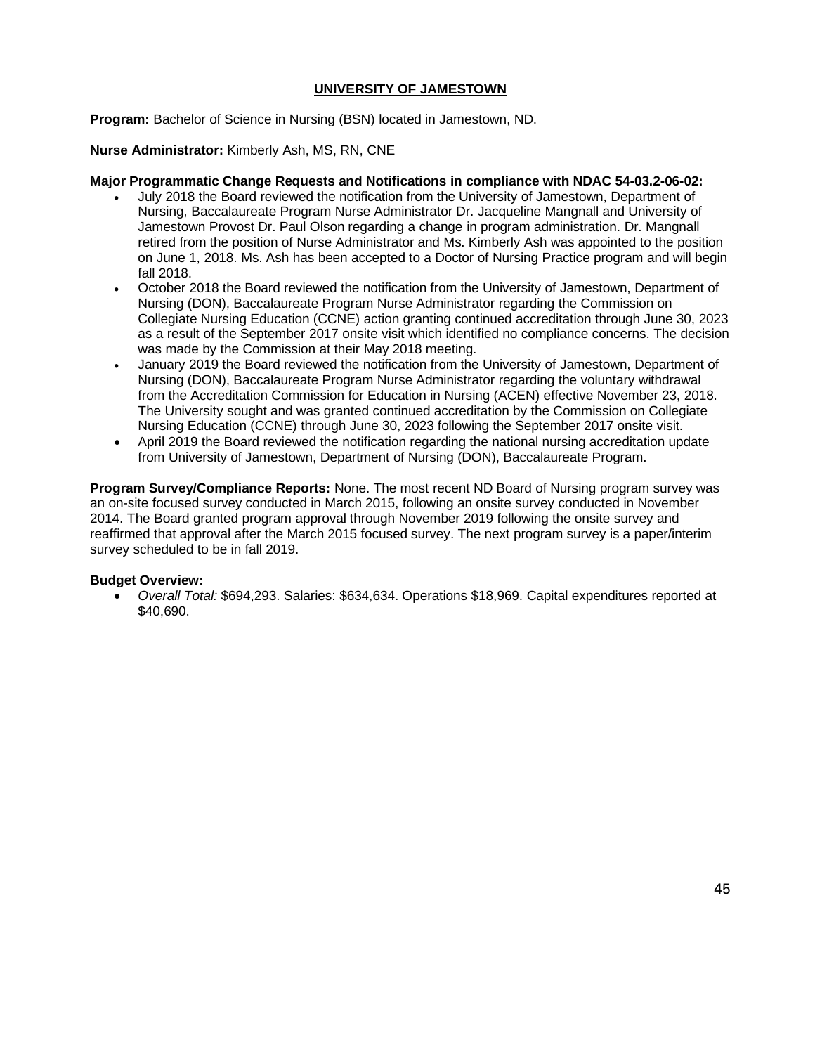## UNIVERSITY OF JAMESTOWN

**Program:** Bachelor of Science in Nursing (BSN) located in Jamestown, ND.

**Nurse Administrator:** Kimberly Ash, MS, RN, CNE

**Major Programmatic Change Requests and Notifications in compliance with NDAC 54-03.2-06-02:**

- July 2018 the Board reviewed the notification from the University of Jamestown, Department of Nursing, Baccalaureate Program Nurse Administrator Dr. Jacqueline Mangnall and University of Jamestown Provost Dr. Paul Olson regarding a change in program administration. Dr. Mangnall retired from the position of Nurse Administrator and Ms. Kimberly Ash was appointed to the position on June 1, 2018. Ms. Ash has been accepted to a Doctor of Nursing Practice program and will begin fall 2018.
- October 2018 the Board reviewed the notification from the University of Jamestown, Department of Nursing (DON), Baccalaureate Program Nurse Administrator regarding the Commission on Collegiate Nursing Education (CCNE) action granting continued accreditation through June 30, 2023 as a result of the September 2017 onsite visit which identified no compliance concerns. The decision was made by the Commission at their May 2018 meeting.
- January 2019 the Board reviewed the notification from the University of Jamestown, Department of Nursing (DON), Baccalaureate Program Nurse Administrator regarding the voluntary withdrawal from the Accreditation Commission for Education in Nursing (ACEN) effective November 23, 2018. The University sought and was granted continued accreditation by the Commission on Collegiate Nursing Education (CCNE) through June 30, 2023 following the September 2017 onsite visit.
- April 2019 the Board reviewed the notification regarding the national nursing accreditation update from University of Jamestown, Department of Nursing (DON), Baccalaureate Program.

**Program Survey/Compliance Reports:** None. The most recent ND Board of Nursing program survey was an on-site focused survey conducted in March 2015, following an onsite survey conducted in November 2014. The Board granted program approval through November 2019 following the onsite survey and reaffirmed that approval after the March 2015 focused survey. The next program survey is a paper/interim survey scheduled to be in fall 2019.

**Budget Overview:**

- *Overall Total:* $694,293. Salaries: $634,634. Operations $18,969. Capital expenditures reported at $40,690.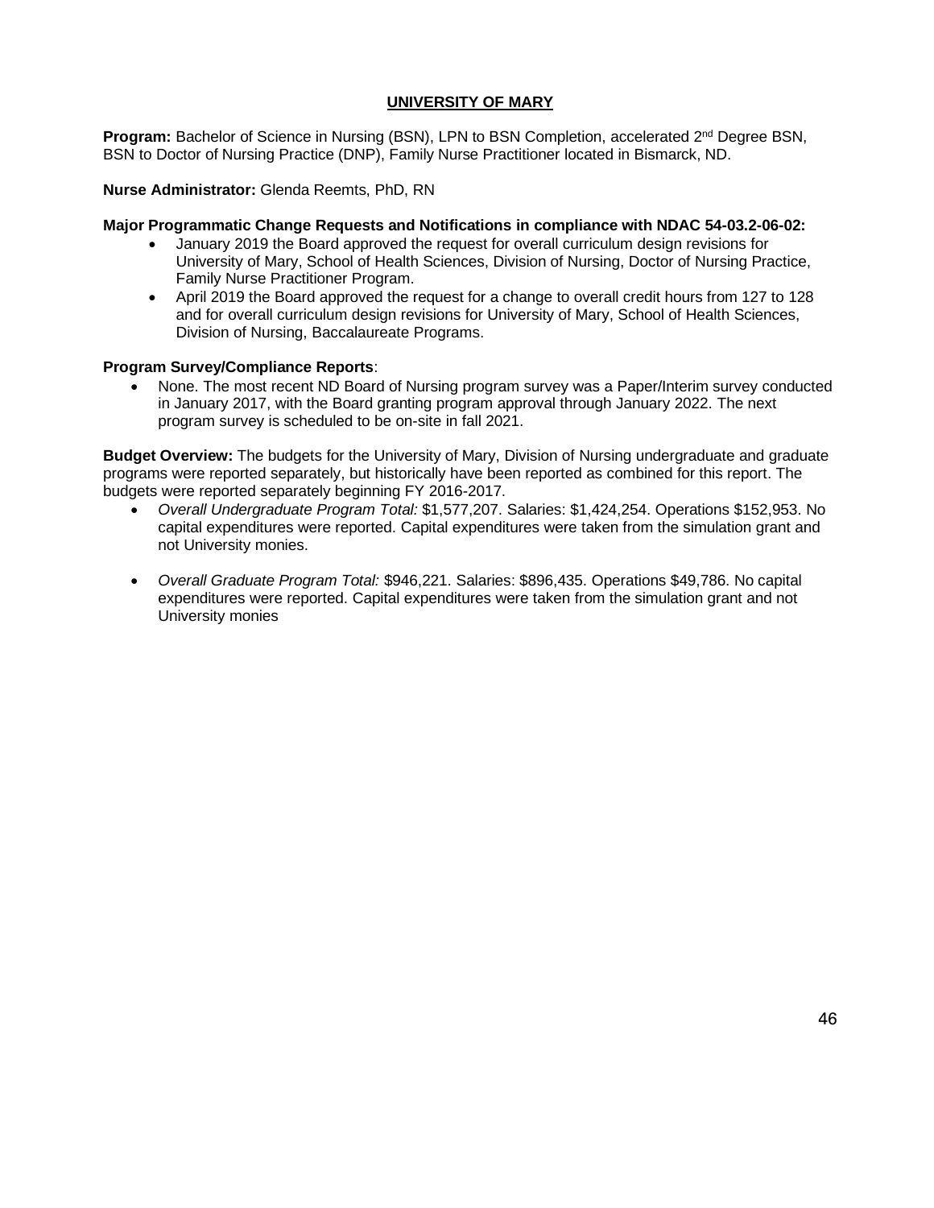## UNIVERSITY OF MARY

**Program:** Bachelor of Science in Nursing (BSN), LPN to BSN Completion, accelerated 2nd Degree BSN, BSN to Doctor of Nursing Practice (DNP), Family Nurse Practitioner located in Bismarck, ND.

**Nurse Administrator:** Glenda Reemts, PhD, RN

**Major Programmatic Change Requests and Notifications in compliance with NDAC 54-03.2-06-02:**

- January 2019 the Board approved the request for overall curriculum design revisions for University of Mary, School of Health Sciences, Division of Nursing, Doctor of Nursing Practice, Family Nurse Practitioner Program.
- April 2019 the Board approved the request for a change to overall credit hours from 127 to 128 and for overall curriculum design revisions for University of Mary, School of Health Sciences, Division of Nursing, Baccalaureate Programs.

**Program Survey/Compliance Reports**:

- None. The most recent ND Board of Nursing program survey was a Paper/Interim survey conducted in January 2017, with the Board granting program approval through January 2022. The next program survey is scheduled to be on-site in fall 2021.

**Budget Overview:** The budgets for the University of Mary, Division of Nursing undergraduate and graduate programs were reported separately, but historically have been reported as combined for this report. The budgets were reported separately beginning FY 2016-2017.

- *Overall Undergraduate Program Total:* $1,577,207. Salaries: $1,424,254. Operations $152,953. No capital expenditures were reported. Capital expenditures were taken from the simulation grant and not University monies.

- *Overall Graduate Program Total:* $946,221. Salaries: $896,435. Operations $49,786. No capital expenditures were reported. Capital expenditures were taken from the simulation grant and not University monies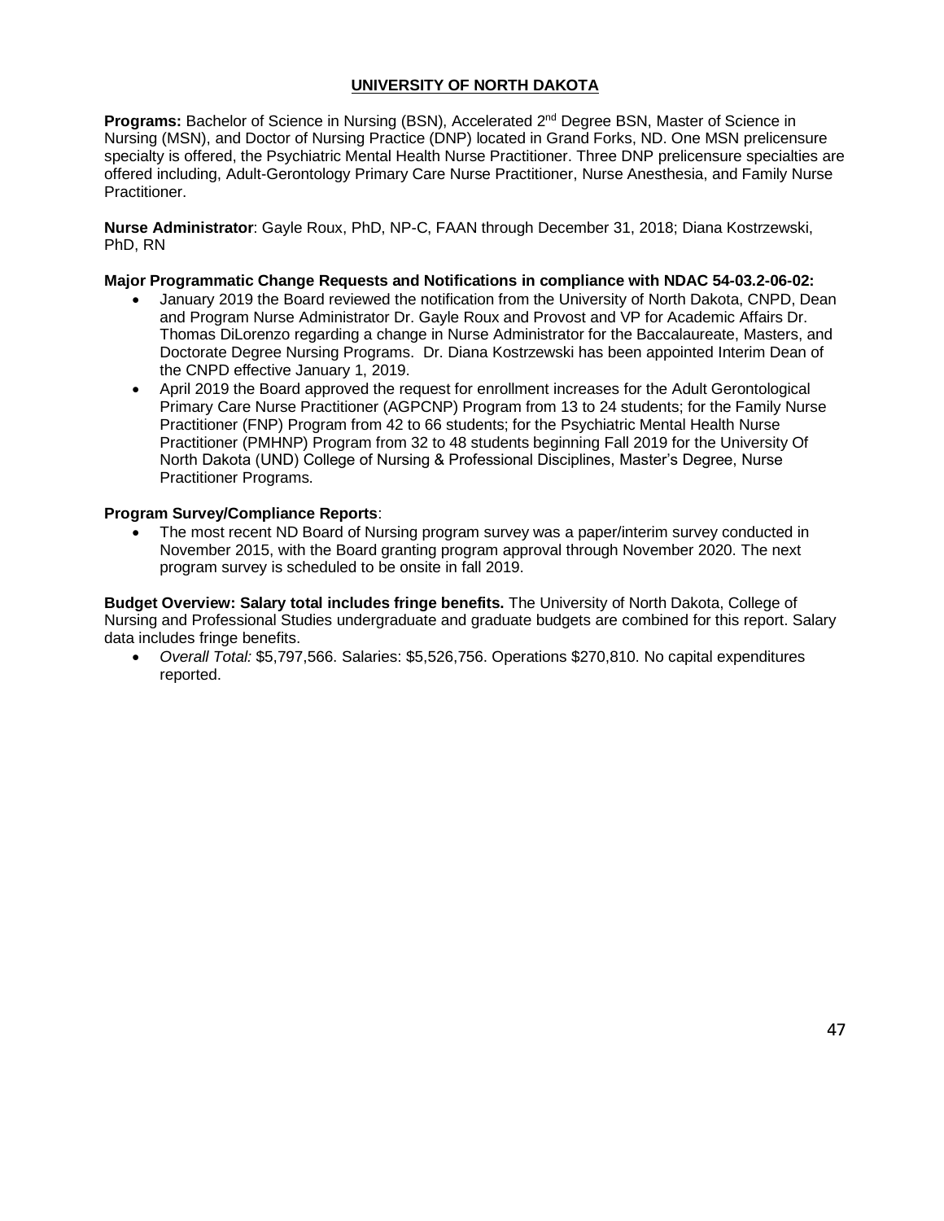## UNIVERSITY OF NORTH DAKOTA

**Programs:** Bachelor of Science in Nursing (BSN), Accelerated 2nd Degree BSN, Master of Science in Nursing (MSN), and Doctor of Nursing Practice (DNP) located in Grand Forks, ND. One MSN prelicensure specialty is offered, the Psychiatric Mental Health Nurse Practitioner. Three DNP prelicensure specialties are offered including, Adult-Gerontology Primary Care Nurse Practitioner, Nurse Anesthesia, and Family Nurse Practitioner.

**Nurse Administrator**: Gayle Roux, PhD, NP-C, FAAN through December 31, 2018; Diana Kostrzewski, PhD, RN

**Major Programmatic Change Requests and Notifications in compliance with NDAC 54-03.2-06-02:**

- January 2019 the Board reviewed the notification from the University of North Dakota, CNPD, Dean and Program Nurse Administrator Dr. Gayle Roux and Provost and VP for Academic Affairs Dr. Thomas DiLorenzo regarding a change in Nurse Administrator for the Baccalaureate, Masters, and Doctorate Degree Nursing Programs. Dr. Diana Kostrzewski has been appointed Interim Dean of the CNPD effective January 1, 2019.
- April 2019 the Board approved the request for enrollment increases for the Adult Gerontological Primary Care Nurse Practitioner (AGPCNP) Program from 13 to 24 students; for the Family Nurse Practitioner (FNP) Program from 42 to 66 students; for the Psychiatric Mental Health Nurse Practitioner (PMHNP) Program from 32 to 48 students beginning Fall 2019 for the University Of North Dakota (UND) College of Nursing & Professional Disciplines, Master's Degree, Nurse Practitioner Programs.

**Program Survey/Compliance Reports**:

- The most recent ND Board of Nursing program survey was a paper/interim survey conducted in November 2015, with the Board granting program approval through November 2020. The next program survey is scheduled to be onsite in fall 2019.

**Budget Overview: Salary total includes fringe benefits.** The University of North Dakota, College of Nursing and Professional Studies undergraduate and graduate budgets are combined for this report. Salary data includes fringe benefits.

- *Overall Total:* $5,797,566. Salaries: $5,526,756. Operations $270,810. No capital expenditures reported.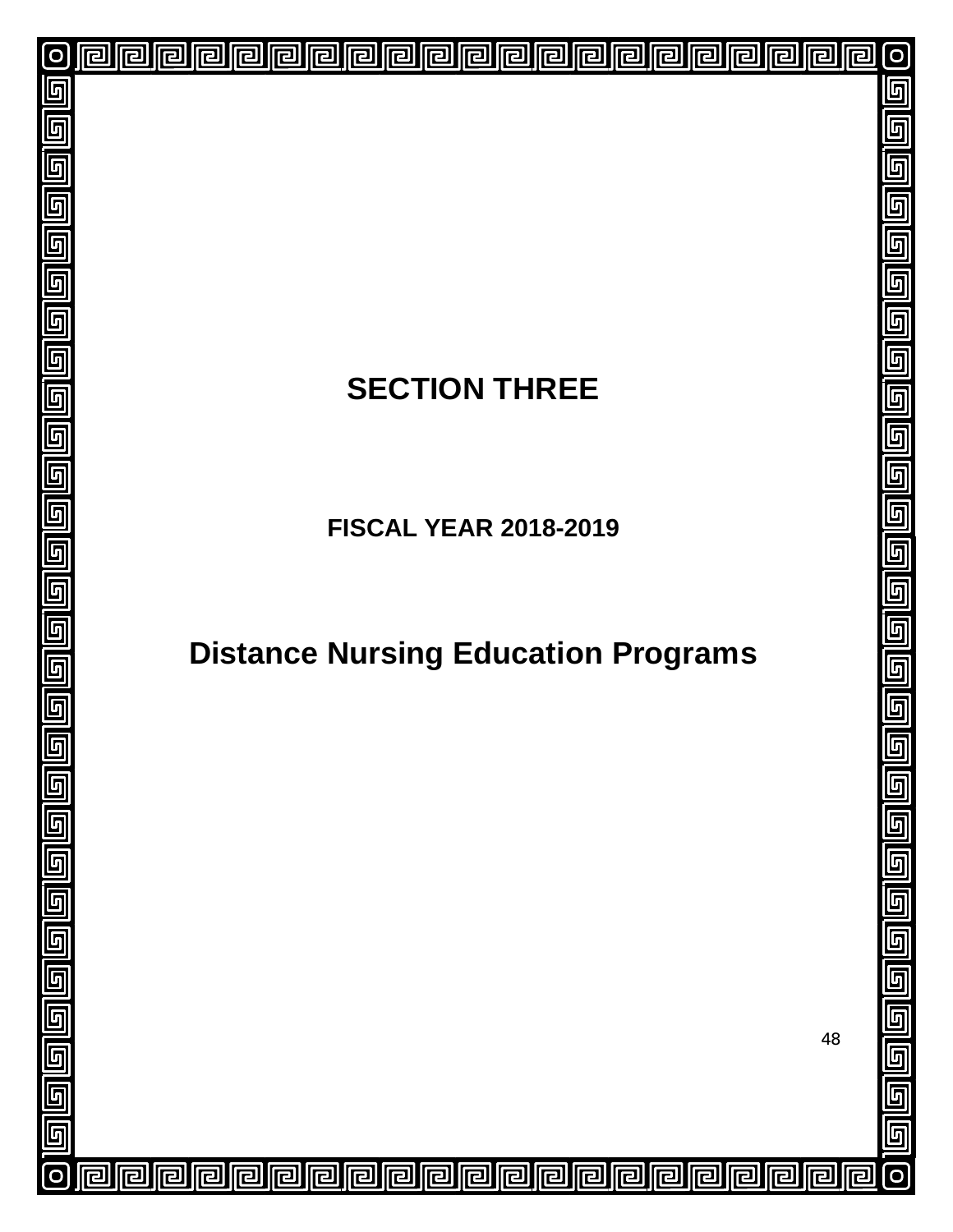# SECTION THREE

## FISCAL YEAR 2018-2019

# Distance Nursing Education Programs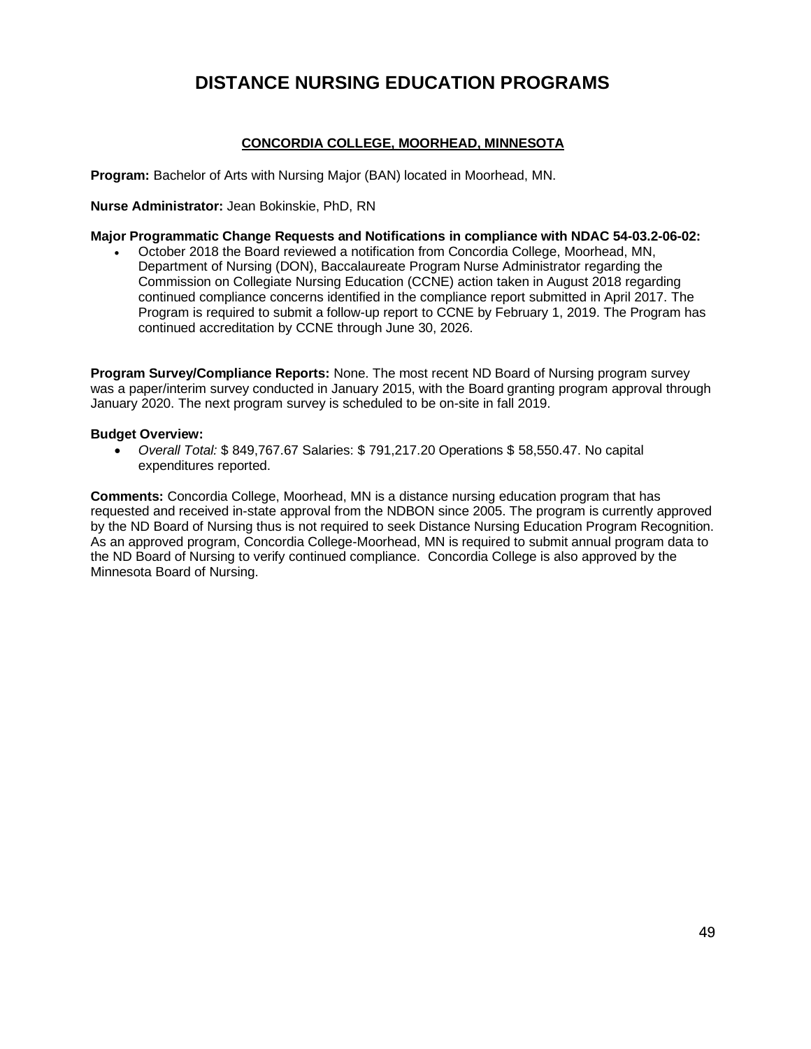# DISTANCE NURSING EDUCATION PROGRAMS

## CONCORDIA COLLEGE, MOORHEAD, MINNESOTA

**Program:** Bachelor of Arts with Nursing Major (BAN) located in Moorhead, MN.

**Nurse Administrator:** Jean Bokinskie, PhD, RN

**Major Programmatic Change Requests and Notifications in compliance with NDAC 54-03.2-06-02:**

- October 2018 the Board reviewed a notification from Concordia College, Moorhead, MN, Department of Nursing (DON), Baccalaureate Program Nurse Administrator regarding the Commission on Collegiate Nursing Education (CCNE) action taken in August 2018 regarding continued compliance concerns identified in the compliance report submitted in April 2017. The Program is required to submit a follow-up report to CCNE by February 1, 2019. The Program has continued accreditation by CCNE through June 30, 2026.

**Program Survey/Compliance Reports:** None. The most recent ND Board of Nursing program survey was a paper/interim survey conducted in January 2015, with the Board granting program approval through January 2020. The next program survey is scheduled to be on-site in fall 2019.

**Budget Overview:**

- *Overall Total:* $ 849,767.67 Salaries: $ 791,217.20 Operations $ 58,550.47. No capital expenditures reported.

**Comments:** Concordia College, Moorhead, MN is a distance nursing education program that has requested and received in-state approval from the NDBON since 2005. The program is currently approved by the ND Board of Nursing thus is not required to seek Distance Nursing Education Program Recognition. As an approved program, Concordia College-Moorhead, MN is required to submit annual program data to the ND Board of Nursing to verify continued compliance. Concordia College is also approved by the Minnesota Board of Nursing.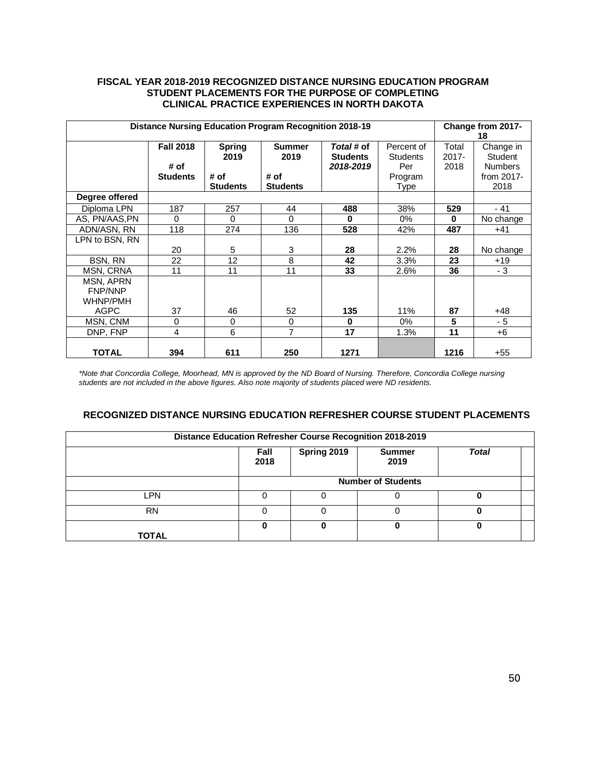### FISCAL YEAR 2018-2019 RECOGNIZED DISTANCE NURSING EDUCATION PROGRAM STUDENT PLACEMENTS FOR THE PURPOSE OF COMPLETING CLINICAL PRACTICE EXPERIENCES IN NORTH DAKOTA

| Distance Nursing Education Program Recognition 2018-19 | | | | | | Change from 2017-18 | |
|---|---|---|---|---|---|---|---|
| | **Fall 2018**<br><br>**# of Students** | **Spring 2019**<br><br>**# of Students** | **Summer 2019**<br><br>**# of Students** | ***Total* # of Students *2018-2019*** | Percent of Students Per Program Type | Total 2017-2018 | Change in Student Numbers from 2017-2018 |
| **Degree offered** | | | | | | | |
| Diploma LPN | 187 | 257 | 44 | **488** | 38% | **529** | - 41 |
| AS, PN/AAS,PN | 0 | 0 | 0 | **0** | 0% | **0** | No change |
| ADN/ASN, RN | 118 | 274 | 136 | **528** | 42% | **487** | +41 |
| LPN to BSN, RN | 20 | 5 | 3 | **28** | 2.2% | **28** | No change |
| BSN, RN | 22 | 12 | 8 | **42** | 3.3% | **23** | +19 |
| MSN, CRNA | 11 | 11 | 11 | **33** | 2.6% | **36** | - 3 |
| MSN, APRN FNP/NNP WHNP/PMH AGPC | 37 | 46 | 52 | **135** | 11% | **87** | +48 |
| MSN, CNM | 0 | 0 | 0 | **0** | 0% | **5** | - 5 |
| DNP, FNP | 4 | 6 | 7 | **17** | 1.3% | **11** | +6 |
| **TOTAL** | **394** | **611** | **250** | **1271** | | **1216** | +55 |

*\*Note that Concordia College, Moorhead, MN is approved by the ND Board of Nursing. Therefore, Concordia College nursing students are not included in the above figures. Also note majority of students placed were ND residents.*

### RECOGNIZED DISTANCE NURSING EDUCATION REFRESHER COURSE STUDENT PLACEMENTS

| Distance Education Refresher Course Recognition 2018-2019 | | | | | |
|---|---|---|---|---|---|
| | **Fall 2018** | **Spring 2019** | **Summer 2019** | ***Total*** | |
| | **Number of Students** | | | | |
| LPN | 0 | 0 | 0 | **0** | |
| RN | 0 | 0 | 0 | **0** | |
| **TOTAL** | **0** | **0** | **0** | **0** | |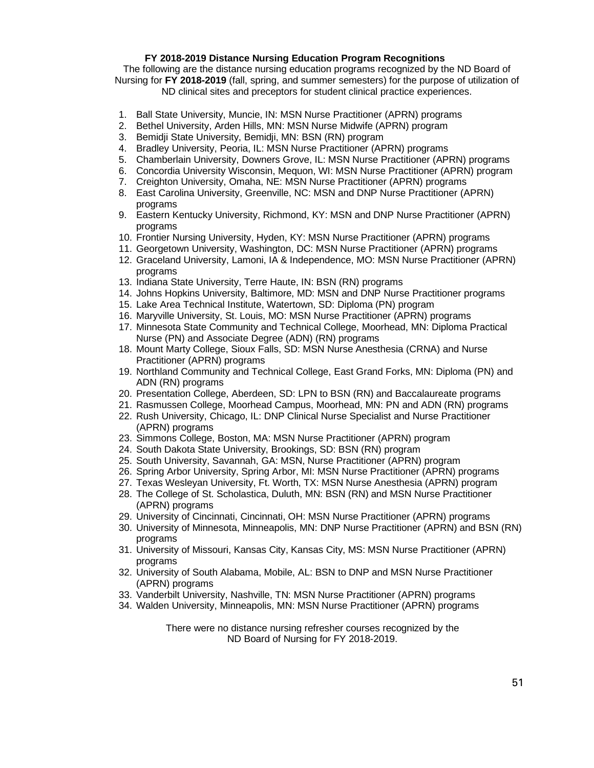**FY 2018-2019 Distance Nursing Education Program Recognitions**

The following are the distance nursing education programs recognized by the ND Board of Nursing for **FY 2018-2019** (fall, spring, and summer semesters) for the purpose of utilization of ND clinical sites and preceptors for student clinical practice experiences.

1. Ball State University, Muncie, IN: MSN Nurse Practitioner (APRN) programs
2. Bethel University, Arden Hills, MN: MSN Nurse Midwife (APRN) program
3. Bemidji State University, Bemidji, MN: BSN (RN) program
4. Bradley University, Peoria, IL: MSN Nurse Practitioner (APRN) programs
5. Chamberlain University, Downers Grove, IL: MSN Nurse Practitioner (APRN) programs
6. Concordia University Wisconsin, Mequon, WI: MSN Nurse Practitioner (APRN) program
7. Creighton University, Omaha, NE: MSN Nurse Practitioner (APRN) programs
8. East Carolina University, Greenville, NC: MSN and DNP Nurse Practitioner (APRN) programs
9. Eastern Kentucky University, Richmond, KY: MSN and DNP Nurse Practitioner (APRN) programs
10. Frontier Nursing University, Hyden, KY: MSN Nurse Practitioner (APRN) programs
11. Georgetown University, Washington, DC: MSN Nurse Practitioner (APRN) programs
12. Graceland University, Lamoni, IA & Independence, MO: MSN Nurse Practitioner (APRN) programs
13. Indiana State University, Terre Haute, IN: BSN (RN) programs
14. Johns Hopkins University, Baltimore, MD: MSN and DNP Nurse Practitioner programs
15. Lake Area Technical Institute, Watertown, SD: Diploma (PN) program
16. Maryville University, St. Louis, MO: MSN Nurse Practitioner (APRN) programs
17. Minnesota State Community and Technical College, Moorhead, MN: Diploma Practical Nurse (PN) and Associate Degree (ADN) (RN) programs
18. Mount Marty College, Sioux Falls, SD: MSN Nurse Anesthesia (CRNA) and Nurse Practitioner (APRN) programs
19. Northland Community and Technical College, East Grand Forks, MN: Diploma (PN) and ADN (RN) programs
20. Presentation College, Aberdeen, SD: LPN to BSN (RN) and Baccalaureate programs
21. Rasmussen College, Moorhead Campus, Moorhead, MN: PN and ADN (RN) programs
22. Rush University, Chicago, IL: DNP Clinical Nurse Specialist and Nurse Practitioner (APRN) programs
23. Simmons College, Boston, MA: MSN Nurse Practitioner (APRN) program
24. South Dakota State University, Brookings, SD: BSN (RN) program
25. South University, Savannah, GA: MSN, Nurse Practitioner (APRN) program
26. Spring Arbor University, Spring Arbor, MI: MSN Nurse Practitioner (APRN) programs
27. Texas Wesleyan University, Ft. Worth, TX: MSN Nurse Anesthesia (APRN) program
28. The College of St. Scholastica, Duluth, MN: BSN (RN) and MSN Nurse Practitioner (APRN) programs
29. University of Cincinnati, Cincinnati, OH: MSN Nurse Practitioner (APRN) programs
30. University of Minnesota, Minneapolis, MN: DNP Nurse Practitioner (APRN) and BSN (RN) programs
31. University of Missouri, Kansas City, Kansas City, MS: MSN Nurse Practitioner (APRN) programs
32. University of South Alabama, Mobile, AL: BSN to DNP and MSN Nurse Practitioner (APRN) programs
33. Vanderbilt University, Nashville, TN: MSN Nurse Practitioner (APRN) programs
34. Walden University, Minneapolis, MN: MSN Nurse Practitioner (APRN) programs

There were no distance nursing refresher courses recognized by the ND Board of Nursing for FY 2018-2019.